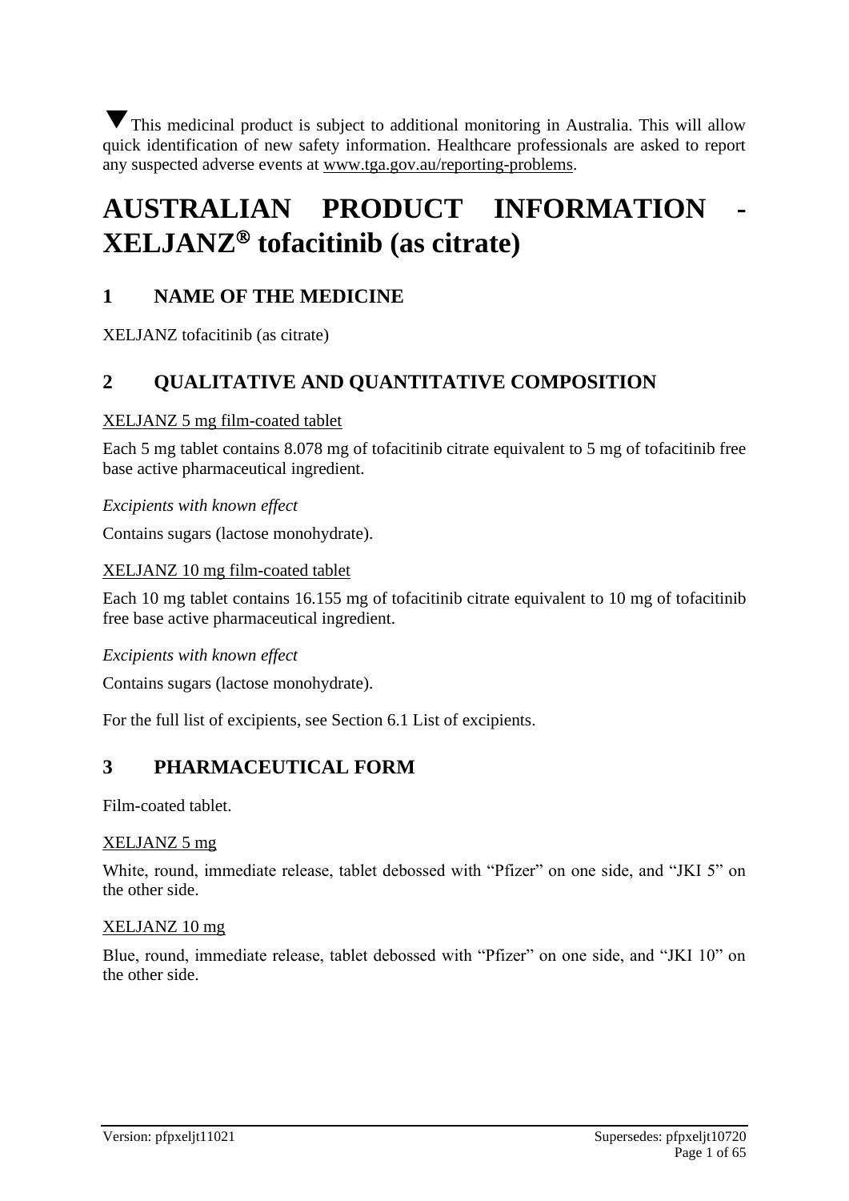▼This medicinal product is subject to additional monitoring in Australia. This will allow quick identification of new safety information. Healthcare professionals are asked to report any suspected adverse events at www.tga.gov.au/reporting-problems.

# AUSTRALIAN PRODUCT INFORMATION - XELJANZ® tofacitinib (as citrate)

## 1 NAME OF THE MEDICINE

XELJANZ tofacitinib (as citrate)

## 2 QUALITATIVE AND QUANTITATIVE COMPOSITION

XELJANZ 5 mg film-coated tablet

Each 5 mg tablet contains 8.078 mg of tofacitinib citrate equivalent to 5 mg of tofacitinib free base active pharmaceutical ingredient.

*Excipients with known effect*

Contains sugars (lactose monohydrate).

XELJANZ 10 mg film-coated tablet

Each 10 mg tablet contains 16.155 mg of tofacitinib citrate equivalent to 10 mg of tofacitinib free base active pharmaceutical ingredient.

*Excipients with known effect*

Contains sugars (lactose monohydrate).

For the full list of excipients, see Section 6.1 List of excipients.

## 3 PHARMACEUTICAL FORM

Film-coated tablet.

XELJANZ 5 mg

White, round, immediate release, tablet debossed with "Pfizer" on one side, and "JKI 5" on the other side.

XELJANZ 10 mg

Blue, round, immediate release, tablet debossed with "Pfizer" on one side, and "JKI 10" on the other side.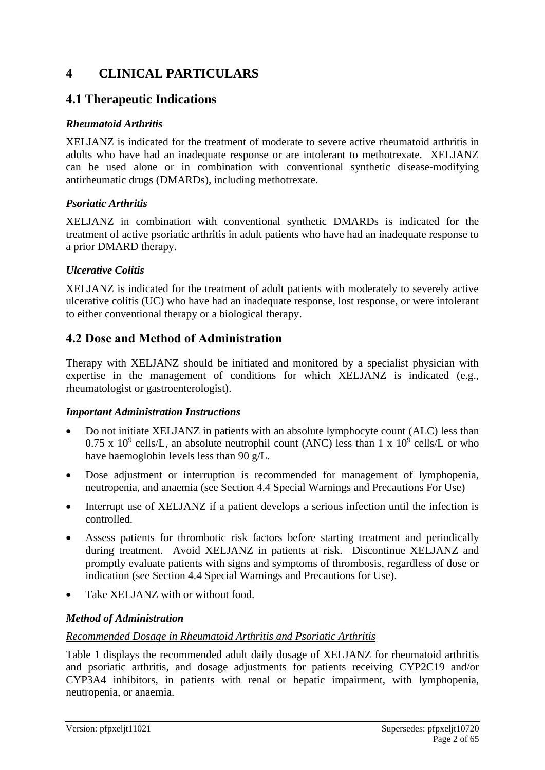# 4 CLINICAL PARTICULARS

## 4.1 Therapeutic Indications

### *Rheumatoid Arthritis*

XELJANZ is indicated for the treatment of moderate to severe active rheumatoid arthritis in adults who have had an inadequate response or are intolerant to methotrexate. XELJANZ can be used alone or in combination with conventional synthetic disease-modifying antirheumatic drugs (DMARDs), including methotrexate.

### *Psoriatic Arthritis*

XELJANZ in combination with conventional synthetic DMARDs is indicated for the treatment of active psoriatic arthritis in adult patients who have had an inadequate response to a prior DMARD therapy.

### *Ulcerative Colitis*

XELJANZ is indicated for the treatment of adult patients with moderately to severely active ulcerative colitis (UC) who have had an inadequate response, lost response, or were intolerant to either conventional therapy or a biological therapy.

## 4.2 Dose and Method of Administration

Therapy with XELJANZ should be initiated and monitored by a specialist physician with expertise in the management of conditions for which XELJANZ is indicated (e.g., rheumatologist or gastroenterologist).

### *Important Administration Instructions*

- Do not initiate XELJANZ in patients with an absolute lymphocyte count (ALC) less than $0.75 \times 10^9$ cells/L, an absolute neutrophil count (ANC) less than $1 \times 10^9$ cells/L or who have haemoglobin levels less than 90 g/L.
- Dose adjustment or interruption is recommended for management of lymphopenia, neutropenia, and anaemia (see Section 4.4 Special Warnings and Precautions For Use)
- Interrupt use of XELJANZ if a patient develops a serious infection until the infection is controlled.
- Assess patients for thrombotic risk factors before starting treatment and periodically during treatment. Avoid XELJANZ in patients at risk. Discontinue XELJANZ and promptly evaluate patients with signs and symptoms of thrombosis, regardless of dose or indication (see Section 4.4 Special Warnings and Precautions for Use).
- Take XELJANZ with or without food.

### *Method of Administration*

<u>*Recommended Dosage in Rheumatoid Arthritis and Psoriatic Arthritis*</u>

Table 1 displays the recommended adult daily dosage of XELJANZ for rheumatoid arthritis and psoriatic arthritis, and dosage adjustments for patients receiving CYP2C19 and/or CYP3A4 inhibitors, in patients with renal or hepatic impairment, with lymphopenia, neutropenia, or anaemia.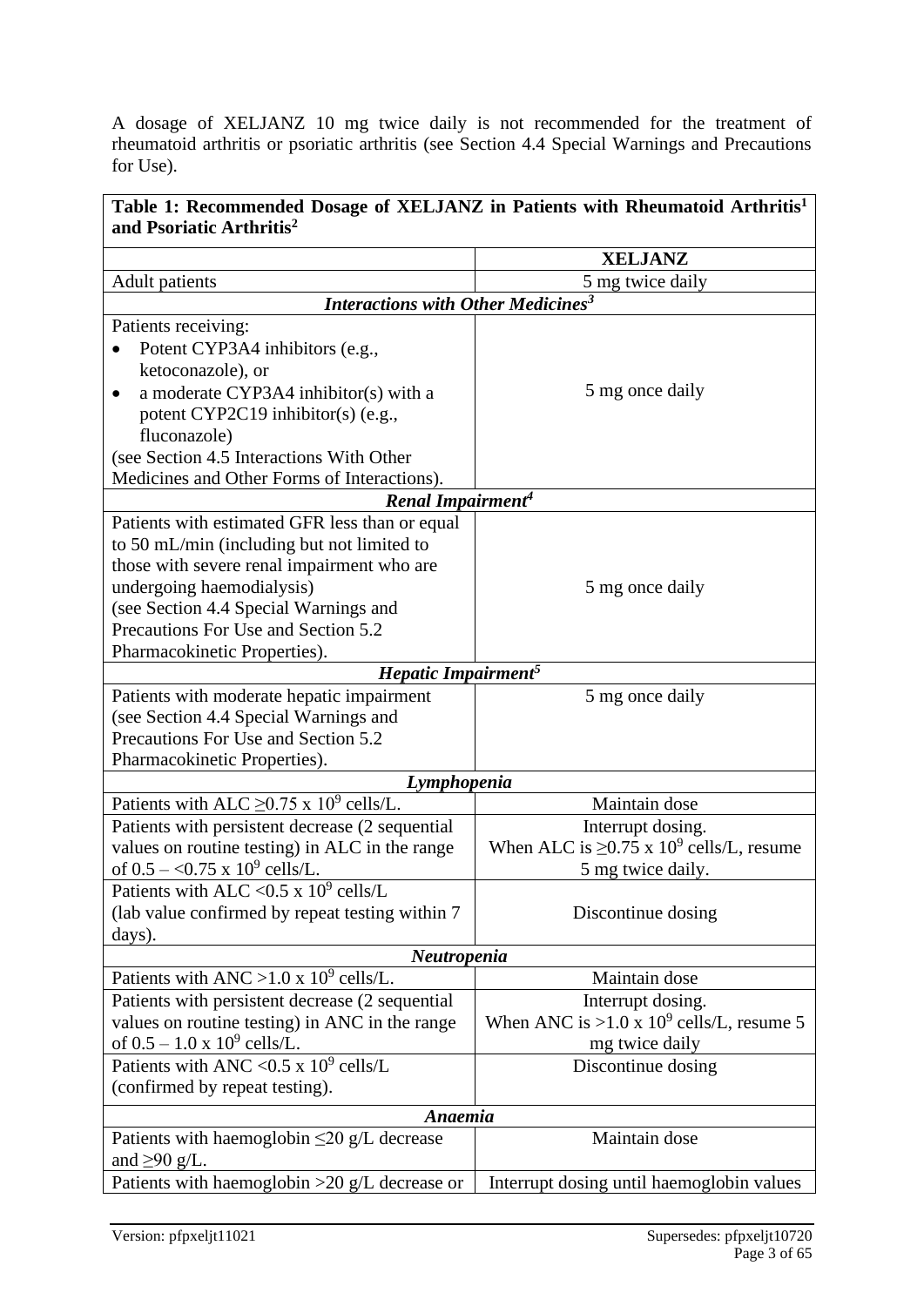A dosage of XELJANZ 10 mg twice daily is not recommended for the treatment of rheumatoid arthritis or psoriatic arthritis (see Section 4.4 Special Warnings and Precautions for Use).

| **Table 1: Recommended Dosage of XELJANZ in Patients with Rheumatoid Arthritis[1] and Psoriatic Arthritis[2]** | |
|---|---|
| | **XELJANZ** |
| Adult patients | 5 mg twice daily |
| ***Interactions with Other Medicines[3]*** | |
| Patients receiving:<br>• Potent CYP3A4 inhibitors (e.g., ketoconazole), or<br>• a moderate CYP3A4 inhibitor(s) with a potent CYP2C19 inhibitor(s) (e.g., fluconazole)<br>(see Section 4.5 Interactions With Other Medicines and Other Forms of Interactions). | 5 mg once daily |
| ***Renal Impairment[4]*** | |
| Patients with estimated GFR less than or equal to 50 mL/min (including but not limited to those with severe renal impairment who are undergoing haemodialysis)<br>(see Section 4.4 Special Warnings and Precautions For Use and Section 5.2 Pharmacokinetic Properties). | 5 mg once daily |
| ***Hepatic Impairment[5]*** | |
| Patients with moderate hepatic impairment (see Section 4.4 Special Warnings and Precautions For Use and Section 5.2 Pharmacokinetic Properties). | 5 mg once daily |
| ***Lymphopenia*** | |
| Patients with ALC $\geq 0.75 \times 10^9$ cells/L. | Maintain dose |
| Patients with persistent decrease (2 sequential values on routine testing) in ALC in the range of $0.5 - <0.75 \times 10^9$ cells/L. | Interrupt dosing.<br>When ALC is $\geq 0.75 \times 10^9$ cells/L, resume 5 mg twice daily. |
| Patients with ALC $<0.5 \times 10^9$ cells/L (lab value confirmed by repeat testing within 7 days). | Discontinue dosing |
| ***Neutropenia*** | |
| Patients with ANC $>1.0 \times 10^9$ cells/L. | Maintain dose |
| Patients with persistent decrease (2 sequential values on routine testing) in ANC in the range of $0.5 - 1.0 \times 10^9$ cells/L. | Interrupt dosing.<br>When ANC is $>1.0 \times 10^9$ cells/L, resume 5 mg twice daily |
| Patients with ANC $<0.5 \times 10^9$ cells/L (confirmed by repeat testing). | Discontinue dosing |
| ***Anaemia*** | |
| Patients with haemoglobin $\leq 20$ g/L decrease and $\geq 90$ g/L. | Maintain dose |
| Patients with haemoglobin $>20$ g/L decrease or | Interrupt dosing until haemoglobin values |

Version: pfpxeljt11021 Supersedes: pfpxeljt10720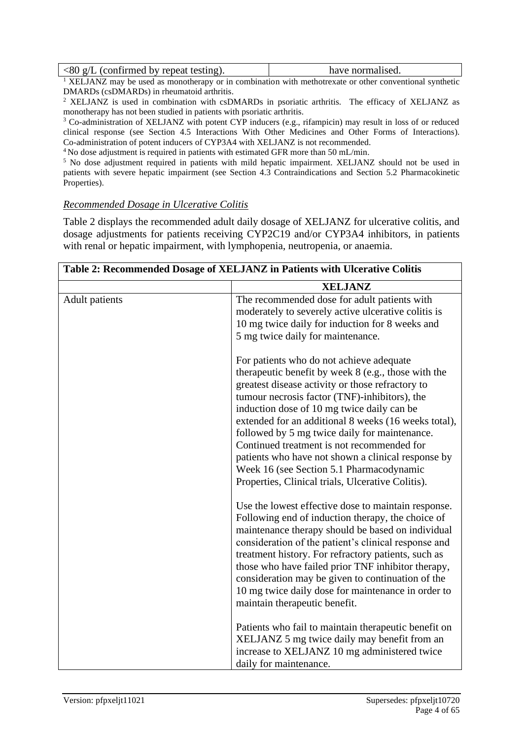| <80 g/L (confirmed by repeat testing). | have normalised. |
|---|---|

[1] XELJANZ may be used as monotherapy or in combination with methotrexate or other conventional synthetic DMARDs (csDMARDs) in rheumatoid arthritis.

[2] XELJANZ is used in combination with csDMARDs in psoriatic arthritis. The efficacy of XELJANZ as monotherapy has not been studied in patients with psoriatic arthritis.

[3] Co-administration of XELJANZ with potent CYP inducers (e.g., rifampicin) may result in loss of or reduced clinical response (see Section 4.5 Interactions With Other Medicines and Other Forms of Interactions). Co-administration of potent inducers of CYP3A4 with XELJANZ is not recommended.

[4] No dose adjustment is required in patients with estimated GFR more than 50 mL/min.

[5] No dose adjustment required in patients with mild hepatic impairment. XELJANZ should not be used in patients with severe hepatic impairment (see Section 4.3 Contraindications and Section 5.2 Pharmacokinetic Properties).

*Recommended Dosage in Ulcerative Colitis*

Table 2 displays the recommended adult daily dosage of XELJANZ for ulcerative colitis, and dosage adjustments for patients receiving CYP2C19 and/or CYP3A4 inhibitors, in patients with renal or hepatic impairment, with lymphopenia, neutropenia, or anaemia.

**Table 2: Recommended Dosage of XELJANZ in Patients with Ulcerative Colitis**

| | **XELJANZ** |
|---|---|
| Adult patients | The recommended dose for adult patients with moderately to severely active ulcerative colitis is 10 mg twice daily for induction for 8 weeks and 5 mg twice daily for maintenance.<br><br>For patients who do not achieve adequate therapeutic benefit by week 8 (e.g., those with the greatest disease activity or those refractory to tumour necrosis factor (TNF)-inhibitors), the induction dose of 10 mg twice daily can be extended for an additional 8 weeks (16 weeks total), followed by 5 mg twice daily for maintenance. Continued treatment is not recommended for patients who have not shown a clinical response by Week 16 (see Section 5.1 Pharmacodynamic Properties, Clinical trials, Ulcerative Colitis).<br><br>Use the lowest effective dose to maintain response. Following end of induction therapy, the choice of maintenance therapy should be based on individual consideration of the patient's clinical response and treatment history. For refractory patients, such as those who have failed prior TNF inhibitor therapy, consideration may be given to continuation of the 10 mg twice daily dose for maintenance in order to maintain therapeutic benefit.<br><br>Patients who fail to maintain therapeutic benefit on XELJANZ 5 mg twice daily may benefit from an increase to XELJANZ 10 mg administered twice daily for maintenance. |

Version: pfpxeljt11021 Supersedes: pfpxeljt10720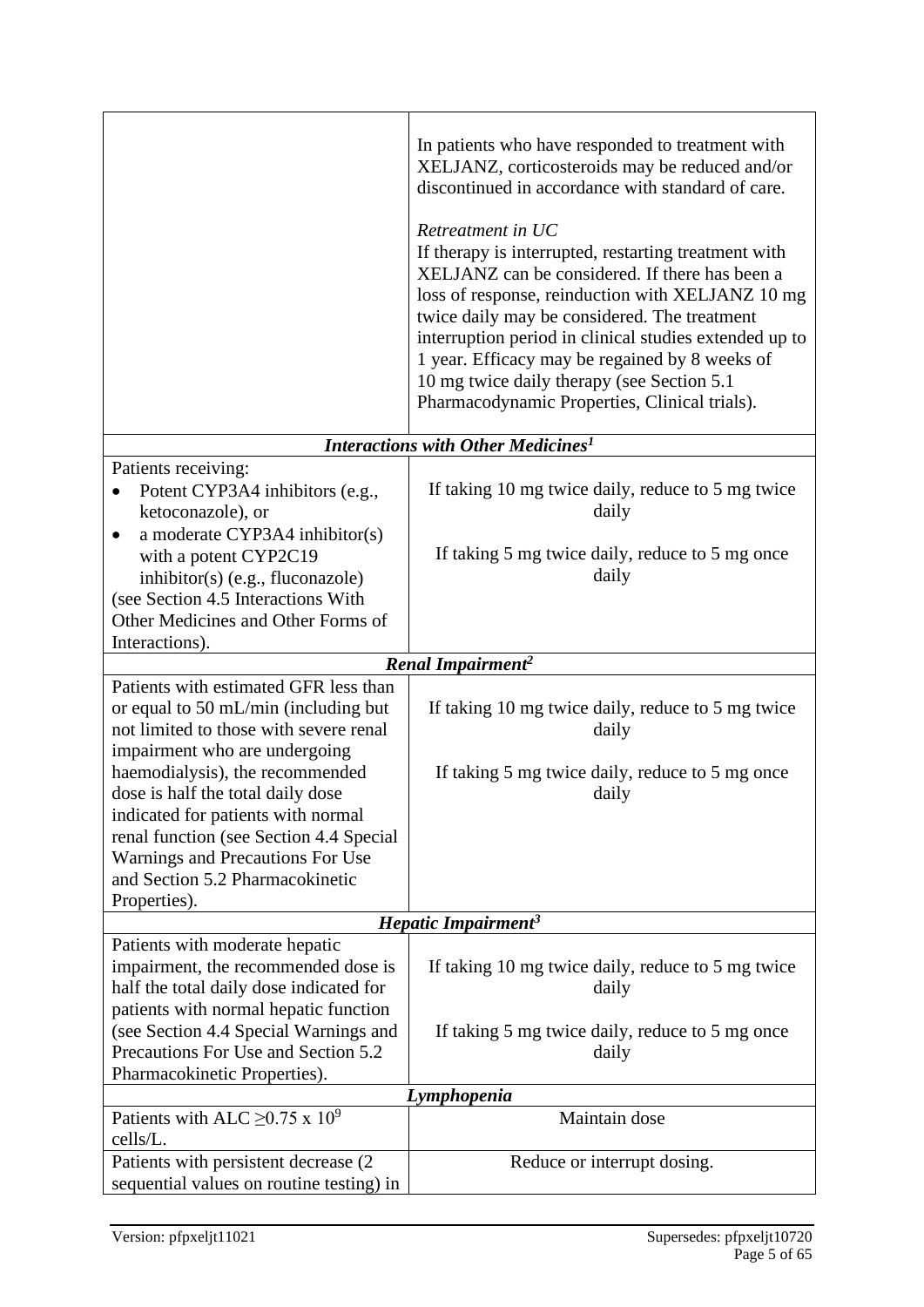| | |
|---|---|
| | In patients who have responded to treatment with XELJANZ, corticosteroids may be reduced and/or discontinued in accordance with standard of care.<br><br>*Retreatment in UC*<br>If therapy is interrupted, restarting treatment with XELJANZ can be considered. If there has been a loss of response, reinduction with XELJANZ 10 mg twice daily may be considered. The treatment interruption period in clinical studies extended up to 1 year. Efficacy may be regained by 8 weeks of 10 mg twice daily therapy (see Section 5.1 Pharmacodynamic Properties, Clinical trials). |
| ***Interactions with Other Medicines[1]*** | |
| Patients receiving:<br>• Potent CYP3A4 inhibitors (e.g., ketoconazole), or<br>• a moderate CYP3A4 inhibitor(s) with a potent CYP2C19 inhibitor(s) (e.g., fluconazole)<br>(see Section 4.5 Interactions With Other Medicines and Other Forms of Interactions). | If taking 10 mg twice daily, reduce to 5 mg twice daily<br><br>If taking 5 mg twice daily, reduce to 5 mg once daily |
| ***Renal Impairment[2]*** | |
| Patients with estimated GFR less than or equal to 50 mL/min (including but not limited to those with severe renal impairment who are undergoing haemodialysis), the recommended dose is half the total daily dose indicated for patients with normal renal function (see Section 4.4 Special Warnings and Precautions For Use and Section 5.2 Pharmacokinetic Properties). | If taking 10 mg twice daily, reduce to 5 mg twice daily<br><br>If taking 5 mg twice daily, reduce to 5 mg once daily |
| ***Hepatic Impairment[3]*** | |
| Patients with moderate hepatic impairment, the recommended dose is half the total daily dose indicated for patients with normal hepatic function (see Section 4.4 Special Warnings and Precautions For Use and Section 5.2 Pharmacokinetic Properties). | If taking 10 mg twice daily, reduce to 5 mg twice daily<br><br>If taking 5 mg twice daily, reduce to 5 mg once daily |
| ***Lymphopenia*** | |
| Patients with ALC $\geq 0.75 \times 10^9$ cells/L. | Maintain dose |
| Patients with persistent decrease (2 sequential values on routine testing) in | Reduce or interrupt dosing. |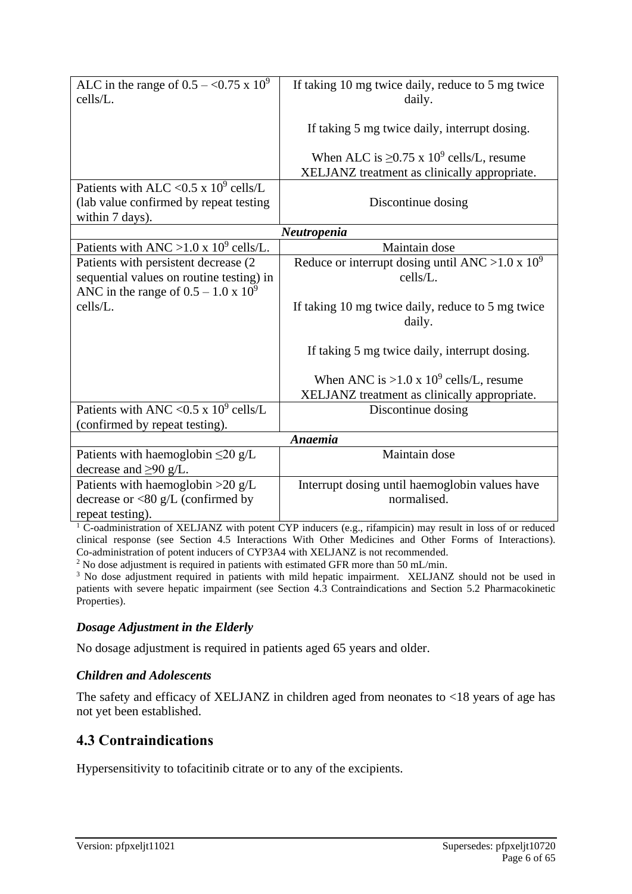| | |
|---|---|
| ALC in the range of 0.5 – <0.75 x $10^9$ cells/L. | If taking 10 mg twice daily, reduce to 5 mg twice daily.<br><br>If taking 5 mg twice daily, interrupt dosing.<br><br>When ALC is ≥0.75 x $10^9$ cells/L, resume XELJANZ treatment as clinically appropriate. |
| Patients with ALC <0.5 x $10^9$ cells/L (lab value confirmed by repeat testing within 7 days). | Discontinue dosing |
| ***Neutropenia*** | |
| Patients with ANC >1.0 x $10^9$ cells/L. | Maintain dose |
| Patients with persistent decrease (2 sequential values on routine testing) in ANC in the range of 0.5 – 1.0 x $10^9$ cells/L. | Reduce or interrupt dosing until ANC >1.0 x $10^9$ cells/L.<br><br>If taking 10 mg twice daily, reduce to 5 mg twice daily.<br><br>If taking 5 mg twice daily, interrupt dosing.<br><br>When ANC is >1.0 x $10^9$ cells/L, resume XELJANZ treatment as clinically appropriate. |
| Patients with ANC <0.5 x $10^9$ cells/L (confirmed by repeat testing). | Discontinue dosing |
| ***Anaemia*** | |
| Patients with haemoglobin ≤20 g/L decrease and ≥90 g/L. | Maintain dose |
| Patients with haemoglobin >20 g/L decrease or <80 g/L (confirmed by repeat testing). | Interrupt dosing until haemoglobin values have normalised. |

[1] C-oadministration of XELJANZ with potent CYP inducers (e.g., rifampicin) may result in loss of or reduced clinical response (see Section 4.5 Interactions With Other Medicines and Other Forms of Interactions). Co-administration of potent inducers of CYP3A4 with XELJANZ is not recommended.
[2] No dose adjustment is required in patients with estimated GFR more than 50 mL/min.
[3] No dose adjustment required in patients with mild hepatic impairment. XELJANZ should not be used in patients with severe hepatic impairment (see Section 4.3 Contraindications and Section 5.2 Pharmacokinetic Properties).

### *Dosage Adjustment in the Elderly*

No dosage adjustment is required in patients aged 65 years and older.

### *Children and Adolescents*

The safety and efficacy of XELJANZ in children aged from neonates to <18 years of age has not yet been established.

## 4.3 Contraindications

Hypersensitivity to tofacitinib citrate or to any of the excipients.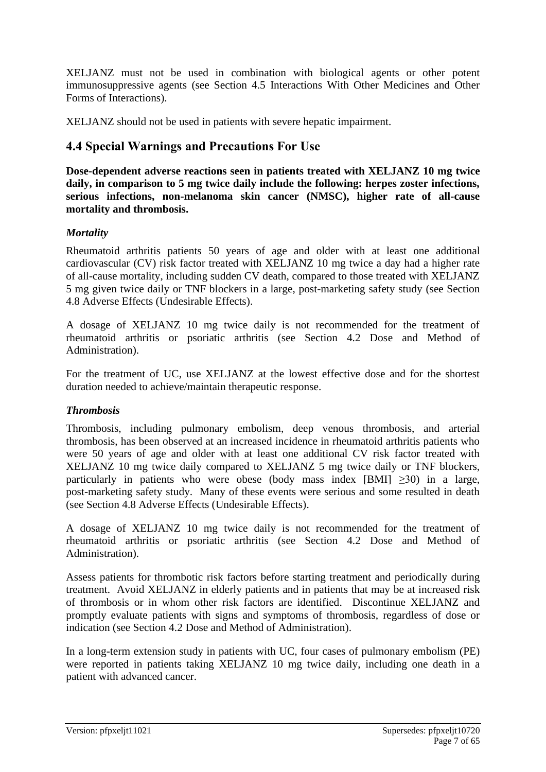XELJANZ must not be used in combination with biological agents or other potent immunosuppressive agents (see Section 4.5 Interactions With Other Medicines and Other Forms of Interactions).

XELJANZ should not be used in patients with severe hepatic impairment.

## 4.4 Special Warnings and Precautions For Use

**Dose-dependent adverse reactions seen in patients treated with XELJANZ 10 mg twice daily, in comparison to 5 mg twice daily include the following: herpes zoster infections, serious infections, non-melanoma skin cancer (NMSC), higher rate of all-cause mortality and thrombosis.**

***Mortality***

Rheumatoid arthritis patients 50 years of age and older with at least one additional cardiovascular (CV) risk factor treated with XELJANZ 10 mg twice a day had a higher rate of all-cause mortality, including sudden CV death, compared to those treated with XELJANZ 5 mg given twice daily or TNF blockers in a large, post-marketing safety study (see Section 4.8 Adverse Effects (Undesirable Effects).

A dosage of XELJANZ 10 mg twice daily is not recommended for the treatment of rheumatoid arthritis or psoriatic arthritis (see Section 4.2 Dose and Method of Administration).

For the treatment of UC, use XELJANZ at the lowest effective dose and for the shortest duration needed to achieve/maintain therapeutic response.

***Thrombosis***

Thrombosis, including pulmonary embolism, deep venous thrombosis, and arterial thrombosis, has been observed at an increased incidence in rheumatoid arthritis patients who were 50 years of age and older with at least one additional CV risk factor treated with XELJANZ 10 mg twice daily compared to XELJANZ 5 mg twice daily or TNF blockers, particularly in patients who were obese (body mass index [BMI] $\geq$30) in a large, post-marketing safety study. Many of these events were serious and some resulted in death (see Section 4.8 Adverse Effects (Undesirable Effects).

A dosage of XELJANZ 10 mg twice daily is not recommended for the treatment of rheumatoid arthritis or psoriatic arthritis (see Section 4.2 Dose and Method of Administration).

Assess patients for thrombotic risk factors before starting treatment and periodically during treatment. Avoid XELJANZ in elderly patients and in patients that may be at increased risk of thrombosis or in whom other risk factors are identified. Discontinue XELJANZ and promptly evaluate patients with signs and symptoms of thrombosis, regardless of dose or indication (see Section 4.2 Dose and Method of Administration).

In a long-term extension study in patients with UC, four cases of pulmonary embolism (PE) were reported in patients taking XELJANZ 10 mg twice daily, including one death in a patient with advanced cancer.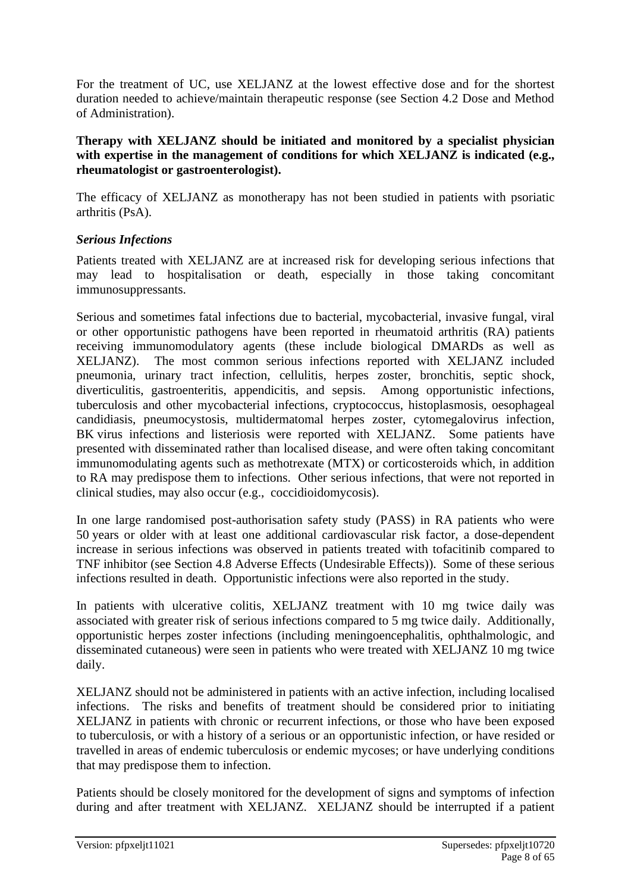For the treatment of UC, use XELJANZ at the lowest effective dose and for the shortest duration needed to achieve/maintain therapeutic response (see Section 4.2 Dose and Method of Administration).

**Therapy with XELJANZ should be initiated and monitored by a specialist physician with expertise in the management of conditions for which XELJANZ is indicated (e.g., rheumatologist or gastroenterologist).**

The efficacy of XELJANZ as monotherapy has not been studied in patients with psoriatic arthritis (PsA).

### *Serious Infections*

Patients treated with XELJANZ are at increased risk for developing serious infections that may lead to hospitalisation or death, especially in those taking concomitant immunosuppressants.

Serious and sometimes fatal infections due to bacterial, mycobacterial, invasive fungal, viral or other opportunistic pathogens have been reported in rheumatoid arthritis (RA) patients receiving immunomodulatory agents (these include biological DMARDs as well as XELJANZ). The most common serious infections reported with XELJANZ included pneumonia, urinary tract infection, cellulitis, herpes zoster, bronchitis, septic shock, diverticulitis, gastroenteritis, appendicitis, and sepsis. Among opportunistic infections, tuberculosis and other mycobacterial infections, cryptococcus, histoplasmosis, oesophageal candidiasis, pneumocystosis, multidermatomal herpes zoster, cytomegalovirus infection, BK virus infections and listeriosis were reported with XELJANZ. Some patients have presented with disseminated rather than localised disease, and were often taking concomitant immunomodulating agents such as methotrexate (MTX) or corticosteroids which, in addition to RA may predispose them to infections. Other serious infections, that were not reported in clinical studies, may also occur (e.g., coccidioidomycosis).

In one large randomised post-authorisation safety study (PASS) in RA patients who were 50 years or older with at least one additional cardiovascular risk factor, a dose-dependent increase in serious infections was observed in patients treated with tofacitinib compared to TNF inhibitor (see Section 4.8 Adverse Effects (Undesirable Effects)). Some of these serious infections resulted in death. Opportunistic infections were also reported in the study.

In patients with ulcerative colitis, XELJANZ treatment with 10 mg twice daily was associated with greater risk of serious infections compared to 5 mg twice daily. Additionally, opportunistic herpes zoster infections (including meningoencephalitis, ophthalmologic, and disseminated cutaneous) were seen in patients who were treated with XELJANZ 10 mg twice daily.

XELJANZ should not be administered in patients with an active infection, including localised infections. The risks and benefits of treatment should be considered prior to initiating XELJANZ in patients with chronic or recurrent infections, or those who have been exposed to tuberculosis, or with a history of a serious or an opportunistic infection, or have resided or travelled in areas of endemic tuberculosis or endemic mycoses; or have underlying conditions that may predispose them to infection.

Patients should be closely monitored for the development of signs and symptoms of infection during and after treatment with XELJANZ. XELJANZ should be interrupted if a patient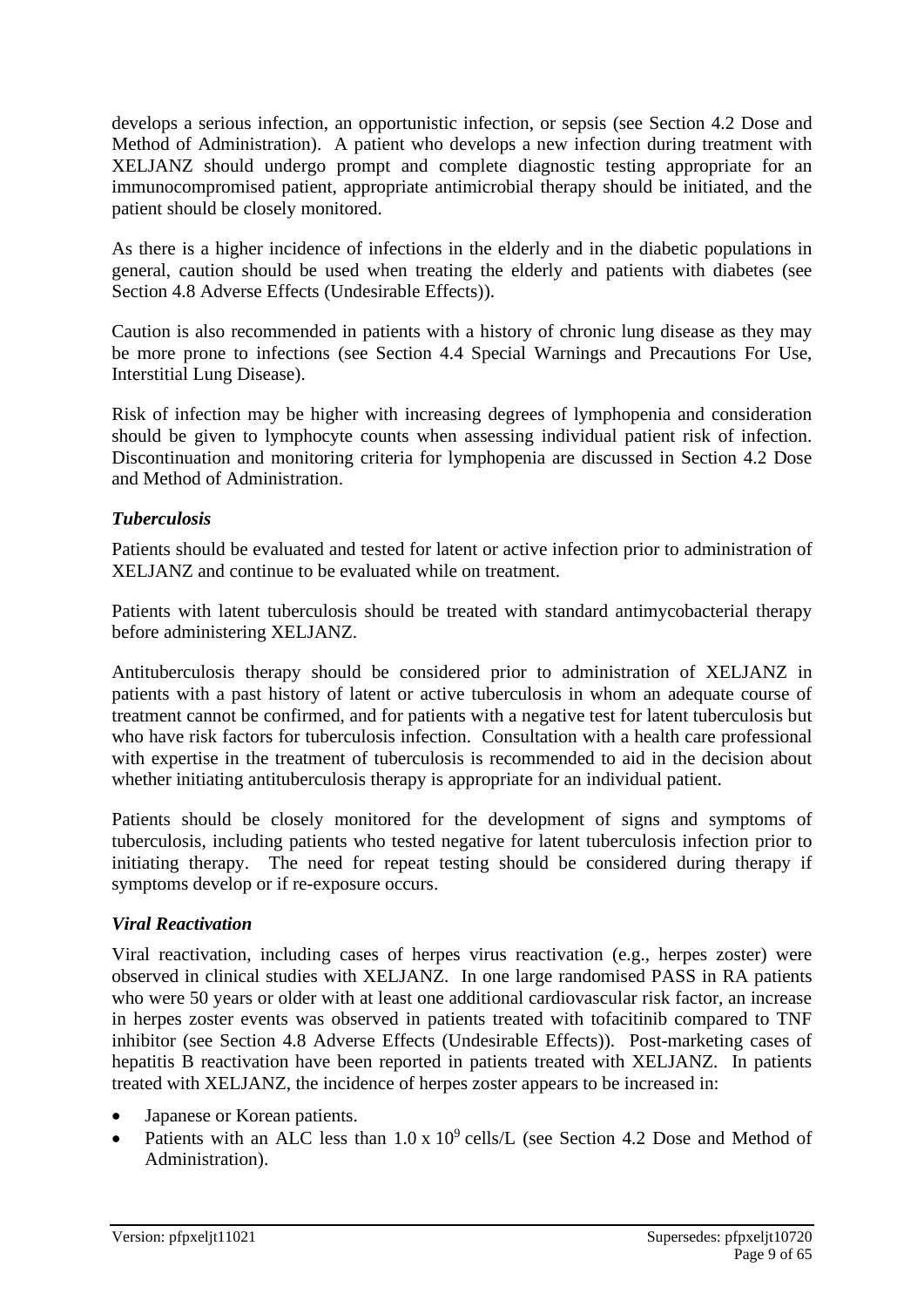develops a serious infection, an opportunistic infection, or sepsis (see Section 4.2 Dose and Method of Administration). A patient who develops a new infection during treatment with XELJANZ should undergo prompt and complete diagnostic testing appropriate for an immunocompromised patient, appropriate antimicrobial therapy should be initiated, and the patient should be closely monitored.

As there is a higher incidence of infections in the elderly and in the diabetic populations in general, caution should be used when treating the elderly and patients with diabetes (see Section 4.8 Adverse Effects (Undesirable Effects)).

Caution is also recommended in patients with a history of chronic lung disease as they may be more prone to infections (see Section 4.4 Special Warnings and Precautions For Use, Interstitial Lung Disease).

Risk of infection may be higher with increasing degrees of lymphopenia and consideration should be given to lymphocyte counts when assessing individual patient risk of infection. Discontinuation and monitoring criteria for lymphopenia are discussed in Section 4.2 Dose and Method of Administration.

***Tuberculosis***

Patients should be evaluated and tested for latent or active infection prior to administration of XELJANZ and continue to be evaluated while on treatment.

Patients with latent tuberculosis should be treated with standard antimycobacterial therapy before administering XELJANZ.

Antituberculosis therapy should be considered prior to administration of XELJANZ in patients with a past history of latent or active tuberculosis in whom an adequate course of treatment cannot be confirmed, and for patients with a negative test for latent tuberculosis but who have risk factors for tuberculosis infection. Consultation with a health care professional with expertise in the treatment of tuberculosis is recommended to aid in the decision about whether initiating antituberculosis therapy is appropriate for an individual patient.

Patients should be closely monitored for the development of signs and symptoms of tuberculosis, including patients who tested negative for latent tuberculosis infection prior to initiating therapy. The need for repeat testing should be considered during therapy if symptoms develop or if re-exposure occurs.

***Viral Reactivation***

Viral reactivation, including cases of herpes virus reactivation (e.g., herpes zoster) were observed in clinical studies with XELJANZ. In one large randomised PASS in RA patients who were 50 years or older with at least one additional cardiovascular risk factor, an increase in herpes zoster events was observed in patients treated with tofacitinib compared to TNF inhibitor (see Section 4.8 Adverse Effects (Undesirable Effects)). Post-marketing cases of hepatitis B reactivation have been reported in patients treated with XELJANZ. In patients treated with XELJANZ, the incidence of herpes zoster appears to be increased in:

- Japanese or Korean patients.
- Patients with an ALC less than $1.0 \times 10^9$ cells/L (see Section 4.2 Dose and Method of Administration).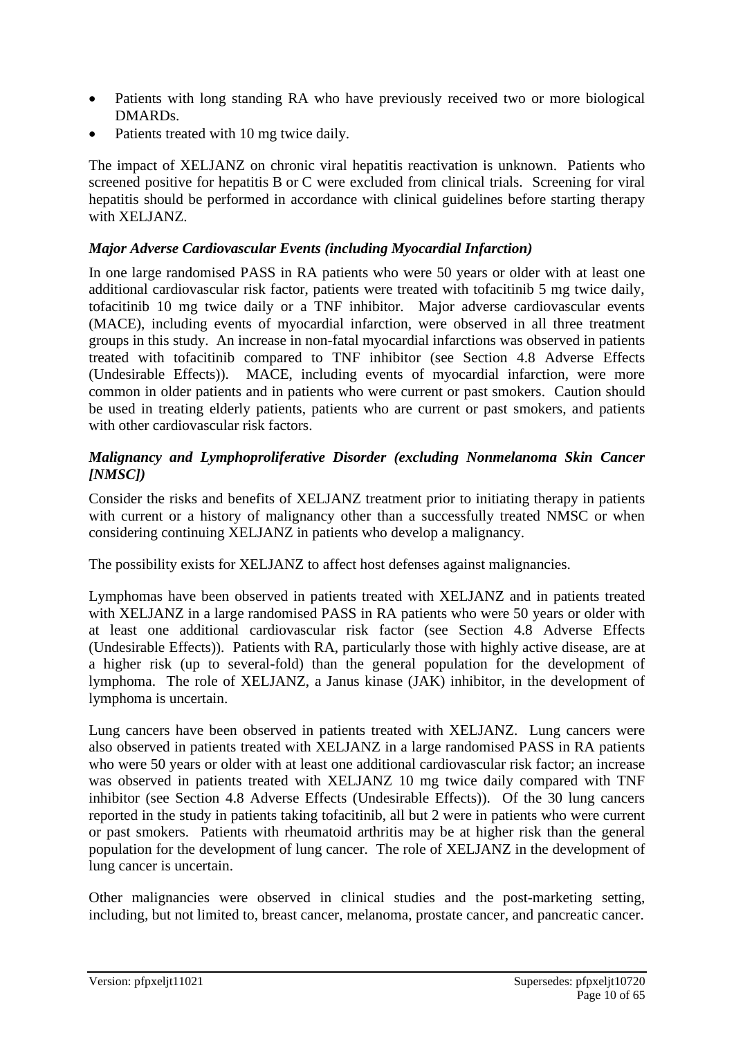- Patients with long standing RA who have previously received two or more biological DMARDs.
- Patients treated with 10 mg twice daily.

The impact of XELJANZ on chronic viral hepatitis reactivation is unknown. Patients who screened positive for hepatitis B or C were excluded from clinical trials. Screening for viral hepatitis should be performed in accordance with clinical guidelines before starting therapy with XELJANZ.

### *Major Adverse Cardiovascular Events (including Myocardial Infarction)*

In one large randomised PASS in RA patients who were 50 years or older with at least one additional cardiovascular risk factor, patients were treated with tofacitinib 5 mg twice daily, tofacitinib 10 mg twice daily or a TNF inhibitor. Major adverse cardiovascular events (MACE), including events of myocardial infarction, were observed in all three treatment groups in this study. An increase in non-fatal myocardial infarctions was observed in patients treated with tofacitinib compared to TNF inhibitor (see Section 4.8 Adverse Effects (Undesirable Effects)). MACE, including events of myocardial infarction, were more common in older patients and in patients who were current or past smokers. Caution should be used in treating elderly patients, patients who are current or past smokers, and patients with other cardiovascular risk factors.

### *Malignancy and Lymphoproliferative Disorder (excluding Nonmelanoma Skin Cancer [NMSC])*

Consider the risks and benefits of XELJANZ treatment prior to initiating therapy in patients with current or a history of malignancy other than a successfully treated NMSC or when considering continuing XELJANZ in patients who develop a malignancy.

The possibility exists for XELJANZ to affect host defenses against malignancies.

Lymphomas have been observed in patients treated with XELJANZ and in patients treated with XELJANZ in a large randomised PASS in RA patients who were 50 years or older with at least one additional cardiovascular risk factor (see Section 4.8 Adverse Effects (Undesirable Effects)). Patients with RA, particularly those with highly active disease, are at a higher risk (up to several-fold) than the general population for the development of lymphoma. The role of XELJANZ, a Janus kinase (JAK) inhibitor, in the development of lymphoma is uncertain.

Lung cancers have been observed in patients treated with XELJANZ. Lung cancers were also observed in patients treated with XELJANZ in a large randomised PASS in RA patients who were 50 years or older with at least one additional cardiovascular risk factor; an increase was observed in patients treated with XELJANZ 10 mg twice daily compared with TNF inhibitor (see Section 4.8 Adverse Effects (Undesirable Effects)). Of the 30 lung cancers reported in the study in patients taking tofacitinib, all but 2 were in patients who were current or past smokers. Patients with rheumatoid arthritis may be at higher risk than the general population for the development of lung cancer. The role of XELJANZ in the development of lung cancer is uncertain.

Other malignancies were observed in clinical studies and the post-marketing setting, including, but not limited to, breast cancer, melanoma, prostate cancer, and pancreatic cancer.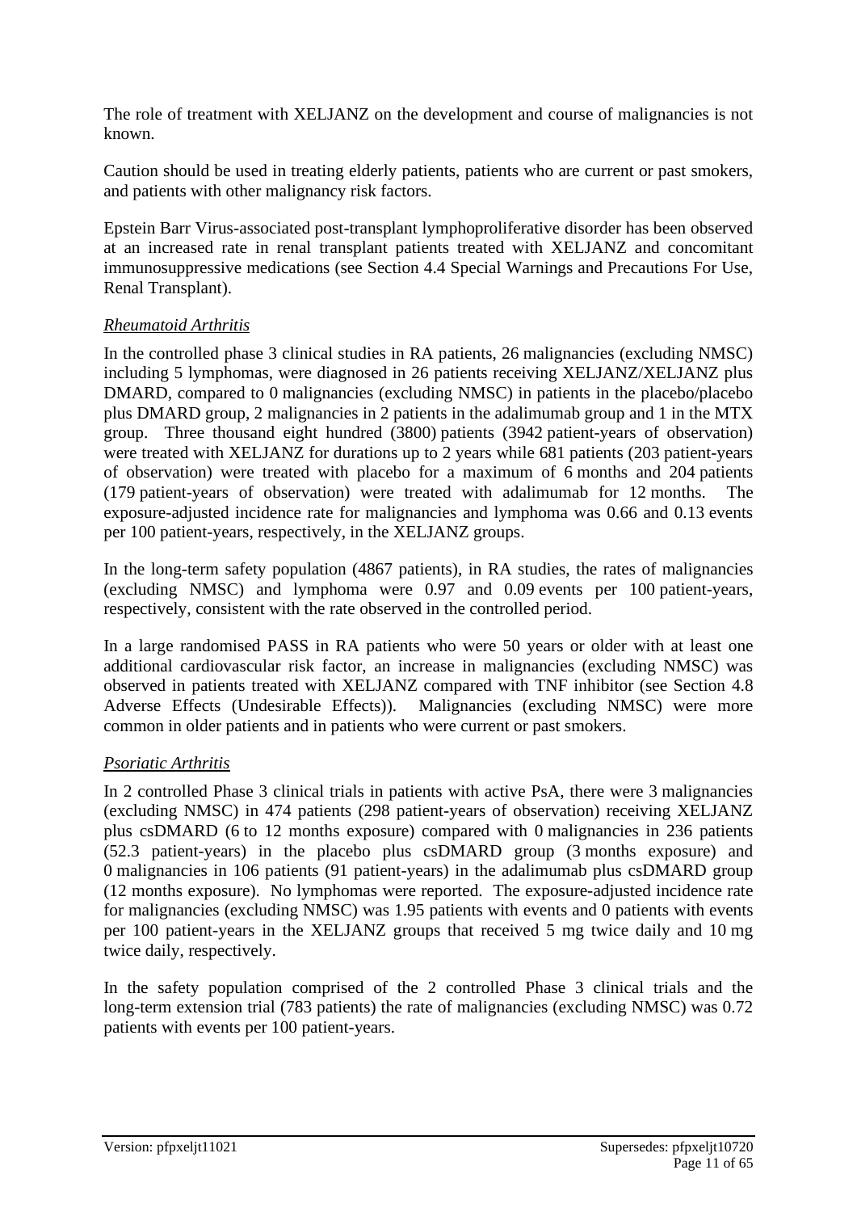The role of treatment with XELJANZ on the development and course of malignancies is not known.

Caution should be used in treating elderly patients, patients who are current or past smokers, and patients with other malignancy risk factors.

Epstein Barr Virus-associated post-transplant lymphoproliferative disorder has been observed at an increased rate in renal transplant patients treated with XELJANZ and concomitant immunosuppressive medications (see Section 4.4 Special Warnings and Precautions For Use, Renal Transplant).

*Rheumatoid Arthritis*

In the controlled phase 3 clinical studies in RA patients, 26 malignancies (excluding NMSC) including 5 lymphomas, were diagnosed in 26 patients receiving XELJANZ/XELJANZ plus DMARD, compared to 0 malignancies (excluding NMSC) in patients in the placebo/placebo plus DMARD group, 2 malignancies in 2 patients in the adalimumab group and 1 in the MTX group. Three thousand eight hundred (3800) patients (3942 patient-years of observation) were treated with XELJANZ for durations up to 2 years while 681 patients (203 patient-years of observation) were treated with placebo for a maximum of 6 months and 204 patients (179 patient-years of observation) were treated with adalimumab for 12 months. The exposure-adjusted incidence rate for malignancies and lymphoma was 0.66 and 0.13 events per 100 patient-years, respectively, in the XELJANZ groups.

In the long-term safety population (4867 patients), in RA studies, the rates of malignancies (excluding NMSC) and lymphoma were 0.97 and 0.09 events per 100 patient-years, respectively, consistent with the rate observed in the controlled period.

In a large randomised PASS in RA patients who were 50 years or older with at least one additional cardiovascular risk factor, an increase in malignancies (excluding NMSC) was observed in patients treated with XELJANZ compared with TNF inhibitor (see Section 4.8 Adverse Effects (Undesirable Effects)). Malignancies (excluding NMSC) were more common in older patients and in patients who were current or past smokers.

*Psoriatic Arthritis*

In 2 controlled Phase 3 clinical trials in patients with active PsA, there were 3 malignancies (excluding NMSC) in 474 patients (298 patient-years of observation) receiving XELJANZ plus csDMARD (6 to 12 months exposure) compared with 0 malignancies in 236 patients (52.3 patient-years) in the placebo plus csDMARD group (3 months exposure) and 0 malignancies in 106 patients (91 patient-years) in the adalimumab plus csDMARD group (12 months exposure). No lymphomas were reported. The exposure-adjusted incidence rate for malignancies (excluding NMSC) was 1.95 patients with events and 0 patients with events per 100 patient-years in the XELJANZ groups that received 5 mg twice daily and 10 mg twice daily, respectively.

In the safety population comprised of the 2 controlled Phase 3 clinical trials and the long-term extension trial (783 patients) the rate of malignancies (excluding NMSC) was 0.72 patients with events per 100 patient-years.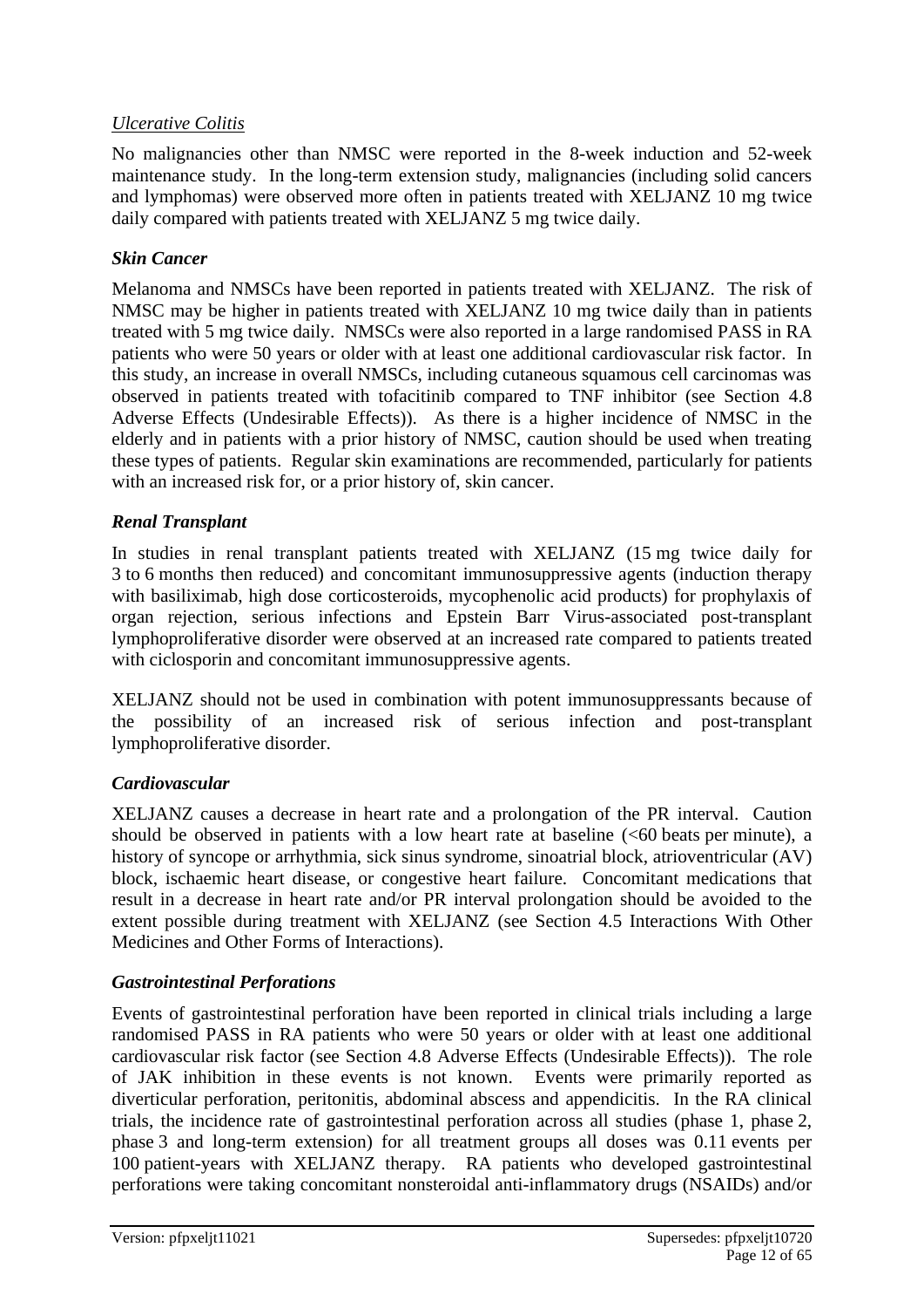*Ulcerative Colitis*

No malignancies other than NMSC were reported in the 8-week induction and 52-week maintenance study. In the long-term extension study, malignancies (including solid cancers and lymphomas) were observed more often in patients treated with XELJANZ 10 mg twice daily compared with patients treated with XELJANZ 5 mg twice daily.

***Skin Cancer***

Melanoma and NMSCs have been reported in patients treated with XELJANZ. The risk of NMSC may be higher in patients treated with XELJANZ 10 mg twice daily than in patients treated with 5 mg twice daily. NMSCs were also reported in a large randomised PASS in RA patients who were 50 years or older with at least one additional cardiovascular risk factor. In this study, an increase in overall NMSCs, including cutaneous squamous cell carcinomas was observed in patients treated with tofacitinib compared to TNF inhibitor (see Section 4.8 Adverse Effects (Undesirable Effects)). As there is a higher incidence of NMSC in the elderly and in patients with a prior history of NMSC, caution should be used when treating these types of patients. Regular skin examinations are recommended, particularly for patients with an increased risk for, or a prior history of, skin cancer.

***Renal Transplant***

In studies in renal transplant patients treated with XELJANZ (15 mg twice daily for 3 to 6 months then reduced) and concomitant immunosuppressive agents (induction therapy with basiliximab, high dose corticosteroids, mycophenolic acid products) for prophylaxis of organ rejection, serious infections and Epstein Barr Virus-associated post-transplant lymphoproliferative disorder were observed at an increased rate compared to patients treated with ciclosporin and concomitant immunosuppressive agents.

XELJANZ should not be used in combination with potent immunosuppressants because of the possibility of an increased risk of serious infection and post-transplant lymphoproliferative disorder.

***Cardiovascular***

XELJANZ causes a decrease in heart rate and a prolongation of the PR interval. Caution should be observed in patients with a low heart rate at baseline (<60 beats per minute), a history of syncope or arrhythmia, sick sinus syndrome, sinoatrial block, atrioventricular (AV) block, ischaemic heart disease, or congestive heart failure. Concomitant medications that result in a decrease in heart rate and/or PR interval prolongation should be avoided to the extent possible during treatment with XELJANZ (see Section 4.5 Interactions With Other Medicines and Other Forms of Interactions).

***Gastrointestinal Perforations***

Events of gastrointestinal perforation have been reported in clinical trials including a large randomised PASS in RA patients who were 50 years or older with at least one additional cardiovascular risk factor (see Section 4.8 Adverse Effects (Undesirable Effects)). The role of JAK inhibition in these events is not known. Events were primarily reported as diverticular perforation, peritonitis, abdominal abscess and appendicitis. In the RA clinical trials, the incidence rate of gastrointestinal perforation across all studies (phase 1, phase 2, phase 3 and long-term extension) for all treatment groups all doses was 0.11 events per 100 patient-years with XELJANZ therapy. RA patients who developed gastrointestinal perforations were taking concomitant nonsteroidal anti-inflammatory drugs (NSAIDs) and/or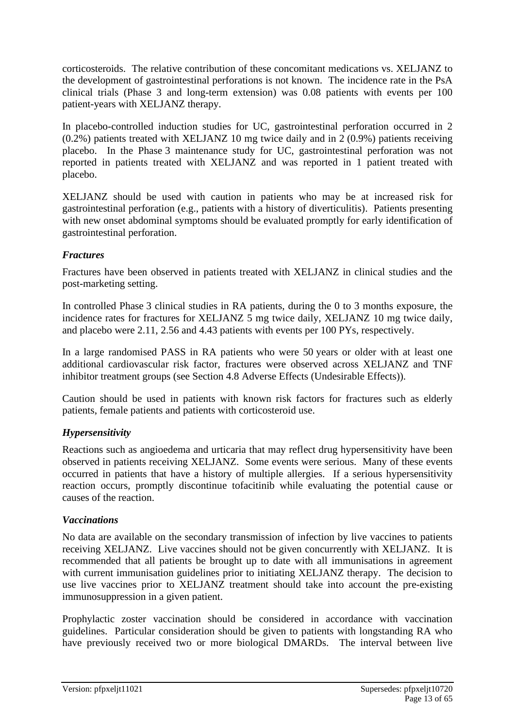corticosteroids. The relative contribution of these concomitant medications vs. XELJANZ to the development of gastrointestinal perforations is not known. The incidence rate in the PsA clinical trials (Phase 3 and long-term extension) was 0.08 patients with events per 100 patient-years with XELJANZ therapy.

In placebo-controlled induction studies for UC, gastrointestinal perforation occurred in 2 (0.2%) patients treated with XELJANZ 10 mg twice daily and in 2 (0.9%) patients receiving placebo. In the Phase 3 maintenance study for UC, gastrointestinal perforation was not reported in patients treated with XELJANZ and was reported in 1 patient treated with placebo.

XELJANZ should be used with caution in patients who may be at increased risk for gastrointestinal perforation (e.g., patients with a history of diverticulitis). Patients presenting with new onset abdominal symptoms should be evaluated promptly for early identification of gastrointestinal perforation.

### *Fractures*

Fractures have been observed in patients treated with XELJANZ in clinical studies and the post-marketing setting.

In controlled Phase 3 clinical studies in RA patients, during the 0 to 3 months exposure, the incidence rates for fractures for XELJANZ 5 mg twice daily, XELJANZ 10 mg twice daily, and placebo were 2.11, 2.56 and 4.43 patients with events per 100 PYs, respectively.

In a large randomised PASS in RA patients who were 50 years or older with at least one additional cardiovascular risk factor, fractures were observed across XELJANZ and TNF inhibitor treatment groups (see Section 4.8 Adverse Effects (Undesirable Effects)).

Caution should be used in patients with known risk factors for fractures such as elderly patients, female patients and patients with corticosteroid use.

### *Hypersensitivity*

Reactions such as angioedema and urticaria that may reflect drug hypersensitivity have been observed in patients receiving XELJANZ. Some events were serious. Many of these events occurred in patients that have a history of multiple allergies. If a serious hypersensitivity reaction occurs, promptly discontinue tofacitinib while evaluating the potential cause or causes of the reaction.

### *Vaccinations*

No data are available on the secondary transmission of infection by live vaccines to patients receiving XELJANZ. Live vaccines should not be given concurrently with XELJANZ. It is recommended that all patients be brought up to date with all immunisations in agreement with current immunisation guidelines prior to initiating XELJANZ therapy. The decision to use live vaccines prior to XELJANZ treatment should take into account the pre-existing immunosuppression in a given patient.

Prophylactic zoster vaccination should be considered in accordance with vaccination guidelines. Particular consideration should be given to patients with longstanding RA who have previously received two or more biological DMARDs. The interval between live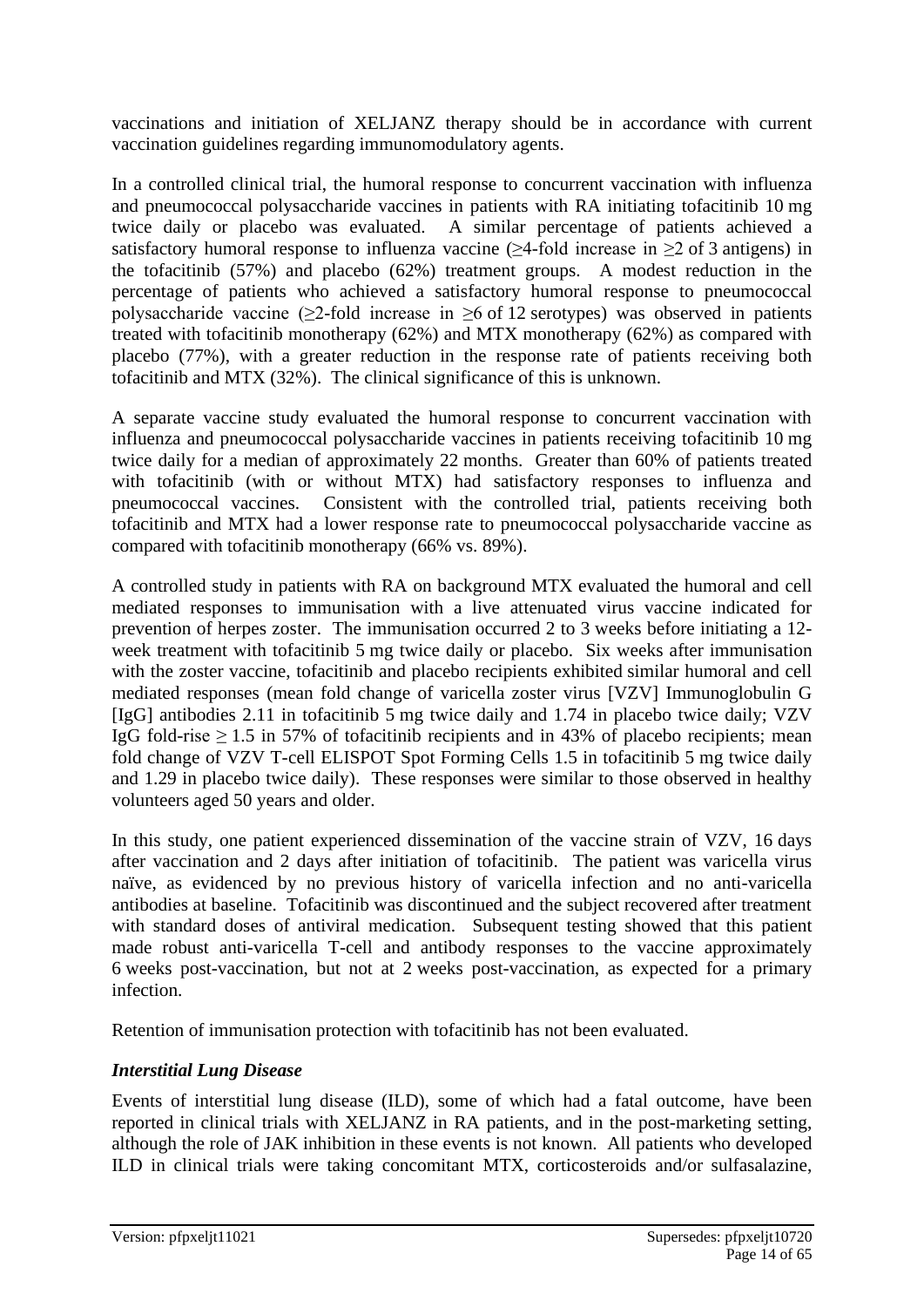vaccinations and initiation of XELJANZ therapy should be in accordance with current vaccination guidelines regarding immunomodulatory agents.

In a controlled clinical trial, the humoral response to concurrent vaccination with influenza and pneumococcal polysaccharide vaccines in patients with RA initiating tofacitinib 10 mg twice daily or placebo was evaluated. A similar percentage of patients achieved a satisfactory humoral response to influenza vaccine (≥4-fold increase in ≥2 of 3 antigens) in the tofacitinib (57%) and placebo (62%) treatment groups. A modest reduction in the percentage of patients who achieved a satisfactory humoral response to pneumococcal polysaccharide vaccine (≥2-fold increase in ≥6 of 12 serotypes) was observed in patients treated with tofacitinib monotherapy (62%) and MTX monotherapy (62%) as compared with placebo (77%), with a greater reduction in the response rate of patients receiving both tofacitinib and MTX (32%). The clinical significance of this is unknown.

A separate vaccine study evaluated the humoral response to concurrent vaccination with influenza and pneumococcal polysaccharide vaccines in patients receiving tofacitinib 10 mg twice daily for a median of approximately 22 months. Greater than 60% of patients treated with tofacitinib (with or without MTX) had satisfactory responses to influenza and pneumococcal vaccines. Consistent with the controlled trial, patients receiving both tofacitinib and MTX had a lower response rate to pneumococcal polysaccharide vaccine as compared with tofacitinib monotherapy (66% vs. 89%).

A controlled study in patients with RA on background MTX evaluated the humoral and cell mediated responses to immunisation with a live attenuated virus vaccine indicated for prevention of herpes zoster. The immunisation occurred 2 to 3 weeks before initiating a 12-week treatment with tofacitinib 5 mg twice daily or placebo. Six weeks after immunisation with the zoster vaccine, tofacitinib and placebo recipients exhibited similar humoral and cell mediated responses (mean fold change of varicella zoster virus [VZV] Immunoglobulin G [IgG] antibodies 2.11 in tofacitinib 5 mg twice daily and 1.74 in placebo twice daily; VZV IgG fold-rise ≥ 1.5 in 57% of tofacitinib recipients and in 43% of placebo recipients; mean fold change of VZV T-cell ELISPOT Spot Forming Cells 1.5 in tofacitinib 5 mg twice daily and 1.29 in placebo twice daily). These responses were similar to those observed in healthy volunteers aged 50 years and older.

In this study, one patient experienced dissemination of the vaccine strain of VZV, 16 days after vaccination and 2 days after initiation of tofacitinib. The patient was varicella virus naïve, as evidenced by no previous history of varicella infection and no anti-varicella antibodies at baseline. Tofacitinib was discontinued and the subject recovered after treatment with standard doses of antiviral medication. Subsequent testing showed that this patient made robust anti-varicella T-cell and antibody responses to the vaccine approximately 6 weeks post-vaccination, but not at 2 weeks post-vaccination, as expected for a primary infection.

Retention of immunisation protection with tofacitinib has not been evaluated.

***Interstitial Lung Disease***

Events of interstitial lung disease (ILD), some of which had a fatal outcome, have been reported in clinical trials with XELJANZ in RA patients, and in the post-marketing setting, although the role of JAK inhibition in these events is not known. All patients who developed ILD in clinical trials were taking concomitant MTX, corticosteroids and/or sulfasalazine,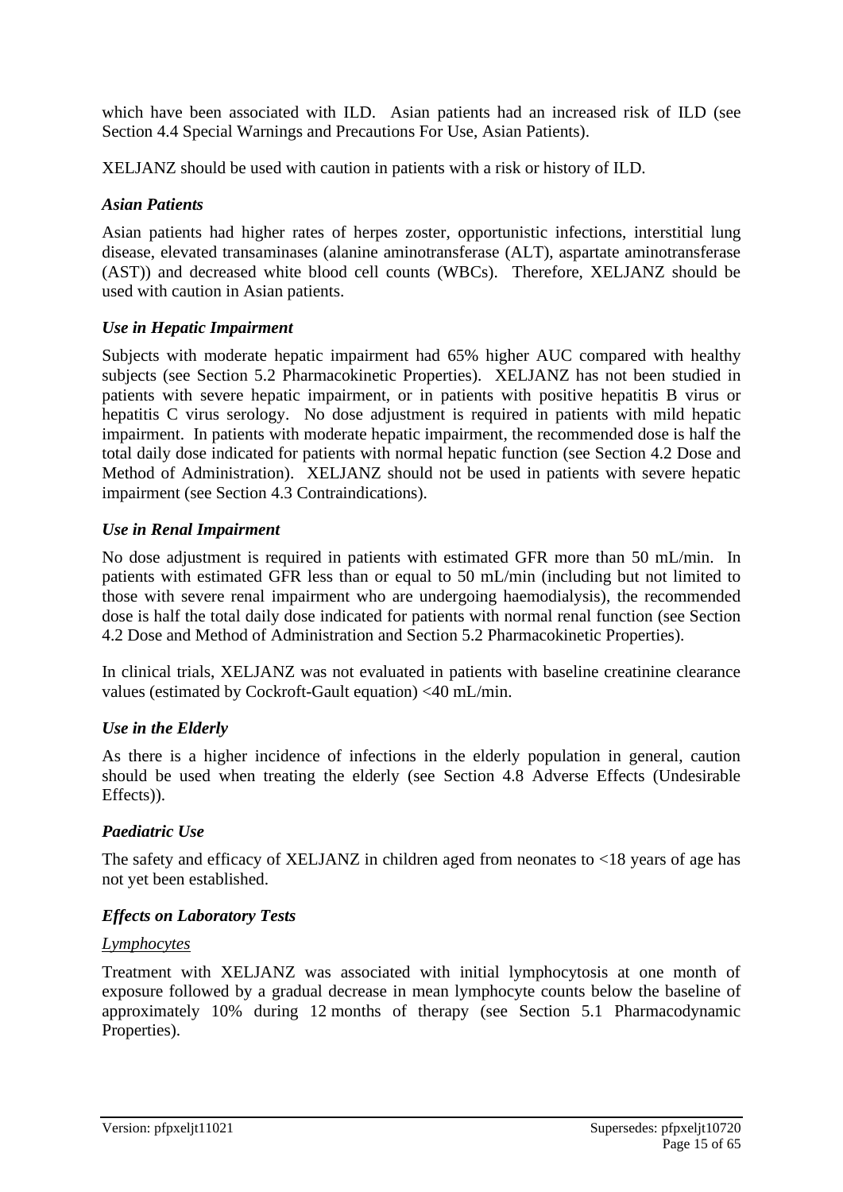which have been associated with ILD. Asian patients had an increased risk of ILD (see Section 4.4 Special Warnings and Precautions For Use, Asian Patients).

XELJANZ should be used with caution in patients with a risk or history of ILD.

### *Asian Patients*

Asian patients had higher rates of herpes zoster, opportunistic infections, interstitial lung disease, elevated transaminases (alanine aminotransferase (ALT), aspartate aminotransferase (AST)) and decreased white blood cell counts (WBCs). Therefore, XELJANZ should be used with caution in Asian patients.

### *Use in Hepatic Impairment*

Subjects with moderate hepatic impairment had 65% higher AUC compared with healthy subjects (see Section 5.2 Pharmacokinetic Properties). XELJANZ has not been studied in patients with severe hepatic impairment, or in patients with positive hepatitis B virus or hepatitis C virus serology. No dose adjustment is required in patients with mild hepatic impairment. In patients with moderate hepatic impairment, the recommended dose is half the total daily dose indicated for patients with normal hepatic function (see Section 4.2 Dose and Method of Administration). XELJANZ should not be used in patients with severe hepatic impairment (see Section 4.3 Contraindications).

### *Use in Renal Impairment*

No dose adjustment is required in patients with estimated GFR more than 50 mL/min. In patients with estimated GFR less than or equal to 50 mL/min (including but not limited to those with severe renal impairment who are undergoing haemodialysis), the recommended dose is half the total daily dose indicated for patients with normal renal function (see Section 4.2 Dose and Method of Administration and Section 5.2 Pharmacokinetic Properties).

In clinical trials, XELJANZ was not evaluated in patients with baseline creatinine clearance values (estimated by Cockroft-Gault equation) <40 mL/min.

### *Use in the Elderly*

As there is a higher incidence of infections in the elderly population in general, caution should be used when treating the elderly (see Section 4.8 Adverse Effects (Undesirable Effects)).

### *Paediatric Use*

The safety and efficacy of XELJANZ in children aged from neonates to <18 years of age has not yet been established.

### *Effects on Laboratory Tests*

*Lymphocytes*

Treatment with XELJANZ was associated with initial lymphocytosis at one month of exposure followed by a gradual decrease in mean lymphocyte counts below the baseline of approximately 10% during 12 months of therapy (see Section 5.1 Pharmacodynamic Properties).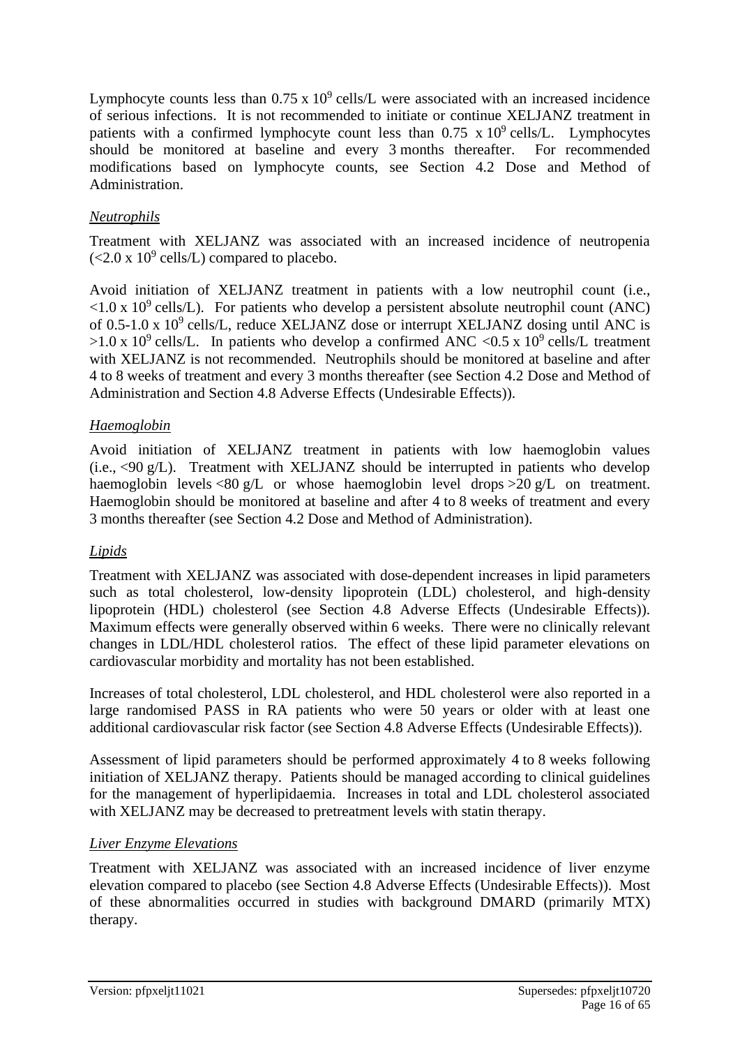Lymphocyte counts less than $0.75 \times 10^9$ cells/L were associated with an increased incidence of serious infections. It is not recommended to initiate or continue XELJANZ treatment in patients with a confirmed lymphocyte count less than $0.75 \times 10^9$ cells/L. Lymphocytes should be monitored at baseline and every 3 months thereafter. For recommended modifications based on lymphocyte counts, see Section 4.2 Dose and Method of Administration.

*Neutrophils*

Treatment with XELJANZ was associated with an increased incidence of neutropenia ($<2.0 \times 10^9$ cells/L) compared to placebo.

Avoid initiation of XELJANZ treatment in patients with a low neutrophil count (i.e., $<1.0 \times 10^9$ cells/L). For patients who develop a persistent absolute neutrophil count (ANC) of $0.5\text{-}1.0 \times 10^9$ cells/L, reduce XELJANZ dose or interrupt XELJANZ dosing until ANC is $>1.0 \times 10^9$ cells/L. In patients who develop a confirmed ANC $<0.5 \times 10^9$ cells/L treatment with XELJANZ is not recommended. Neutrophils should be monitored at baseline and after 4 to 8 weeks of treatment and every 3 months thereafter (see Section 4.2 Dose and Method of Administration and Section 4.8 Adverse Effects (Undesirable Effects)).

*Haemoglobin*

Avoid initiation of XELJANZ treatment in patients with low haemoglobin values (i.e., <90 g/L). Treatment with XELJANZ should be interrupted in patients who develop haemoglobin levels <80 g/L or whose haemoglobin level drops >20 g/L on treatment. Haemoglobin should be monitored at baseline and after 4 to 8 weeks of treatment and every 3 months thereafter (see Section 4.2 Dose and Method of Administration).

*Lipids*

Treatment with XELJANZ was associated with dose-dependent increases in lipid parameters such as total cholesterol, low-density lipoprotein (LDL) cholesterol, and high-density lipoprotein (HDL) cholesterol (see Section 4.8 Adverse Effects (Undesirable Effects)). Maximum effects were generally observed within 6 weeks. There were no clinically relevant changes in LDL/HDL cholesterol ratios. The effect of these lipid parameter elevations on cardiovascular morbidity and mortality has not been established.

Increases of total cholesterol, LDL cholesterol, and HDL cholesterol were also reported in a large randomised PASS in RA patients who were 50 years or older with at least one additional cardiovascular risk factor (see Section 4.8 Adverse Effects (Undesirable Effects)).

Assessment of lipid parameters should be performed approximately 4 to 8 weeks following initiation of XELJANZ therapy. Patients should be managed according to clinical guidelines for the management of hyperlipidaemia. Increases in total and LDL cholesterol associated with XELJANZ may be decreased to pretreatment levels with statin therapy.

*Liver Enzyme Elevations*

Treatment with XELJANZ was associated with an increased incidence of liver enzyme elevation compared to placebo (see Section 4.8 Adverse Effects (Undesirable Effects)). Most of these abnormalities occurred in studies with background DMARD (primarily MTX) therapy.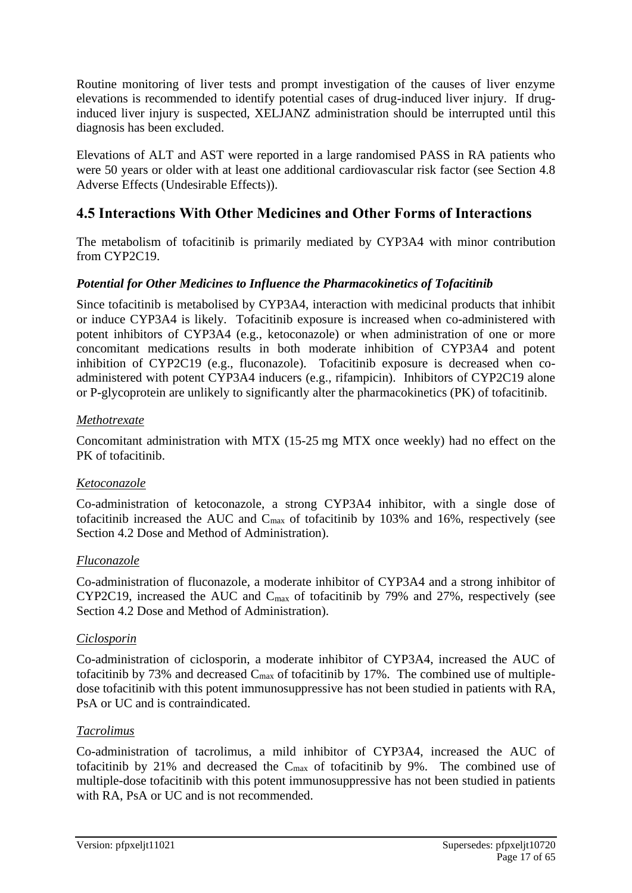Routine monitoring of liver tests and prompt investigation of the causes of liver enzyme elevations is recommended to identify potential cases of drug-induced liver injury. If drug-induced liver injury is suspected, XELJANZ administration should be interrupted until this diagnosis has been excluded.

Elevations of ALT and AST were reported in a large randomised PASS in RA patients who were 50 years or older with at least one additional cardiovascular risk factor (see Section 4.8 Adverse Effects (Undesirable Effects)).

## 4.5 Interactions With Other Medicines and Other Forms of Interactions

The metabolism of tofacitinib is primarily mediated by CYP3A4 with minor contribution from CYP2C19.

### *Potential for Other Medicines to Influence the Pharmacokinetics of Tofacitinib*

Since tofacitinib is metabolised by CYP3A4, interaction with medicinal products that inhibit or induce CYP3A4 is likely. Tofacitinib exposure is increased when co-administered with potent inhibitors of CYP3A4 (e.g., ketoconazole) or when administration of one or more concomitant medications results in both moderate inhibition of CYP3A4 and potent inhibition of CYP2C19 (e.g., fluconazole). Tofacitinib exposure is decreased when co-administered with potent CYP3A4 inducers (e.g., rifampicin). Inhibitors of CYP2C19 alone or P-glycoprotein are unlikely to significantly alter the pharmacokinetics (PK) of tofacitinib.

#### Methotrexate

Concomitant administration with MTX (15-25 mg MTX once weekly) had no effect on the PK of tofacitinib.

#### Ketoconazole

Co-administration of ketoconazole, a strong CYP3A4 inhibitor, with a single dose of tofacitinib increased the AUC and $C_{max}$ of tofacitinib by 103% and 16%, respectively (see Section 4.2 Dose and Method of Administration).

#### Fluconazole

Co-administration of fluconazole, a moderate inhibitor of CYP3A4 and a strong inhibitor of CYP2C19, increased the AUC and $C_{max}$ of tofacitinib by 79% and 27%, respectively (see Section 4.2 Dose and Method of Administration).

#### Ciclosporin

Co-administration of ciclosporin, a moderate inhibitor of CYP3A4, increased the AUC of tofacitinib by 73% and decreased $C_{max}$ of tofacitinib by 17%. The combined use of multiple-dose tofacitinib with this potent immunosuppressive has not been studied in patients with RA, PsA or UC and is contraindicated.

#### Tacrolimus

Co-administration of tacrolimus, a mild inhibitor of CYP3A4, increased the AUC of tofacitinib by 21% and decreased the $C_{max}$ of tofacitinib by 9%. The combined use of multiple-dose tofacitinib with this potent immunosuppressive has not been studied in patients with RA, PsA or UC and is not recommended.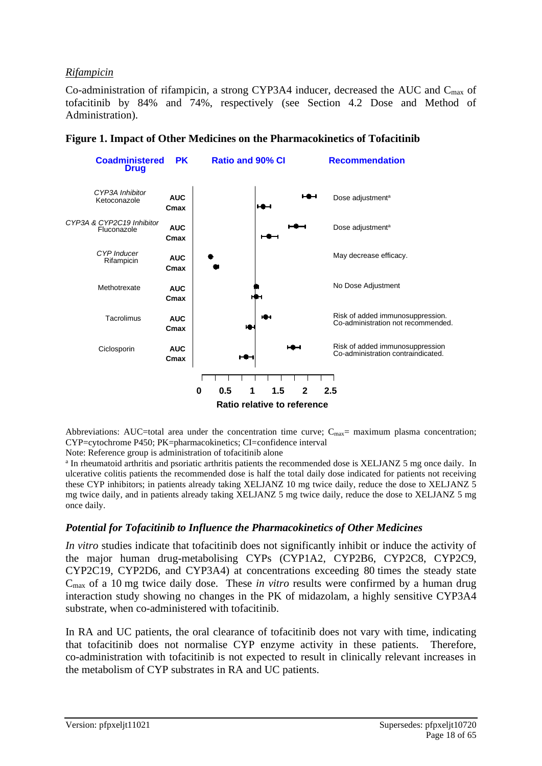*Rifampicin*

Co-administration of rifampicin, a strong CYP3A4 inducer, decreased the AUC and $C_{max}$ of tofacitinib by 84% and 74%, respectively (see Section 4.2 Dose and Method of Administration).

**Figure 1. Impact of Other Medicines on the Pharmacokinetics of Tofacitinib**

| Coadministered Drug | PK | Recommendation |
|---|---|---|
| *CYP3A Inhibitor* Ketoconazole | AUC<br>Cmax | Dose adjustment[a] |
| *CYP3A & CYP2C19 Inhibitor* Fluconazole | AUC<br>Cmax | Dose adjustment[a] |
| *CYP Inducer* Rifampicin | AUC<br>Cmax | May decrease efficacy. |
| Methotrexate | AUC<br>Cmax | No Dose Adjustment |
| Tacrolimus | AUC<br>Cmax | Risk of added immunosuppression. Co-administration not recommended. |
| Ciclosporin | AUC<br>Cmax | Risk of added immunosuppression Co-administration contraindicated. |

Ratio and 90% CI — Ratio relative to reference (axis: 0, 0.5, 1, 1.5, 2, 2.5)

Abbreviations: AUC=total area under the concentration time curve; $C_{max}$= maximum plasma concentration; CYP=cytochrome P450; PK=pharmacokinetics; CI=confidence interval

Note: Reference group is administration of tofacitinib alone

[a] In rheumatoid arthritis and psoriatic arthritis patients the recommended dose is XELJANZ 5 mg once daily. In ulcerative colitis patients the recommended dose is half the total daily dose indicated for patients not receiving these CYP inhibitors; in patients already taking XELJANZ 10 mg twice daily, reduce the dose to XELJANZ 5 mg twice daily, and in patients already taking XELJANZ 5 mg twice daily, reduce the dose to XELJANZ 5 mg once daily.

### *Potential for Tofacitinib to Influence the Pharmacokinetics of Other Medicines*

*In vitro* studies indicate that tofacitinib does not significantly inhibit or induce the activity of the major human drug-metabolising CYPs (CYP1A2, CYP2B6, CYP2C8, CYP2C9, CYP2C19, CYP2D6, and CYP3A4) at concentrations exceeding 80 times the steady state $C_{max}$ of a 10 mg twice daily dose. These *in vitro* results were confirmed by a human drug interaction study showing no changes in the PK of midazolam, a highly sensitive CYP3A4 substrate, when co-administered with tofacitinib.

In RA and UC patients, the oral clearance of tofacitinib does not vary with time, indicating that tofacitinib does not normalise CYP enzyme activity in these patients. Therefore, co-administration with tofacitinib is not expected to result in clinically relevant increases in the metabolism of CYP substrates in RA and UC patients.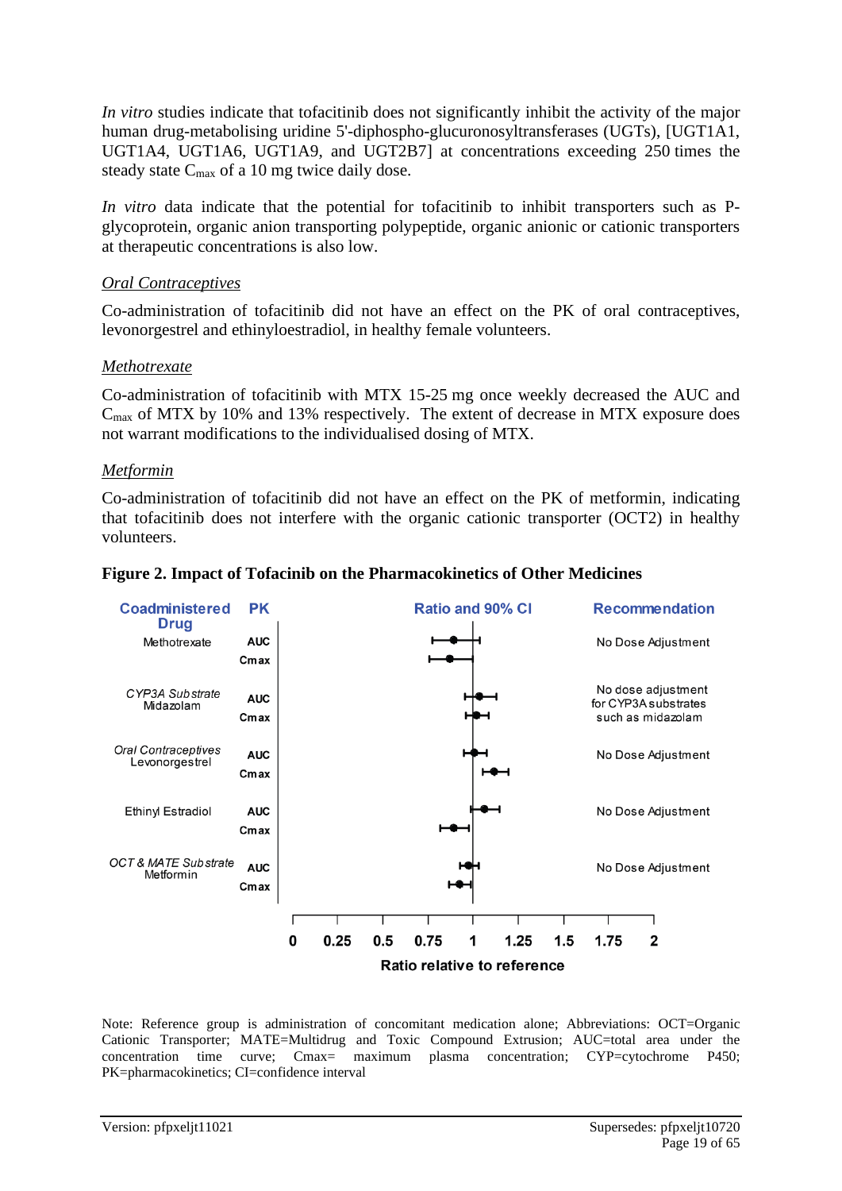*In vitro* studies indicate that tofacitinib does not significantly inhibit the activity of the major human drug-metabolising uridine 5'-diphospho-glucuronosyltransferases (UGTs), [UGT1A1, UGT1A4, UGT1A6, UGT1A9, and UGT2B7] at concentrations exceeding 250 times the steady state $C_{max}$ of a 10 mg twice daily dose.

*In vitro* data indicate that the potential for tofacitinib to inhibit transporters such as P-glycoprotein, organic anion transporting polypeptide, organic anionic or cationic transporters at therapeutic concentrations is also low.

<u>Oral Contraceptives</u>

Co-administration of tofacitinib did not have an effect on the PK of oral contraceptives, levonorgestrel and ethinyloestradiol, in healthy female volunteers.

<u>Methotrexate</u>

Co-administration of tofacitinib with MTX 15-25 mg once weekly decreased the AUC and $C_{max}$ of MTX by 10% and 13% respectively. The extent of decrease in MTX exposure does not warrant modifications to the individualised dosing of MTX.

<u>Metformin</u>

Co-administration of tofacitinib did not have an effect on the PK of metformin, indicating that tofacitinib does not interfere with the organic cationic transporter (OCT2) in healthy volunteers.

**Figure 2. Impact of Tofacinib on the Pharmacokinetics of Other Medicines**

| Coadministered Drug | PK | Recommendation |
|---|---|---|
| Methotrexate | AUC | No Dose Adjustment |
| | Cmax | |
| *CYP3A Substrate* Midazolam | AUC | No dose adjustment for CYP3A substrates such as midazolam |
| | Cmax | |
| *Oral Contraceptives* Levonorgestrel | AUC | No Dose Adjustment |
| | Cmax | |
| Ethinyl Estradiol | AUC | No Dose Adjustment |
| | Cmax | |
| *OCT & MATE Substrate* Metformin | AUC | No Dose Adjustment |
| | Cmax | |

Ratio and 90% CI — Ratio relative to reference (axis 0, 0.25, 0.5, 0.75, 1, 1.25, 1.5, 1.75, 2)

Note: Reference group is administration of concomitant medication alone; Abbreviations: OCT=Organic Cationic Transporter; MATE=Multidrug and Toxic Compound Extrusion; AUC=total area under the concentration time curve; Cmax= maximum plasma concentration; CYP=cytochrome P450; PK=pharmacokinetics; CI=confidence interval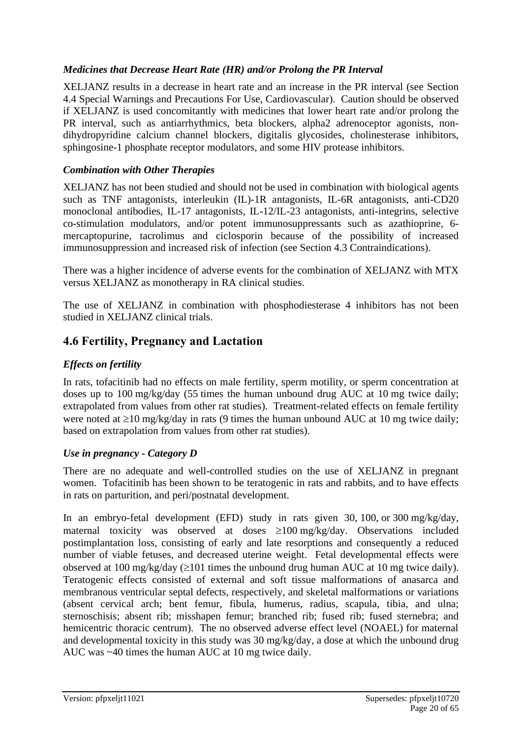### *Medicines that Decrease Heart Rate (HR) and/or Prolong the PR Interval*

XELJANZ results in a decrease in heart rate and an increase in the PR interval (see Section 4.4 Special Warnings and Precautions For Use, Cardiovascular). Caution should be observed if XELJANZ is used concomitantly with medicines that lower heart rate and/or prolong the PR interval, such as antiarrhythmics, beta blockers, alpha2 adrenoceptor agonists, non-dihydropyridine calcium channel blockers, digitalis glycosides, cholinesterase inhibitors, sphingosine-1 phosphate receptor modulators, and some HIV protease inhibitors.

### *Combination with Other Therapies*

XELJANZ has not been studied and should not be used in combination with biological agents such as TNF antagonists, interleukin (IL)-1R antagonists, IL-6R antagonists, anti-CD20 monoclonal antibodies, IL-17 antagonists, IL-12/IL-23 antagonists, anti-integrins, selective co-stimulation modulators, and/or potent immunosuppressants such as azathioprine, 6-mercaptopurine, tacrolimus and ciclosporin because of the possibility of increased immunosuppression and increased risk of infection (see Section 4.3 Contraindications).

There was a higher incidence of adverse events for the combination of XELJANZ with MTX versus XELJANZ as monotherapy in RA clinical studies.

The use of XELJANZ in combination with phosphodiesterase 4 inhibitors has not been studied in XELJANZ clinical trials.

## 4.6 Fertility, Pregnancy and Lactation

### *Effects on fertility*

In rats, tofacitinib had no effects on male fertility, sperm motility, or sperm concentration at doses up to 100 mg/kg/day (55 times the human unbound drug AUC at 10 mg twice daily; extrapolated from values from other rat studies). Treatment-related effects on female fertility were noted at ≥10 mg/kg/day in rats (9 times the human unbound AUC at 10 mg twice daily; based on extrapolation from values from other rat studies).

### *Use in pregnancy - Category D*

There are no adequate and well-controlled studies on the use of XELJANZ in pregnant women. Tofacitinib has been shown to be teratogenic in rats and rabbits, and to have effects in rats on parturition, and peri/postnatal development.

In an embryo-fetal development (EFD) study in rats given 30, 100, or 300 mg/kg/day, maternal toxicity was observed at doses ≥100 mg/kg/day. Observations included postimplantation loss, consisting of early and late resorptions and consequently a reduced number of viable fetuses, and decreased uterine weight. Fetal developmental effects were observed at 100 mg/kg/day (≥101 times the unbound drug human AUC at 10 mg twice daily). Teratogenic effects consisted of external and soft tissue malformations of anasarca and membranous ventricular septal defects, respectively, and skeletal malformations or variations (absent cervical arch; bent femur, fibula, humerus, radius, scapula, tibia, and ulna; sternoschisis; absent rib; misshapen femur; branched rib; fused rib; fused sternebra; and hemicentric thoracic centrum). The no observed adverse effect level (NOAEL) for maternal and developmental toxicity in this study was 30 mg/kg/day, a dose at which the unbound drug AUC was ~40 times the human AUC at 10 mg twice daily.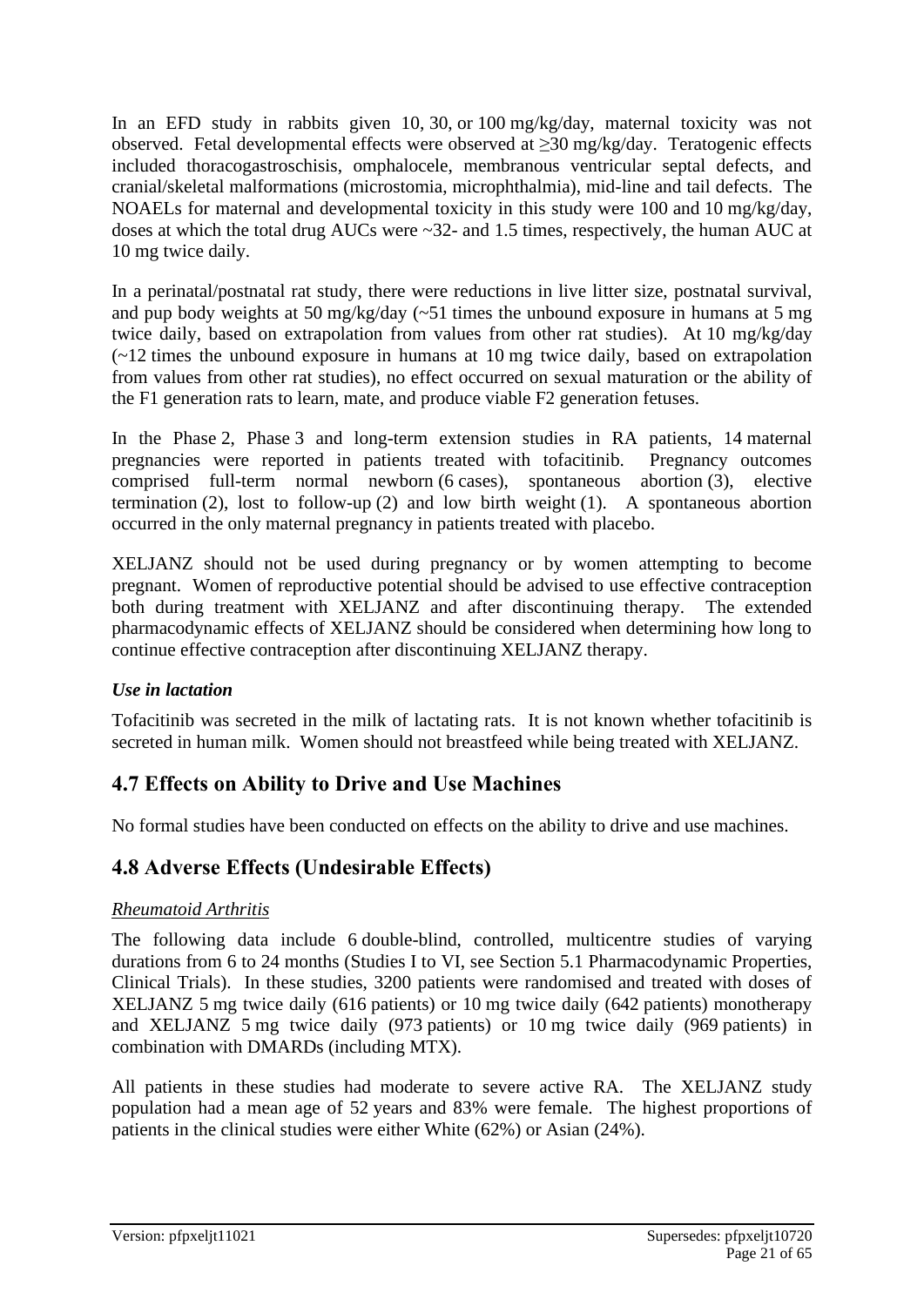In an EFD study in rabbits given 10, 30, or 100 mg/kg/day, maternal toxicity was not observed. Fetal developmental effects were observed at ≥30 mg/kg/day. Teratogenic effects included thoracogastroschisis, omphalocele, membranous ventricular septal defects, and cranial/skeletal malformations (microstomia, microphthalmia), mid-line and tail defects. The NOAELs for maternal and developmental toxicity in this study were 100 and 10 mg/kg/day, doses at which the total drug AUCs were ~32- and 1.5 times, respectively, the human AUC at 10 mg twice daily.

In a perinatal/postnatal rat study, there were reductions in live litter size, postnatal survival, and pup body weights at 50 mg/kg/day (~51 times the unbound exposure in humans at 5 mg twice daily, based on extrapolation from values from other rat studies). At 10 mg/kg/day (~12 times the unbound exposure in humans at 10 mg twice daily, based on extrapolation from values from other rat studies), no effect occurred on sexual maturation or the ability of the F1 generation rats to learn, mate, and produce viable F2 generation fetuses.

In the Phase 2, Phase 3 and long-term extension studies in RA patients, 14 maternal pregnancies were reported in patients treated with tofacitinib. Pregnancy outcomes comprised full-term normal newborn (6 cases), spontaneous abortion (3), elective termination (2), lost to follow-up (2) and low birth weight (1). A spontaneous abortion occurred in the only maternal pregnancy in patients treated with placebo.

XELJANZ should not be used during pregnancy or by women attempting to become pregnant. Women of reproductive potential should be advised to use effective contraception both during treatment with XELJANZ and after discontinuing therapy. The extended pharmacodynamic effects of XELJANZ should be considered when determining how long to continue effective contraception after discontinuing XELJANZ therapy.

***Use in lactation***

Tofacitinib was secreted in the milk of lactating rats. It is not known whether tofacitinib is secreted in human milk. Women should not breastfeed while being treated with XELJANZ.

## 4.7 Effects on Ability to Drive and Use Machines

No formal studies have been conducted on effects on the ability to drive and use machines.

## 4.8 Adverse Effects (Undesirable Effects)

*Rheumatoid Arthritis*

The following data include 6 double-blind, controlled, multicentre studies of varying durations from 6 to 24 months (Studies I to VI, see Section 5.1 Pharmacodynamic Properties, Clinical Trials). In these studies, 3200 patients were randomised and treated with doses of XELJANZ 5 mg twice daily (616 patients) or 10 mg twice daily (642 patients) monotherapy and XELJANZ 5 mg twice daily (973 patients) or 10 mg twice daily (969 patients) in combination with DMARDs (including MTX).

All patients in these studies had moderate to severe active RA. The XELJANZ study population had a mean age of 52 years and 83% were female. The highest proportions of patients in the clinical studies were either White (62%) or Asian (24%).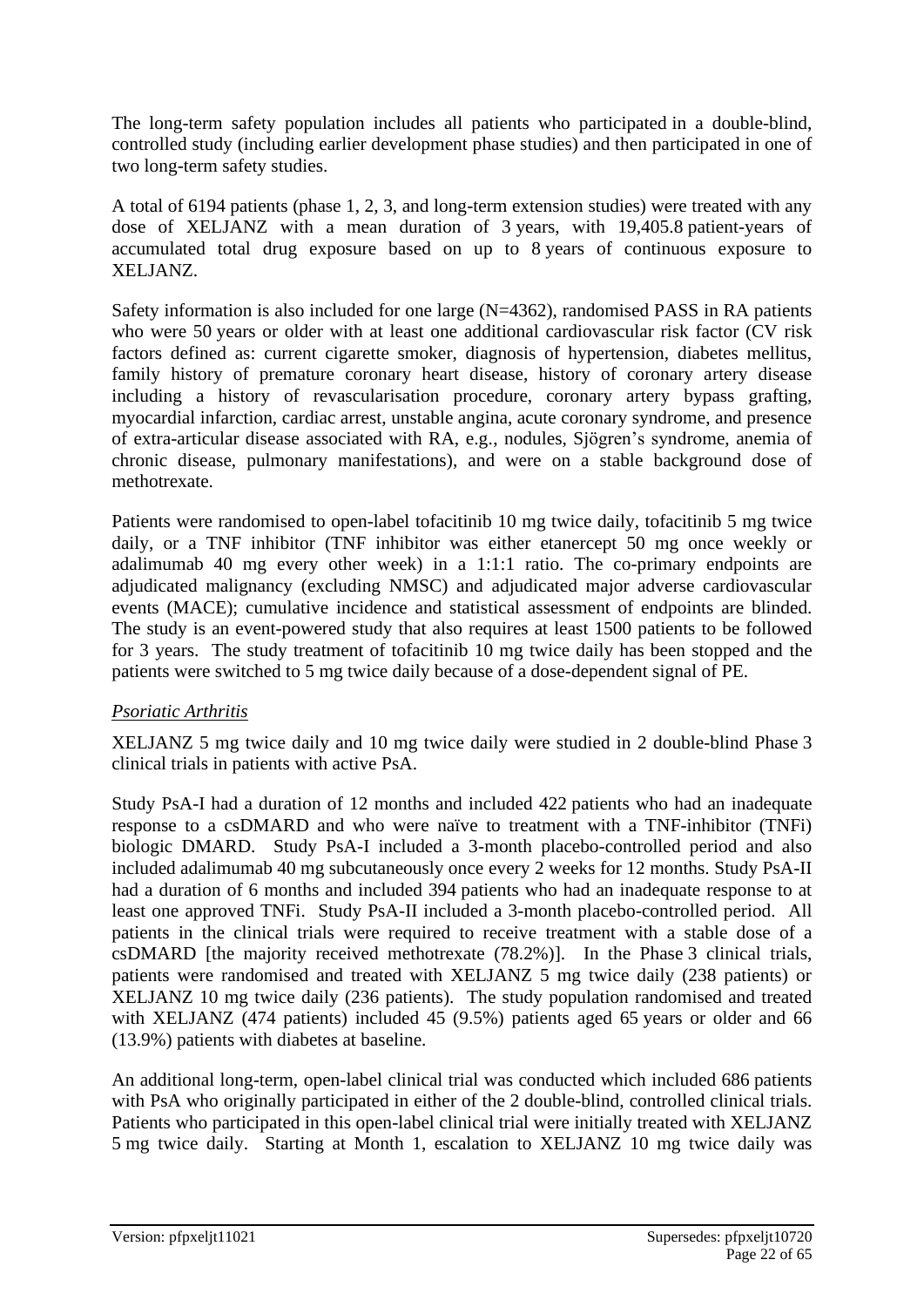The long-term safety population includes all patients who participated in a double-blind, controlled study (including earlier development phase studies) and then participated in one of two long-term safety studies.

A total of 6194 patients (phase 1, 2, 3, and long-term extension studies) were treated with any dose of XELJANZ with a mean duration of 3 years, with 19,405.8 patient-years of accumulated total drug exposure based on up to 8 years of continuous exposure to XELJANZ.

Safety information is also included for one large (N=4362), randomised PASS in RA patients who were 50 years or older with at least one additional cardiovascular risk factor (CV risk factors defined as: current cigarette smoker, diagnosis of hypertension, diabetes mellitus, family history of premature coronary heart disease, history of coronary artery disease including a history of revascularisation procedure, coronary artery bypass grafting, myocardial infarction, cardiac arrest, unstable angina, acute coronary syndrome, and presence of extra-articular disease associated with RA, e.g., nodules, Sjögren's syndrome, anemia of chronic disease, pulmonary manifestations), and were on a stable background dose of methotrexate.

Patients were randomised to open-label tofacitinib 10 mg twice daily, tofacitinib 5 mg twice daily, or a TNF inhibitor (TNF inhibitor was either etanercept 50 mg once weekly or adalimumab 40 mg every other week) in a 1:1:1 ratio. The co-primary endpoints are adjudicated malignancy (excluding NMSC) and adjudicated major adverse cardiovascular events (MACE); cumulative incidence and statistical assessment of endpoints are blinded. The study is an event-powered study that also requires at least 1500 patients to be followed for 3 years. The study treatment of tofacitinib 10 mg twice daily has been stopped and the patients were switched to 5 mg twice daily because of a dose-dependent signal of PE.

*Psoriatic Arthritis*

XELJANZ 5 mg twice daily and 10 mg twice daily were studied in 2 double-blind Phase 3 clinical trials in patients with active PsA.

Study PsA-I had a duration of 12 months and included 422 patients who had an inadequate response to a csDMARD and who were naïve to treatment with a TNF-inhibitor (TNFi) biologic DMARD. Study PsA-I included a 3-month placebo-controlled period and also included adalimumab 40 mg subcutaneously once every 2 weeks for 12 months. Study PsA-II had a duration of 6 months and included 394 patients who had an inadequate response to at least one approved TNFi. Study PsA-II included a 3-month placebo-controlled period. All patients in the clinical trials were required to receive treatment with a stable dose of a csDMARD [the majority received methotrexate (78.2%)]. In the Phase 3 clinical trials, patients were randomised and treated with XELJANZ 5 mg twice daily (238 patients) or XELJANZ 10 mg twice daily (236 patients). The study population randomised and treated with XELJANZ (474 patients) included 45 (9.5%) patients aged 65 years or older and 66 (13.9%) patients with diabetes at baseline.

An additional long-term, open-label clinical trial was conducted which included 686 patients with PsA who originally participated in either of the 2 double-blind, controlled clinical trials. Patients who participated in this open-label clinical trial were initially treated with XELJANZ 5 mg twice daily. Starting at Month 1, escalation to XELJANZ 10 mg twice daily was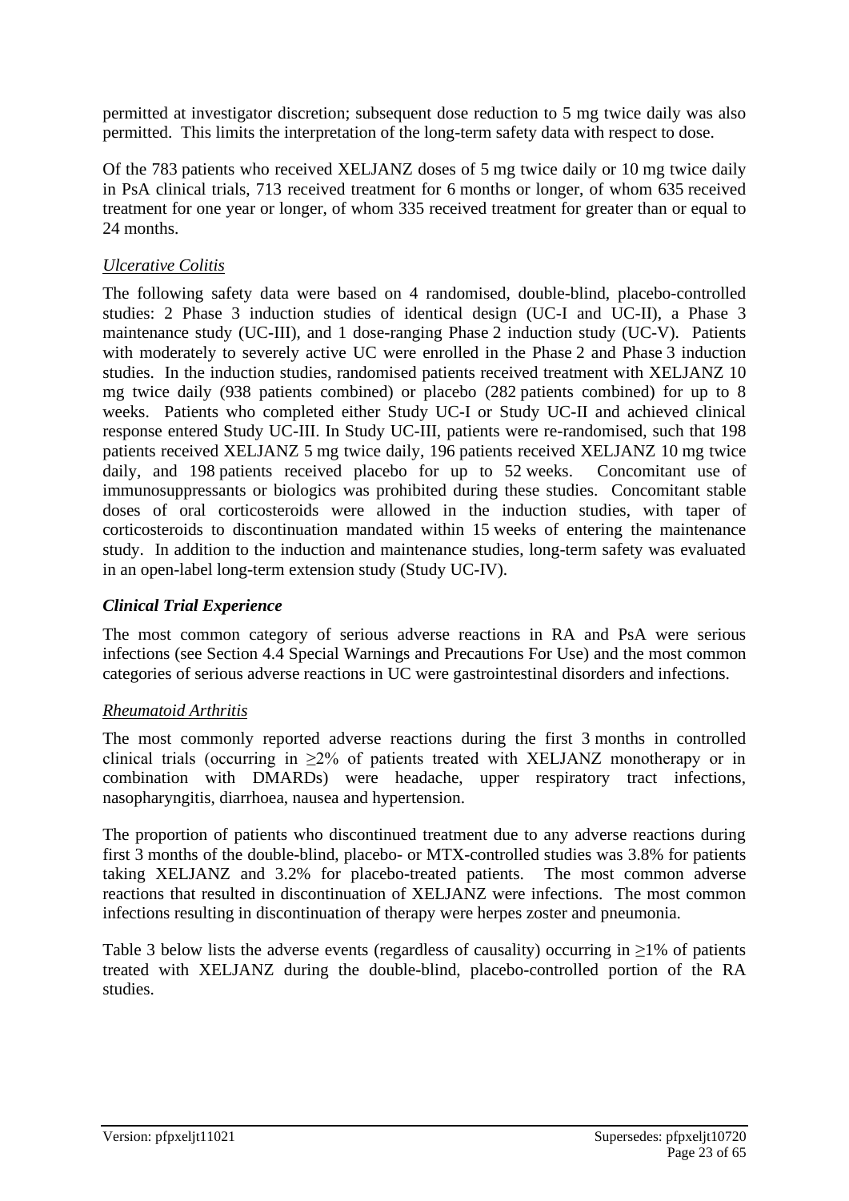permitted at investigator discretion; subsequent dose reduction to 5 mg twice daily was also permitted. This limits the interpretation of the long-term safety data with respect to dose.

Of the 783 patients who received XELJANZ doses of 5 mg twice daily or 10 mg twice daily in PsA clinical trials, 713 received treatment for 6 months or longer, of whom 635 received treatment for one year or longer, of whom 335 received treatment for greater than or equal to 24 months.

*Ulcerative Colitis*

The following safety data were based on 4 randomised, double-blind, placebo-controlled studies: 2 Phase 3 induction studies of identical design (UC-I and UC-II), a Phase 3 maintenance study (UC-III), and 1 dose-ranging Phase 2 induction study (UC-V). Patients with moderately to severely active UC were enrolled in the Phase 2 and Phase 3 induction studies. In the induction studies, randomised patients received treatment with XELJANZ 10 mg twice daily (938 patients combined) or placebo (282 patients combined) for up to 8 weeks. Patients who completed either Study UC-I or Study UC-II and achieved clinical response entered Study UC-III. In Study UC-III, patients were re-randomised, such that 198 patients received XELJANZ 5 mg twice daily, 196 patients received XELJANZ 10 mg twice daily, and 198 patients received placebo for up to 52 weeks. Concomitant use of immunosuppressants or biologics was prohibited during these studies. Concomitant stable doses of oral corticosteroids were allowed in the induction studies, with taper of corticosteroids to discontinuation mandated within 15 weeks of entering the maintenance study. In addition to the induction and maintenance studies, long-term safety was evaluated in an open-label long-term extension study (Study UC-IV).

***Clinical Trial Experience***

The most common category of serious adverse reactions in RA and PsA were serious infections (see Section 4.4 Special Warnings and Precautions For Use) and the most common categories of serious adverse reactions in UC were gastrointestinal disorders and infections.

*Rheumatoid Arthritis*

The most commonly reported adverse reactions during the first 3 months in controlled clinical trials (occurring in ≥2% of patients treated with XELJANZ monotherapy or in combination with DMARDs) were headache, upper respiratory tract infections, nasopharyngitis, diarrhoea, nausea and hypertension.

The proportion of patients who discontinued treatment due to any adverse reactions during first 3 months of the double-blind, placebo- or MTX-controlled studies was 3.8% for patients taking XELJANZ and 3.2% for placebo-treated patients. The most common adverse reactions that resulted in discontinuation of XELJANZ were infections. The most common infections resulting in discontinuation of therapy were herpes zoster and pneumonia.

Table 3 below lists the adverse events (regardless of causality) occurring in ≥1% of patients treated with XELJANZ during the double-blind, placebo-controlled portion of the RA studies.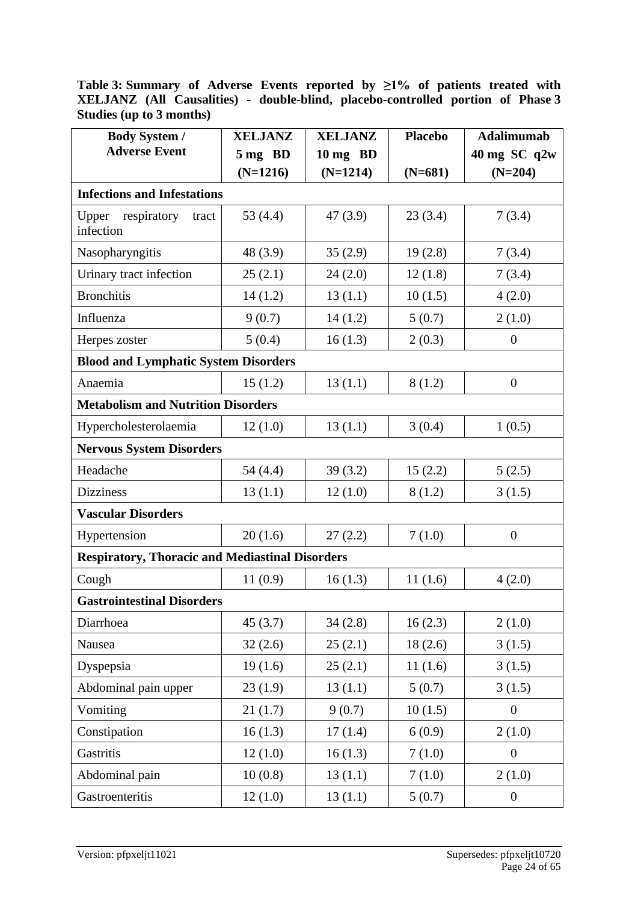**Table 3: Summary of Adverse Events reported by ≥1% of patients treated with XELJANZ (All Causalities) - double-blind, placebo-controlled portion of Phase 3 Studies (up to 3 months)**

| Body System / Adverse Event | XELJANZ 5 mg BD (N=1216) | XELJANZ 10 mg BD (N=1214) | Placebo (N=681) | Adalimumab 40 mg SC q2w (N=204) |
|---|---|---|---|---|
| **Infections and Infestations** | | | | |
| Upper respiratory tract infection | 53 (4.4) | 47 (3.9) | 23 (3.4) | 7 (3.4) |
| Nasopharyngitis | 48 (3.9) | 35 (2.9) | 19 (2.8) | 7 (3.4) |
| Urinary tract infection | 25 (2.1) | 24 (2.0) | 12 (1.8) | 7 (3.4) |
| Bronchitis | 14 (1.2) | 13 (1.1) | 10 (1.5) | 4 (2.0) |
| Influenza | 9 (0.7) | 14 (1.2) | 5 (0.7) | 2 (1.0) |
| Herpes zoster | 5 (0.4) | 16 (1.3) | 2 (0.3) | 0 |
| **Blood and Lymphatic System Disorders** | | | | |
| Anaemia | 15 (1.2) | 13 (1.1) | 8 (1.2) | 0 |
| **Metabolism and Nutrition Disorders** | | | | |
| Hypercholesterolaemia | 12 (1.0) | 13 (1.1) | 3 (0.4) | 1 (0.5) |
| **Nervous System Disorders** | | | | |
| Headache | 54 (4.4) | 39 (3.2) | 15 (2.2) | 5 (2.5) |
| Dizziness | 13 (1.1) | 12 (1.0) | 8 (1.2) | 3 (1.5) |
| **Vascular Disorders** | | | | |
| Hypertension | 20 (1.6) | 27 (2.2) | 7 (1.0) | 0 |
| **Respiratory, Thoracic and Mediastinal Disorders** | | | | |
| Cough | 11 (0.9) | 16 (1.3) | 11 (1.6) | 4 (2.0) |
| **Gastrointestinal Disorders** | | | | |
| Diarrhoea | 45 (3.7) | 34 (2.8) | 16 (2.3) | 2 (1.0) |
| Nausea | 32 (2.6) | 25 (2.1) | 18 (2.6) | 3 (1.5) |
| Dyspepsia | 19 (1.6) | 25 (2.1) | 11 (1.6) | 3 (1.5) |
| Abdominal pain upper | 23 (1.9) | 13 (1.1) | 5 (0.7) | 3 (1.5) |
| Vomiting | 21 (1.7) | 9 (0.7) | 10 (1.5) | 0 |
| Constipation | 16 (1.3) | 17 (1.4) | 6 (0.9) | 2 (1.0) |
| Gastritis | 12 (1.0) | 16 (1.3) | 7 (1.0) | 0 |
| Abdominal pain | 10 (0.8) | 13 (1.1) | 7 (1.0) | 2 (1.0) |
| Gastroenteritis | 12 (1.0) | 13 (1.1) | 5 (0.7) | 0 |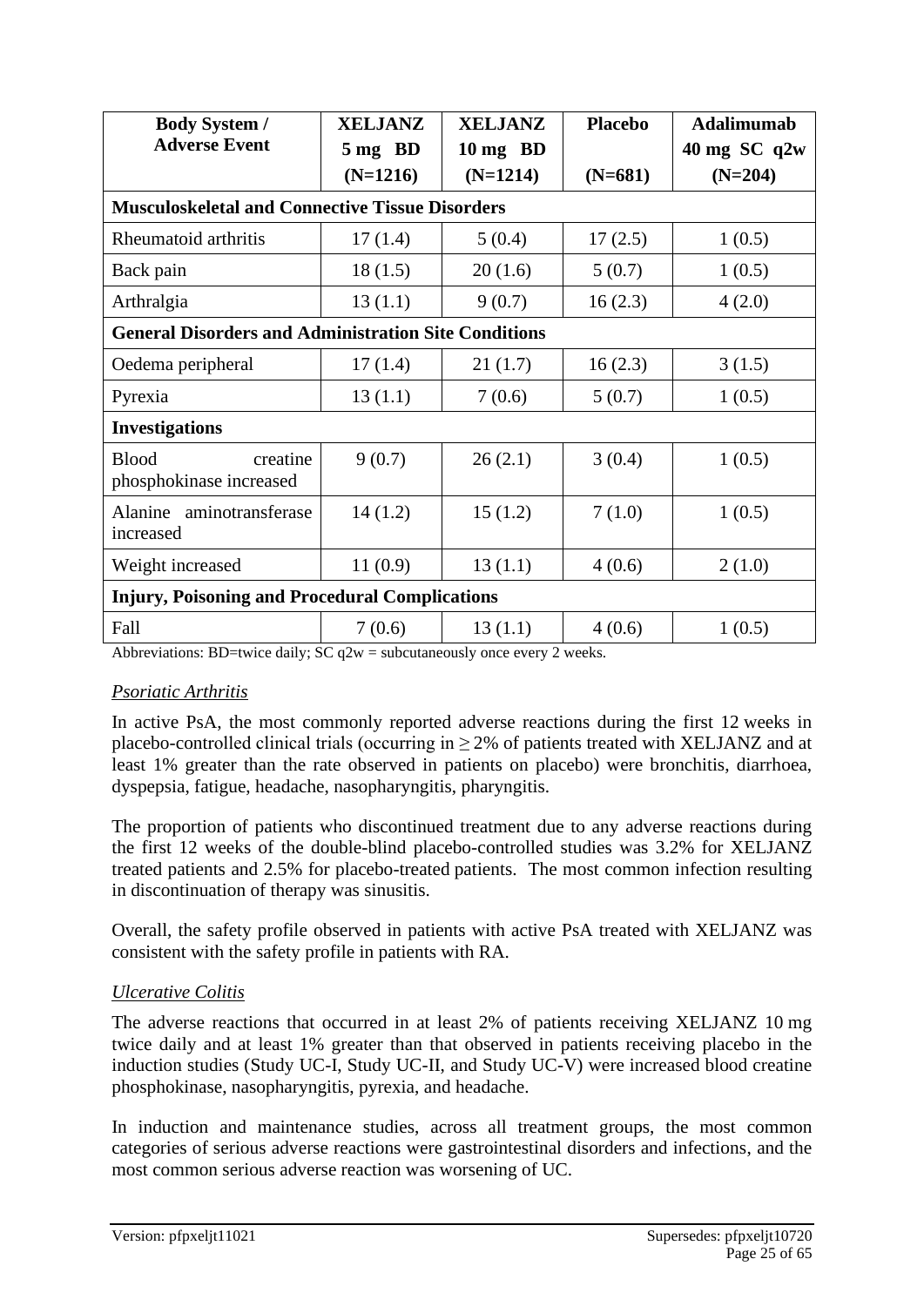| Body System / Adverse Event | XELJANZ 5 mg BD (N=1216) | XELJANZ 10 mg BD (N=1214) | Placebo (N=681) | Adalimumab 40 mg SC q2w (N=204) |
|---|---|---|---|---|
| **Musculoskeletal and Connective Tissue Disorders** | | | | |
| Rheumatoid arthritis | 17 (1.4) | 5 (0.4) | 17 (2.5) | 1 (0.5) |
| Back pain | 18 (1.5) | 20 (1.6) | 5 (0.7) | 1 (0.5) |
| Arthralgia | 13 (1.1) | 9 (0.7) | 16 (2.3) | 4 (2.0) |
| **General Disorders and Administration Site Conditions** | | | | |
| Oedema peripheral | 17 (1.4) | 21 (1.7) | 16 (2.3) | 3 (1.5) |
| Pyrexia | 13 (1.1) | 7 (0.6) | 5 (0.7) | 1 (0.5) |
| **Investigations** | | | | |
| Blood creatine phosphokinase increased | 9 (0.7) | 26 (2.1) | 3 (0.4) | 1 (0.5) |
| Alanine aminotransferase increased | 14 (1.2) | 15 (1.2) | 7 (1.0) | 1 (0.5) |
| Weight increased | 11 (0.9) | 13 (1.1) | 4 (0.6) | 2 (1.0) |
| **Injury, Poisoning and Procedural Complications** | | | | |
| Fall | 7 (0.6) | 13 (1.1) | 4 (0.6) | 1 (0.5) |

Abbreviations: BD=twice daily; SC q2w = subcutaneously once every 2 weeks.

*Psoriatic Arthritis*

In active PsA, the most commonly reported adverse reactions during the first 12 weeks in placebo-controlled clinical trials (occurring in ≥ 2% of patients treated with XELJANZ and at least 1% greater than the rate observed in patients on placebo) were bronchitis, diarrhoea, dyspepsia, fatigue, headache, nasopharyngitis, pharyngitis.

The proportion of patients who discontinued treatment due to any adverse reactions during the first 12 weeks of the double-blind placebo-controlled studies was 3.2% for XELJANZ treated patients and 2.5% for placebo-treated patients. The most common infection resulting in discontinuation of therapy was sinusitis.

Overall, the safety profile observed in patients with active PsA treated with XELJANZ was consistent with the safety profile in patients with RA.

*Ulcerative Colitis*

The adverse reactions that occurred in at least 2% of patients receiving XELJANZ 10 mg twice daily and at least 1% greater than that observed in patients receiving placebo in the induction studies (Study UC-I, Study UC-II, and Study UC-V) were increased blood creatine phosphokinase, nasopharyngitis, pyrexia, and headache.

In induction and maintenance studies, across all treatment groups, the most common categories of serious adverse reactions were gastrointestinal disorders and infections, and the most common serious adverse reaction was worsening of UC.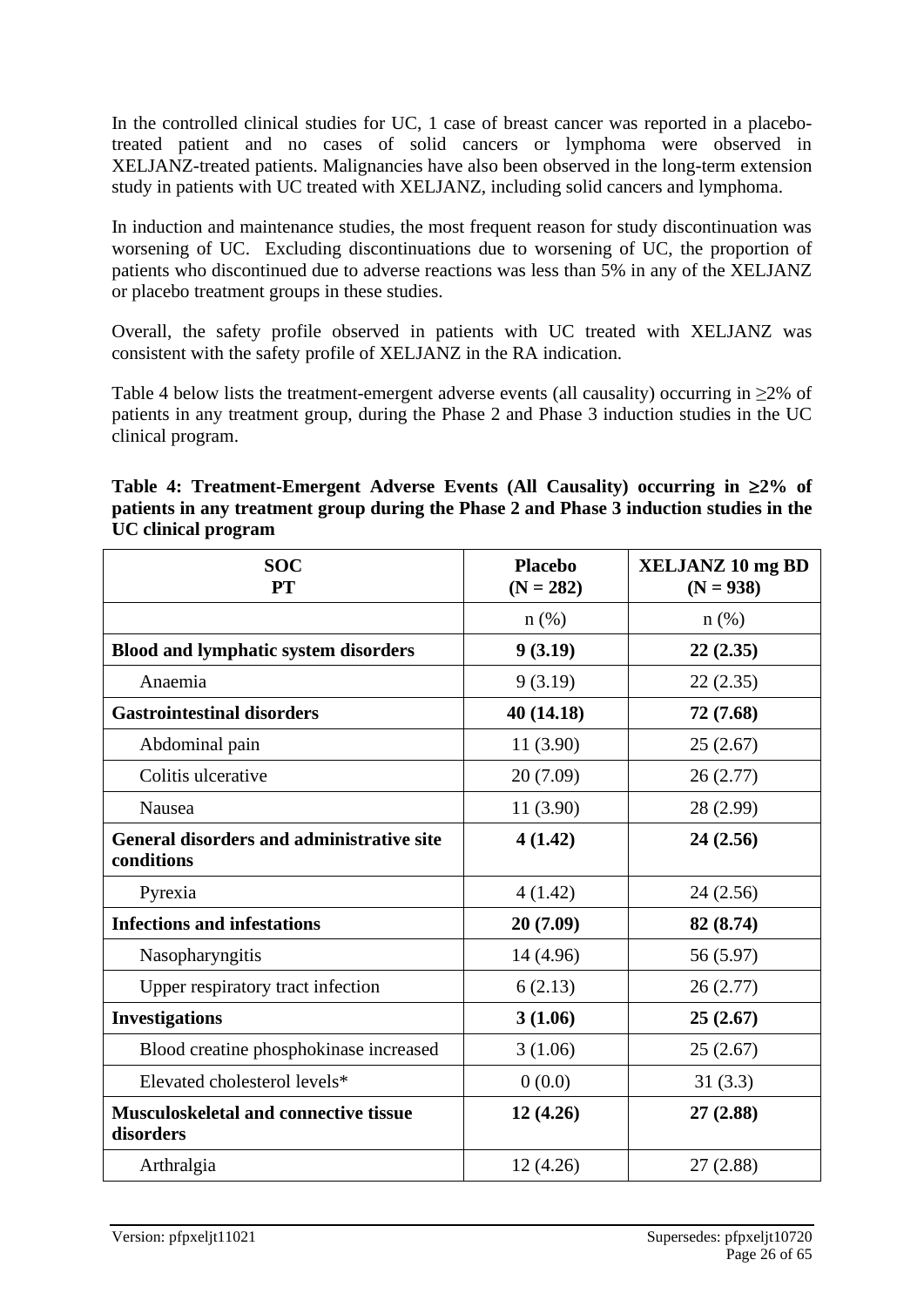In the controlled clinical studies for UC, 1 case of breast cancer was reported in a placebo-treated patient and no cases of solid cancers or lymphoma were observed in XELJANZ-treated patients. Malignancies have also been observed in the long-term extension study in patients with UC treated with XELJANZ, including solid cancers and lymphoma.

In induction and maintenance studies, the most frequent reason for study discontinuation was worsening of UC. Excluding discontinuations due to worsening of UC, the proportion of patients who discontinued due to adverse reactions was less than 5% in any of the XELJANZ or placebo treatment groups in these studies.

Overall, the safety profile observed in patients with UC treated with XELJANZ was consistent with the safety profile of XELJANZ in the RA indication.

Table 4 below lists the treatment-emergent adverse events (all causality) occurring in ≥2% of patients in any treatment group, during the Phase 2 and Phase 3 induction studies in the UC clinical program.

**Table 4: Treatment-Emergent Adverse Events (All Causality) occurring in ≥2% of patients in any treatment group during the Phase 2 and Phase 3 induction studies in the UC clinical program**

| SOC<br>PT | Placebo<br>(N = 282) | XELJANZ 10 mg BD<br>(N = 938) |
|---|---|---|
| | n (%) | n (%) |
| **Blood and lymphatic system disorders** | **9 (3.19)** | **22 (2.35)** |
| Anaemia | 9 (3.19) | 22 (2.35) |
| **Gastrointestinal disorders** | **40 (14.18)** | **72 (7.68)** |
| Abdominal pain | 11 (3.90) | 25 (2.67) |
| Colitis ulcerative | 20 (7.09) | 26 (2.77) |
| Nausea | 11 (3.90) | 28 (2.99) |
| **General disorders and administrative site conditions** | **4 (1.42)** | **24 (2.56)** |
| Pyrexia | 4 (1.42) | 24 (2.56) |
| **Infections and infestations** | **20 (7.09)** | **82 (8.74)** |
| Nasopharyngitis | 14 (4.96) | 56 (5.97) |
| Upper respiratory tract infection | 6 (2.13) | 26 (2.77) |
| **Investigations** | **3 (1.06)** | **25 (2.67)** |
| Blood creatine phosphokinase increased | 3 (1.06) | 25 (2.67) |
| Elevated cholesterol levels* | 0 (0.0) | 31 (3.3) |
| **Musculoskeletal and connective tissue disorders** | **12 (4.26)** | **27 (2.88)** |
| Arthralgia | 12 (4.26) | 27 (2.88) |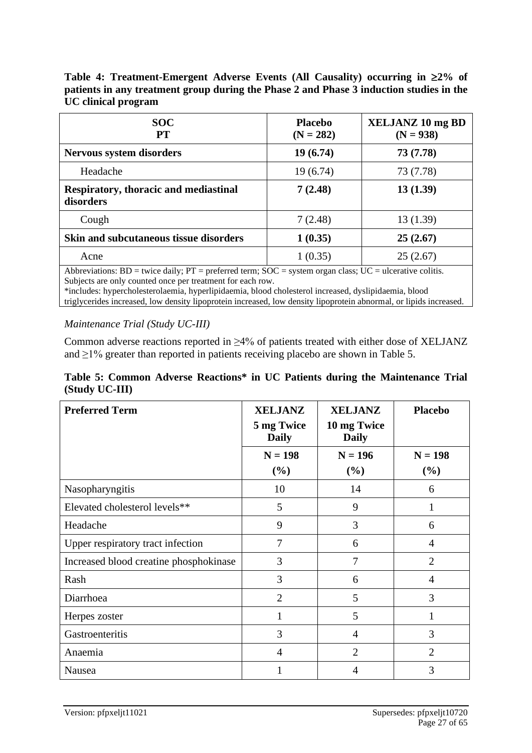**Table 4: Treatment-Emergent Adverse Events (All Causality) occurring in ≥2% of patients in any treatment group during the Phase 2 and Phase 3 induction studies in the UC clinical program**

| SOC<br>PT | Placebo<br>(N = 282) | XELJANZ 10 mg BD<br>(N = 938) |
|---|---|---|
| **Nervous system disorders** | **19 (6.74)** | **73 (7.78)** |
| Headache | 19 (6.74) | 73 (7.78) |
| **Respiratory, thoracic and mediastinal disorders** | **7 (2.48)** | **13 (1.39)** |
| Cough | 7 (2.48) | 13 (1.39) |
| **Skin and subcutaneous tissue disorders** | **1 (0.35)** | **25 (2.67)** |
| Acne | 1 (0.35) | 25 (2.67) |

Abbreviations: BD = twice daily; PT = preferred term; SOC = system organ class; UC = ulcerative colitis.
Subjects are only counted once per treatment for each row.
*includes: hypercholesterolaemia, hyperlipidaemia, blood cholesterol increased, dyslipidaemia, blood triglycerides increased, low density lipoprotein increased, low density lipoprotein abnormal, or lipids increased.

*Maintenance Trial (Study UC-III)*

Common adverse reactions reported in ≥4% of patients treated with either dose of XELJANZ and ≥1% greater than reported in patients receiving placebo are shown in Table 5.

**Table 5: Common Adverse Reactions* in UC Patients during the Maintenance Trial (Study UC-III)**

| Preferred Term | XELJANZ<br>5 mg Twice Daily | XELJANZ<br>10 mg Twice Daily | Placebo |
|---|---|---|---|
| | N = 198<br>(%) | N = 196<br>(%) | N = 198<br>(%) |
| Nasopharyngitis | 10 | 14 | 6 |
| Elevated cholesterol levels** | 5 | 9 | 1 |
| Headache | 9 | 3 | 6 |
| Upper respiratory tract infection | 7 | 6 | 4 |
| Increased blood creatine phosphokinase | 3 | 7 | 2 |
| Rash | 3 | 6 | 4 |
| Diarrhoea | 2 | 5 | 3 |
| Herpes zoster | 1 | 5 | 1 |
| Gastroenteritis | 3 | 4 | 3 |
| Anaemia | 4 | 2 | 2 |
| Nausea | 1 | 4 | 3 |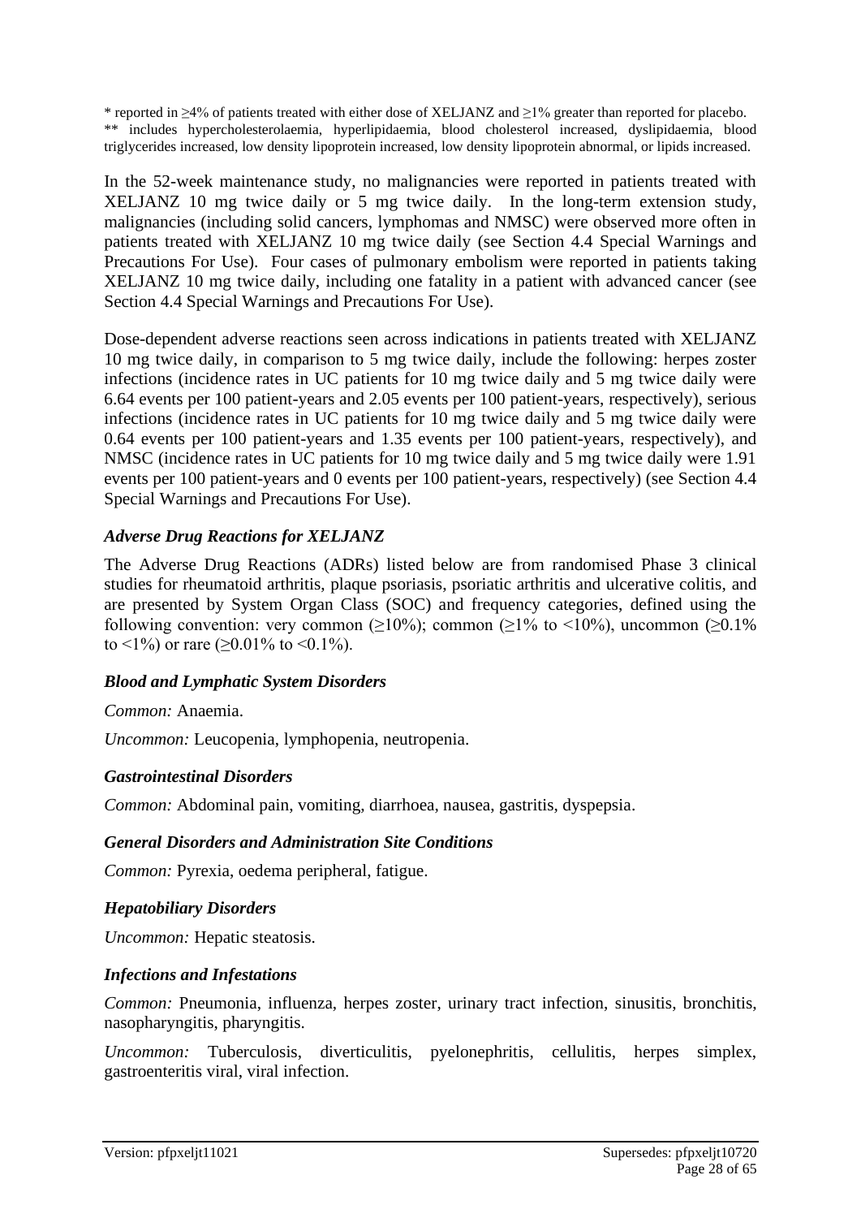* reported in ≥4% of patients treated with either dose of XELJANZ and ≥1% greater than reported for placebo.
** includes hypercholesterolaemia, hyperlipidaemia, blood cholesterol increased, dyslipidaemia, blood triglycerides increased, low density lipoprotein increased, low density lipoprotein abnormal, or lipids increased.

In the 52-week maintenance study, no malignancies were reported in patients treated with XELJANZ 10 mg twice daily or 5 mg twice daily. In the long-term extension study, malignancies (including solid cancers, lymphomas and NMSC) were observed more often in patients treated with XELJANZ 10 mg twice daily (see Section 4.4 Special Warnings and Precautions For Use). Four cases of pulmonary embolism were reported in patients taking XELJANZ 10 mg twice daily, including one fatality in a patient with advanced cancer (see Section 4.4 Special Warnings and Precautions For Use).

Dose-dependent adverse reactions seen across indications in patients treated with XELJANZ 10 mg twice daily, in comparison to 5 mg twice daily, include the following: herpes zoster infections (incidence rates in UC patients for 10 mg twice daily and 5 mg twice daily were 6.64 events per 100 patient-years and 2.05 events per 100 patient-years, respectively), serious infections (incidence rates in UC patients for 10 mg twice daily and 5 mg twice daily were 0.64 events per 100 patient-years and 1.35 events per 100 patient-years, respectively), and NMSC (incidence rates in UC patients for 10 mg twice daily and 5 mg twice daily were 1.91 events per 100 patient-years and 0 events per 100 patient-years, respectively) (see Section 4.4 Special Warnings and Precautions For Use).

### *Adverse Drug Reactions for XELJANZ*

The Adverse Drug Reactions (ADRs) listed below are from randomised Phase 3 clinical studies for rheumatoid arthritis, plaque psoriasis, psoriatic arthritis and ulcerative colitis, and are presented by System Organ Class (SOC) and frequency categories, defined using the following convention: very common (≥10%); common (≥1% to <10%), uncommon (≥0.1% to <1%) or rare (≥0.01% to <0.1%).

### *Blood and Lymphatic System Disorders*

*Common:* Anaemia.

*Uncommon:* Leucopenia, lymphopenia, neutropenia.

### *Gastrointestinal Disorders*

*Common:* Abdominal pain, vomiting, diarrhoea, nausea, gastritis, dyspepsia.

### *General Disorders and Administration Site Conditions*

*Common:* Pyrexia, oedema peripheral, fatigue.

### *Hepatobiliary Disorders*

*Uncommon:* Hepatic steatosis.

### *Infections and Infestations*

*Common:* Pneumonia, influenza, herpes zoster, urinary tract infection, sinusitis, bronchitis, nasopharyngitis, pharyngitis.

*Uncommon:* Tuberculosis, diverticulitis, pyelonephritis, cellulitis, herpes simplex, gastroenteritis viral, viral infection.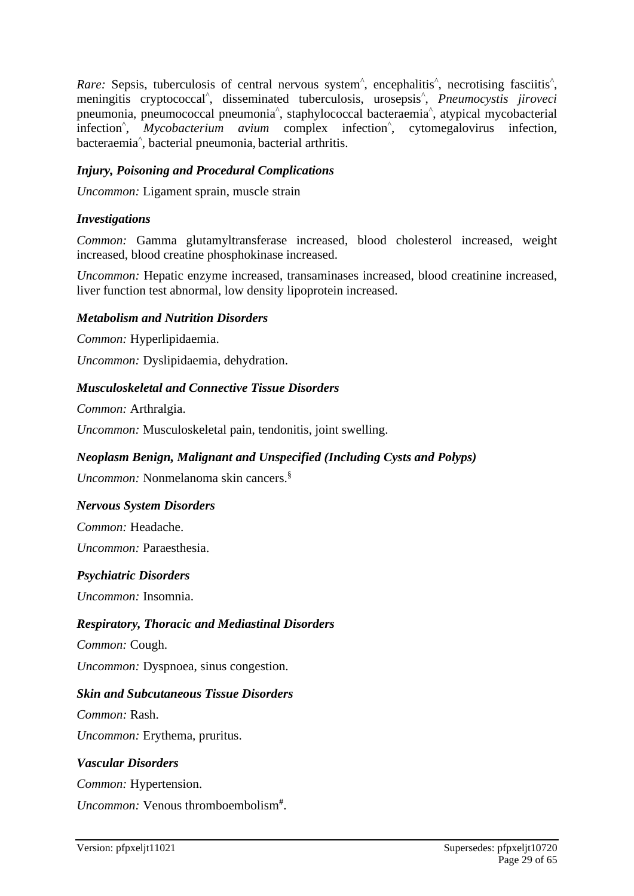*Rare:* Sepsis, tuberculosis of central nervous system^, encephalitis^, necrotising fasciitis^, meningitis cryptococcal^, disseminated tuberculosis, urosepsis^, *Pneumocystis jiroveci* pneumonia, pneumococcal pneumonia^, staphylococcal bacteraemia^, atypical mycobacterial infection^, *Mycobacterium avium* complex infection^, cytomegalovirus infection, bacteraemia^, bacterial pneumonia, bacterial arthritis.

***Injury, Poisoning and Procedural Complications***

*Uncommon:* Ligament sprain, muscle strain

***Investigations***

*Common:* Gamma glutamyltransferase increased, blood cholesterol increased, weight increased, blood creatine phosphokinase increased.

*Uncommon:* Hepatic enzyme increased, transaminases increased, blood creatinine increased, liver function test abnormal, low density lipoprotein increased.

***Metabolism and Nutrition Disorders***

*Common:* Hyperlipidaemia.

*Uncommon:* Dyslipidaemia, dehydration.

***Musculoskeletal and Connective Tissue Disorders***

*Common:* Arthralgia.

*Uncommon:* Musculoskeletal pain, tendonitis, joint swelling.

***Neoplasm Benign, Malignant and Unspecified (Including Cysts and Polyps)***

*Uncommon:* Nonmelanoma skin cancers.§

***Nervous System Disorders***

*Common:* Headache.

*Uncommon:* Paraesthesia.

***Psychiatric Disorders***

*Uncommon:* Insomnia.

***Respiratory, Thoracic and Mediastinal Disorders***

*Common:* Cough.

*Uncommon:* Dyspnoea, sinus congestion.

***Skin and Subcutaneous Tissue Disorders***

*Common:* Rash.

*Uncommon:* Erythema, pruritus.

***Vascular Disorders***

*Common:* Hypertension.

*Uncommon:* Venous thromboembolism#.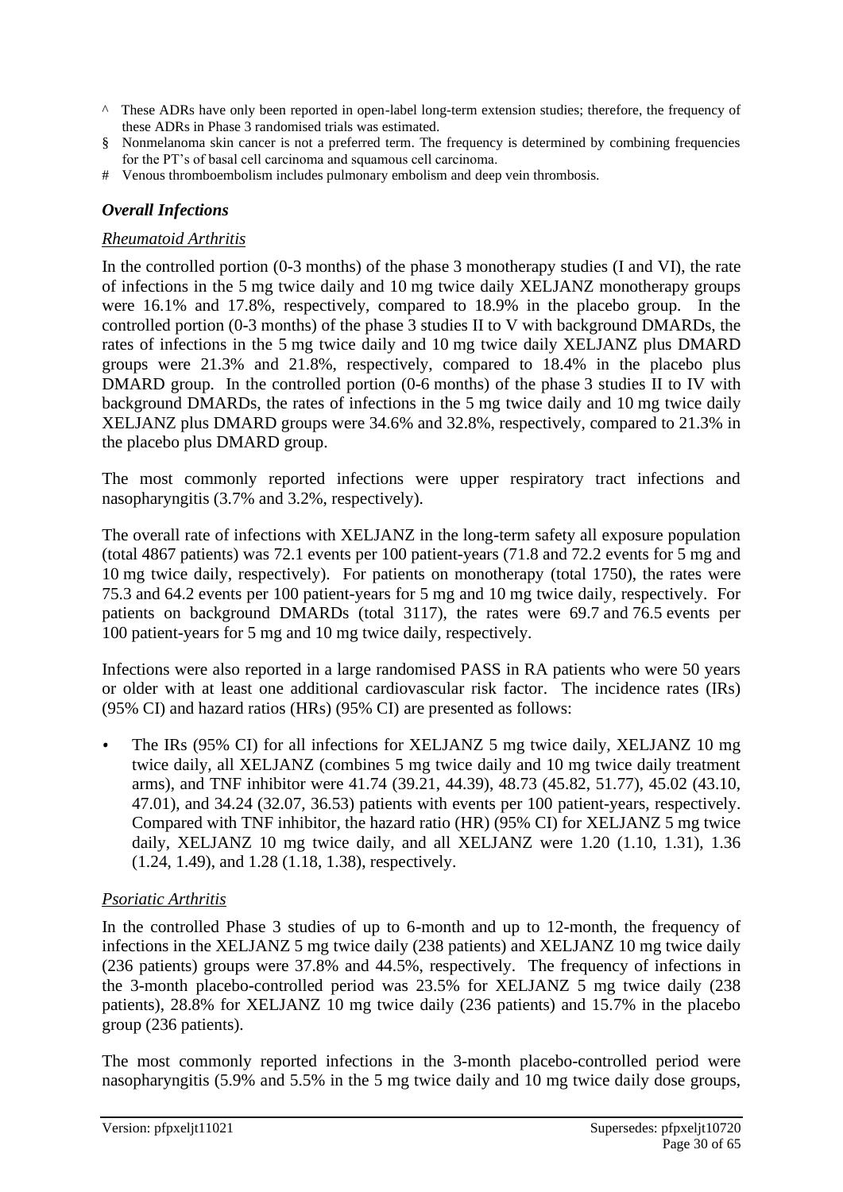^ These ADRs have only been reported in open-label long-term extension studies; therefore, the frequency of these ADRs in Phase 3 randomised trials was estimated.

§ Nonmelanoma skin cancer is not a preferred term. The frequency is determined by combining frequencies for the PT's of basal cell carcinoma and squamous cell carcinoma.

# Venous thromboembolism includes pulmonary embolism and deep vein thrombosis.

### *Overall Infections*

*Rheumatoid Arthritis*

In the controlled portion (0-3 months) of the phase 3 monotherapy studies (I and VI), the rate of infections in the 5 mg twice daily and 10 mg twice daily XELJANZ monotherapy groups were 16.1% and 17.8%, respectively, compared to 18.9% in the placebo group. In the controlled portion (0-3 months) of the phase 3 studies II to V with background DMARDs, the rates of infections in the 5 mg twice daily and 10 mg twice daily XELJANZ plus DMARD groups were 21.3% and 21.8%, respectively, compared to 18.4% in the placebo plus DMARD group. In the controlled portion (0-6 months) of the phase 3 studies II to IV with background DMARDs, the rates of infections in the 5 mg twice daily and 10 mg twice daily XELJANZ plus DMARD groups were 34.6% and 32.8%, respectively, compared to 21.3% in the placebo plus DMARD group.

The most commonly reported infections were upper respiratory tract infections and nasopharyngitis (3.7% and 3.2%, respectively).

The overall rate of infections with XELJANZ in the long-term safety all exposure population (total 4867 patients) was 72.1 events per 100 patient-years (71.8 and 72.2 events for 5 mg and 10 mg twice daily, respectively). For patients on monotherapy (total 1750), the rates were 75.3 and 64.2 events per 100 patient-years for 5 mg and 10 mg twice daily, respectively. For patients on background DMARDs (total 3117), the rates were 69.7 and 76.5 events per 100 patient-years for 5 mg and 10 mg twice daily, respectively.

Infections were also reported in a large randomised PASS in RA patients who were 50 years or older with at least one additional cardiovascular risk factor. The incidence rates (IRs) (95% CI) and hazard ratios (HRs) (95% CI) are presented as follows:

- The IRs (95% CI) for all infections for XELJANZ 5 mg twice daily, XELJANZ 10 mg twice daily, all XELJANZ (combines 5 mg twice daily and 10 mg twice daily treatment arms), and TNF inhibitor were 41.74 (39.21, 44.39), 48.73 (45.82, 51.77), 45.02 (43.10, 47.01), and 34.24 (32.07, 36.53) patients with events per 100 patient-years, respectively. Compared with TNF inhibitor, the hazard ratio (HR) (95% CI) for XELJANZ 5 mg twice daily, XELJANZ 10 mg twice daily, and all XELJANZ were 1.20 (1.10, 1.31), 1.36 (1.24, 1.49), and 1.28 (1.18, 1.38), respectively.

*Psoriatic Arthritis*

In the controlled Phase 3 studies of up to 6-month and up to 12-month, the frequency of infections in the XELJANZ 5 mg twice daily (238 patients) and XELJANZ 10 mg twice daily (236 patients) groups were 37.8% and 44.5%, respectively. The frequency of infections in the 3-month placebo-controlled period was 23.5% for XELJANZ 5 mg twice daily (238 patients), 28.8% for XELJANZ 10 mg twice daily (236 patients) and 15.7% in the placebo group (236 patients).

The most commonly reported infections in the 3-month placebo-controlled period were nasopharyngitis (5.9% and 5.5% in the 5 mg twice daily and 10 mg twice daily dose groups,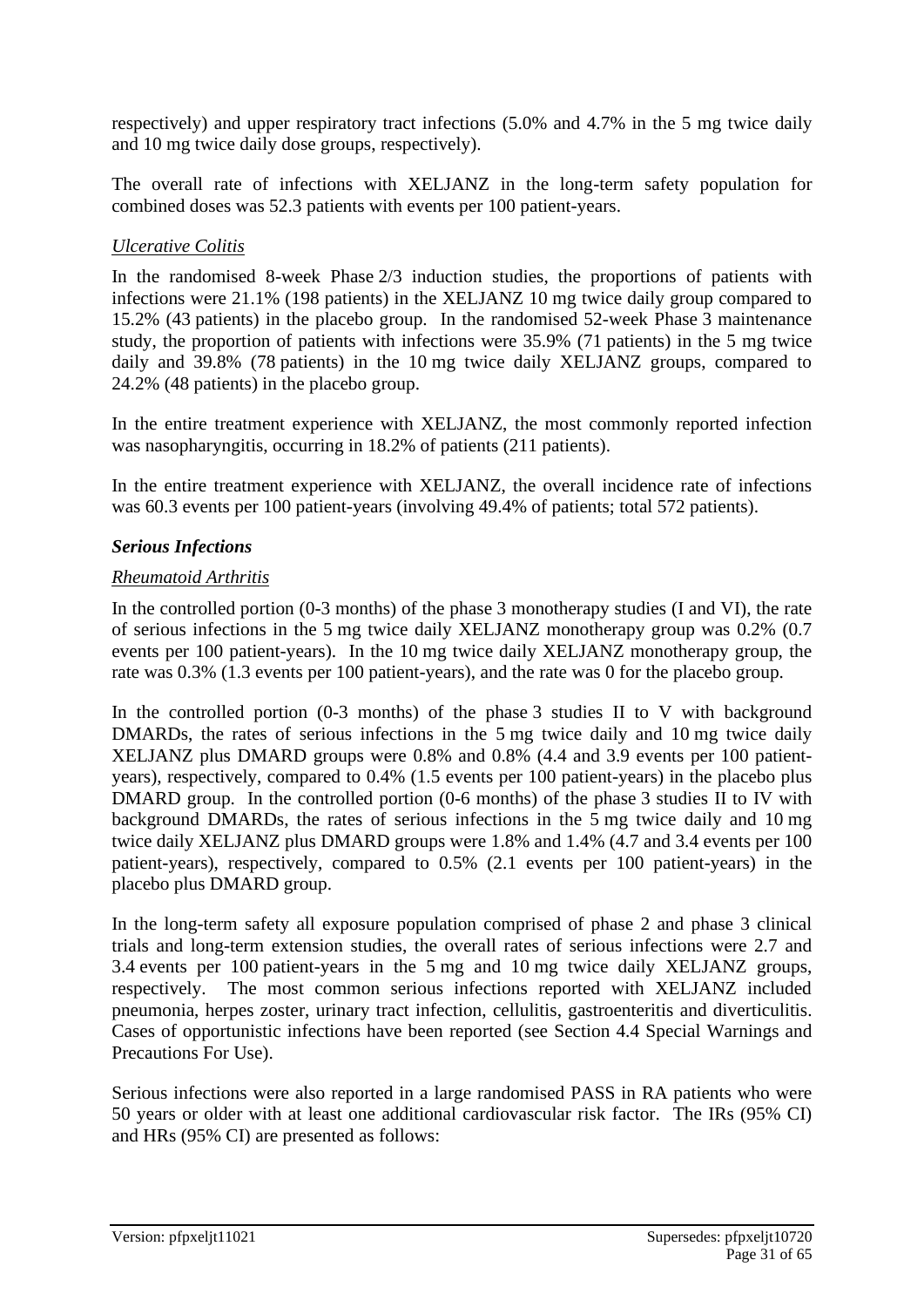respectively) and upper respiratory tract infections (5.0% and 4.7% in the 5 mg twice daily and 10 mg twice daily dose groups, respectively).

The overall rate of infections with XELJANZ in the long-term safety population for combined doses was 52.3 patients with events per 100 patient-years.

*Ulcerative Colitis*

In the randomised 8-week Phase 2/3 induction studies, the proportions of patients with infections were 21.1% (198 patients) in the XELJANZ 10 mg twice daily group compared to 15.2% (43 patients) in the placebo group. In the randomised 52-week Phase 3 maintenance study, the proportion of patients with infections were 35.9% (71 patients) in the 5 mg twice daily and 39.8% (78 patients) in the 10 mg twice daily XELJANZ groups, compared to 24.2% (48 patients) in the placebo group.

In the entire treatment experience with XELJANZ, the most commonly reported infection was nasopharyngitis, occurring in 18.2% of patients (211 patients).

In the entire treatment experience with XELJANZ, the overall incidence rate of infections was 60.3 events per 100 patient-years (involving 49.4% of patients; total 572 patients).

***Serious Infections***

*Rheumatoid Arthritis*

In the controlled portion (0-3 months) of the phase 3 monotherapy studies (I and VI), the rate of serious infections in the 5 mg twice daily XELJANZ monotherapy group was 0.2% (0.7 events per 100 patient-years). In the 10 mg twice daily XELJANZ monotherapy group, the rate was 0.3% (1.3 events per 100 patient-years), and the rate was 0 for the placebo group.

In the controlled portion (0-3 months) of the phase 3 studies II to V with background DMARDs, the rates of serious infections in the 5 mg twice daily and 10 mg twice daily XELJANZ plus DMARD groups were 0.8% and 0.8% (4.4 and 3.9 events per 100 patient-years), respectively, compared to 0.4% (1.5 events per 100 patient-years) in the placebo plus DMARD group. In the controlled portion (0-6 months) of the phase 3 studies II to IV with background DMARDs, the rates of serious infections in the 5 mg twice daily and 10 mg twice daily XELJANZ plus DMARD groups were 1.8% and 1.4% (4.7 and 3.4 events per 100 patient-years), respectively, compared to 0.5% (2.1 events per 100 patient-years) in the placebo plus DMARD group.

In the long-term safety all exposure population comprised of phase 2 and phase 3 clinical trials and long-term extension studies, the overall rates of serious infections were 2.7 and 3.4 events per 100 patient-years in the 5 mg and 10 mg twice daily XELJANZ groups, respectively. The most common serious infections reported with XELJANZ included pneumonia, herpes zoster, urinary tract infection, cellulitis, gastroenteritis and diverticulitis. Cases of opportunistic infections have been reported (see Section 4.4 Special Warnings and Precautions For Use).

Serious infections were also reported in a large randomised PASS in RA patients who were 50 years or older with at least one additional cardiovascular risk factor. The IRs (95% CI) and HRs (95% CI) are presented as follows: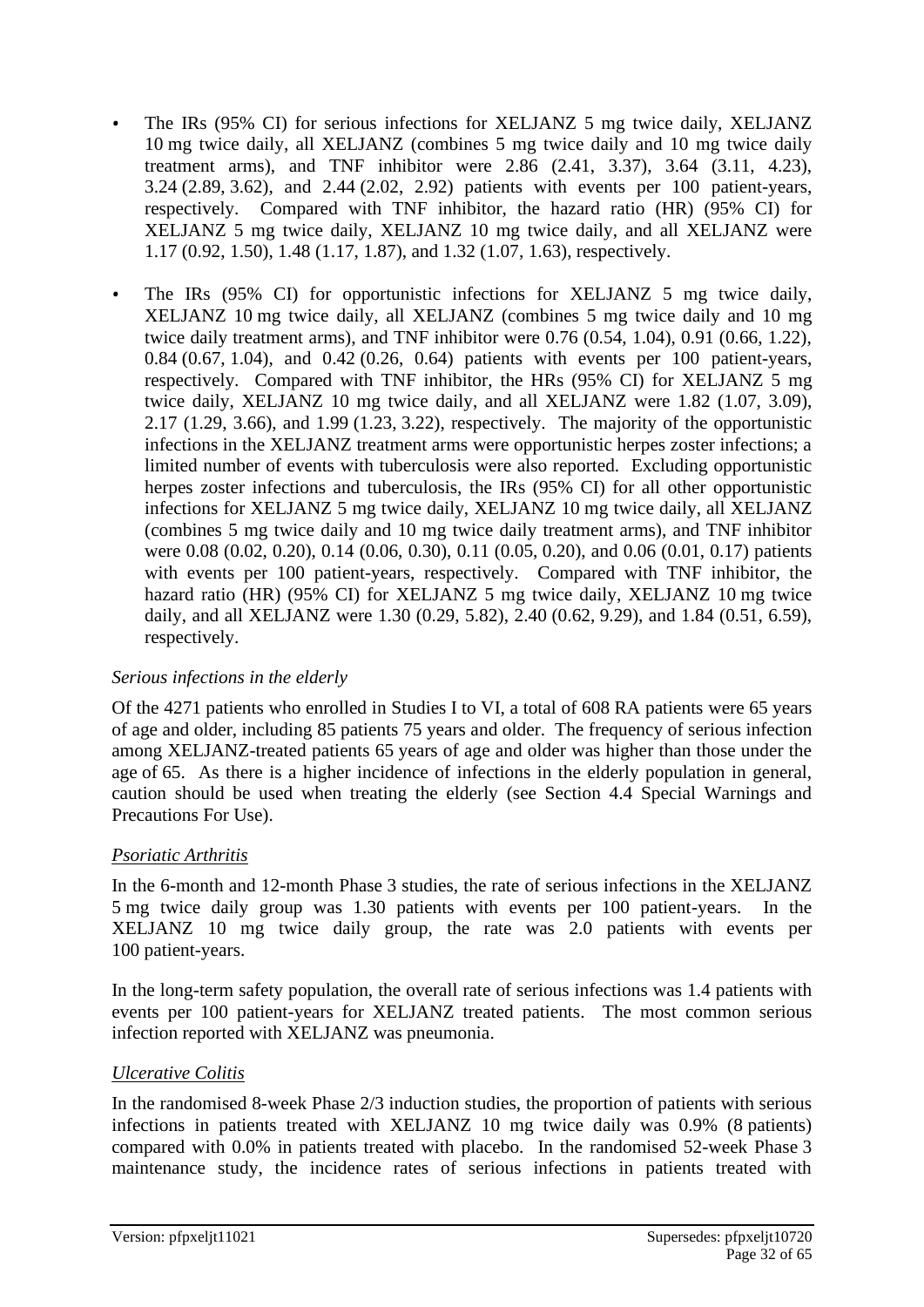- The IRs (95% CI) for serious infections for XELJANZ 5 mg twice daily, XELJANZ 10 mg twice daily, all XELJANZ (combines 5 mg twice daily and 10 mg twice daily treatment arms), and TNF inhibitor were 2.86 (2.41, 3.37), 3.64 (3.11, 4.23), 3.24 (2.89, 3.62), and 2.44 (2.02, 2.92) patients with events per 100 patient-years, respectively. Compared with TNF inhibitor, the hazard ratio (HR) (95% CI) for XELJANZ 5 mg twice daily, XELJANZ 10 mg twice daily, and all XELJANZ were 1.17 (0.92, 1.50), 1.48 (1.17, 1.87), and 1.32 (1.07, 1.63), respectively.
- The IRs (95% CI) for opportunistic infections for XELJANZ 5 mg twice daily, XELJANZ 10 mg twice daily, all XELJANZ (combines 5 mg twice daily and 10 mg twice daily treatment arms), and TNF inhibitor were 0.76 (0.54, 1.04), 0.91 (0.66, 1.22), 0.84 (0.67, 1.04), and 0.42 (0.26, 0.64) patients with events per 100 patient-years, respectively. Compared with TNF inhibitor, the HRs (95% CI) for XELJANZ 5 mg twice daily, XELJANZ 10 mg twice daily, and all XELJANZ were 1.82 (1.07, 3.09), 2.17 (1.29, 3.66), and 1.99 (1.23, 3.22), respectively. The majority of the opportunistic infections in the XELJANZ treatment arms were opportunistic herpes zoster infections; a limited number of events with tuberculosis were also reported. Excluding opportunistic herpes zoster infections and tuberculosis, the IRs (95% CI) for all other opportunistic infections for XELJANZ 5 mg twice daily, XELJANZ 10 mg twice daily, all XELJANZ (combines 5 mg twice daily and 10 mg twice daily treatment arms), and TNF inhibitor were 0.08 (0.02, 0.20), 0.14 (0.06, 0.30), 0.11 (0.05, 0.20), and 0.06 (0.01, 0.17) patients with events per 100 patient-years, respectively. Compared with TNF inhibitor, the hazard ratio (HR) (95% CI) for XELJANZ 5 mg twice daily, XELJANZ 10 mg twice daily, and all XELJANZ were 1.30 (0.29, 5.82), 2.40 (0.62, 9.29), and 1.84 (0.51, 6.59), respectively.

*Serious infections in the elderly*

Of the 4271 patients who enrolled in Studies I to VI, a total of 608 RA patients were 65 years of age and older, including 85 patients 75 years and older. The frequency of serious infection among XELJANZ-treated patients 65 years of age and older was higher than those under the age of 65. As there is a higher incidence of infections in the elderly population in general, caution should be used when treating the elderly (see Section 4.4 Special Warnings and Precautions For Use).

*Psoriatic Arthritis*

In the 6-month and 12-month Phase 3 studies, the rate of serious infections in the XELJANZ 5 mg twice daily group was 1.30 patients with events per 100 patient-years. In the XELJANZ 10 mg twice daily group, the rate was 2.0 patients with events per 100 patient-years.

In the long-term safety population, the overall rate of serious infections was 1.4 patients with events per 100 patient-years for XELJANZ treated patients. The most common serious infection reported with XELJANZ was pneumonia.

*Ulcerative Colitis*

In the randomised 8-week Phase 2/3 induction studies, the proportion of patients with serious infections in patients treated with XELJANZ 10 mg twice daily was 0.9% (8 patients) compared with 0.0% in patients treated with placebo. In the randomised 52-week Phase 3 maintenance study, the incidence rates of serious infections in patients treated with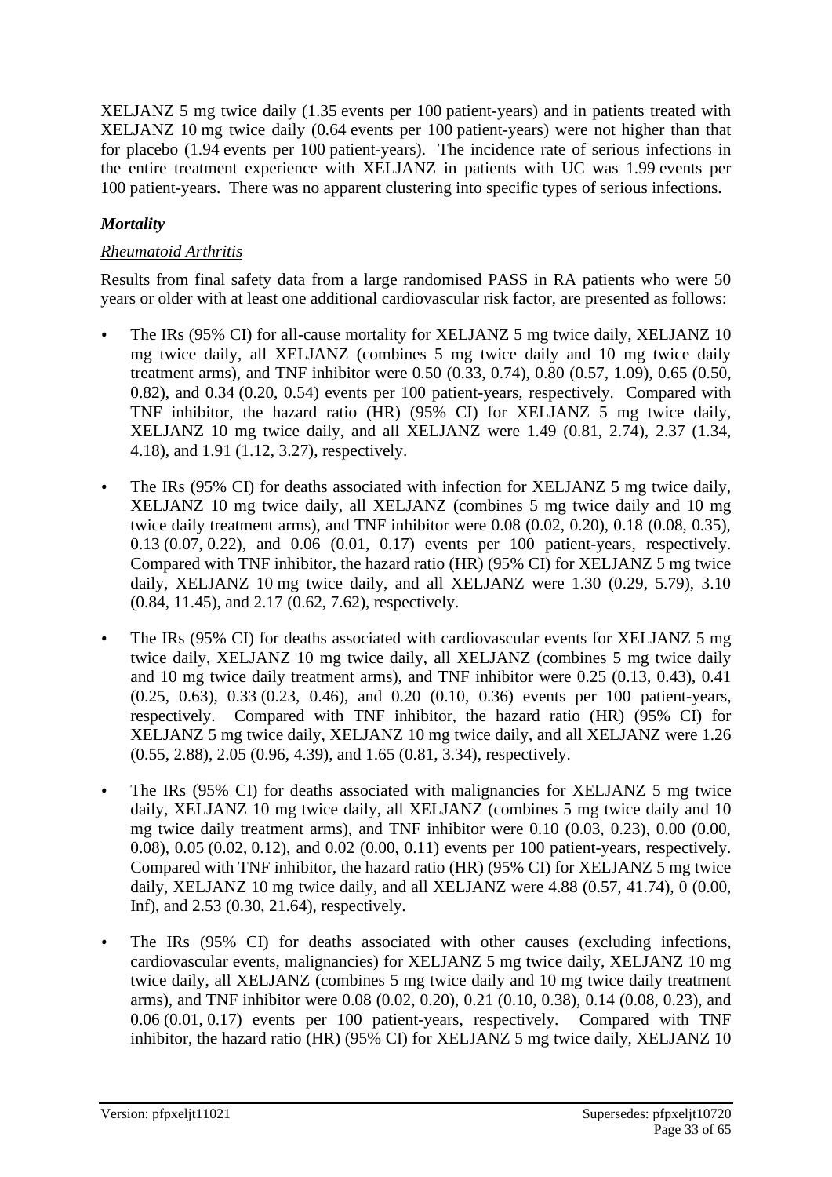XELJANZ 5 mg twice daily (1.35 events per 100 patient-years) and in patients treated with XELJANZ 10 mg twice daily (0.64 events per 100 patient-years) were not higher than that for placebo (1.94 events per 100 patient-years). The incidence rate of serious infections in the entire treatment experience with XELJANZ in patients with UC was 1.99 events per 100 patient-years. There was no apparent clustering into specific types of serious infections.

***Mortality***

*Rheumatoid Arthritis*

Results from final safety data from a large randomised PASS in RA patients who were 50 years or older with at least one additional cardiovascular risk factor, are presented as follows:

- The IRs (95% CI) for all-cause mortality for XELJANZ 5 mg twice daily, XELJANZ 10 mg twice daily, all XELJANZ (combines 5 mg twice daily and 10 mg twice daily treatment arms), and TNF inhibitor were 0.50 (0.33, 0.74), 0.80 (0.57, 1.09), 0.65 (0.50, 0.82), and 0.34 (0.20, 0.54) events per 100 patient-years, respectively. Compared with TNF inhibitor, the hazard ratio (HR) (95% CI) for XELJANZ 5 mg twice daily, XELJANZ 10 mg twice daily, and all XELJANZ were 1.49 (0.81, 2.74), 2.37 (1.34, 4.18), and 1.91 (1.12, 3.27), respectively.
- The IRs (95% CI) for deaths associated with infection for XELJANZ 5 mg twice daily, XELJANZ 10 mg twice daily, all XELJANZ (combines 5 mg twice daily and 10 mg twice daily treatment arms), and TNF inhibitor were 0.08 (0.02, 0.20), 0.18 (0.08, 0.35), 0.13 (0.07, 0.22), and 0.06 (0.01, 0.17) events per 100 patient-years, respectively. Compared with TNF inhibitor, the hazard ratio (HR) (95% CI) for XELJANZ 5 mg twice daily, XELJANZ 10 mg twice daily, and all XELJANZ were 1.30 (0.29, 5.79), 3.10 (0.84, 11.45), and 2.17 (0.62, 7.62), respectively.
- The IRs (95% CI) for deaths associated with cardiovascular events for XELJANZ 5 mg twice daily, XELJANZ 10 mg twice daily, all XELJANZ (combines 5 mg twice daily and 10 mg twice daily treatment arms), and TNF inhibitor were 0.25 (0.13, 0.43), 0.41 (0.25, 0.63), 0.33 (0.23, 0.46), and 0.20 (0.10, 0.36) events per 100 patient-years, respectively. Compared with TNF inhibitor, the hazard ratio (HR) (95% CI) for XELJANZ 5 mg twice daily, XELJANZ 10 mg twice daily, and all XELJANZ were 1.26 (0.55, 2.88), 2.05 (0.96, 4.39), and 1.65 (0.81, 3.34), respectively.
- The IRs (95% CI) for deaths associated with malignancies for XELJANZ 5 mg twice daily, XELJANZ 10 mg twice daily, all XELJANZ (combines 5 mg twice daily and 10 mg twice daily treatment arms), and TNF inhibitor were 0.10 (0.03, 0.23), 0.00 (0.00, 0.08), 0.05 (0.02, 0.12), and 0.02 (0.00, 0.11) events per 100 patient-years, respectively. Compared with TNF inhibitor, the hazard ratio (HR) (95% CI) for XELJANZ 5 mg twice daily, XELJANZ 10 mg twice daily, and all XELJANZ were 4.88 (0.57, 41.74), 0 (0.00, Inf), and 2.53 (0.30, 21.64), respectively.
- The IRs (95% CI) for deaths associated with other causes (excluding infections, cardiovascular events, malignancies) for XELJANZ 5 mg twice daily, XELJANZ 10 mg twice daily, all XELJANZ (combines 5 mg twice daily and 10 mg twice daily treatment arms), and TNF inhibitor were 0.08 (0.02, 0.20), 0.21 (0.10, 0.38), 0.14 (0.08, 0.23), and 0.06 (0.01, 0.17) events per 100 patient-years, respectively. Compared with TNF inhibitor, the hazard ratio (HR) (95% CI) for XELJANZ 5 mg twice daily, XELJANZ 10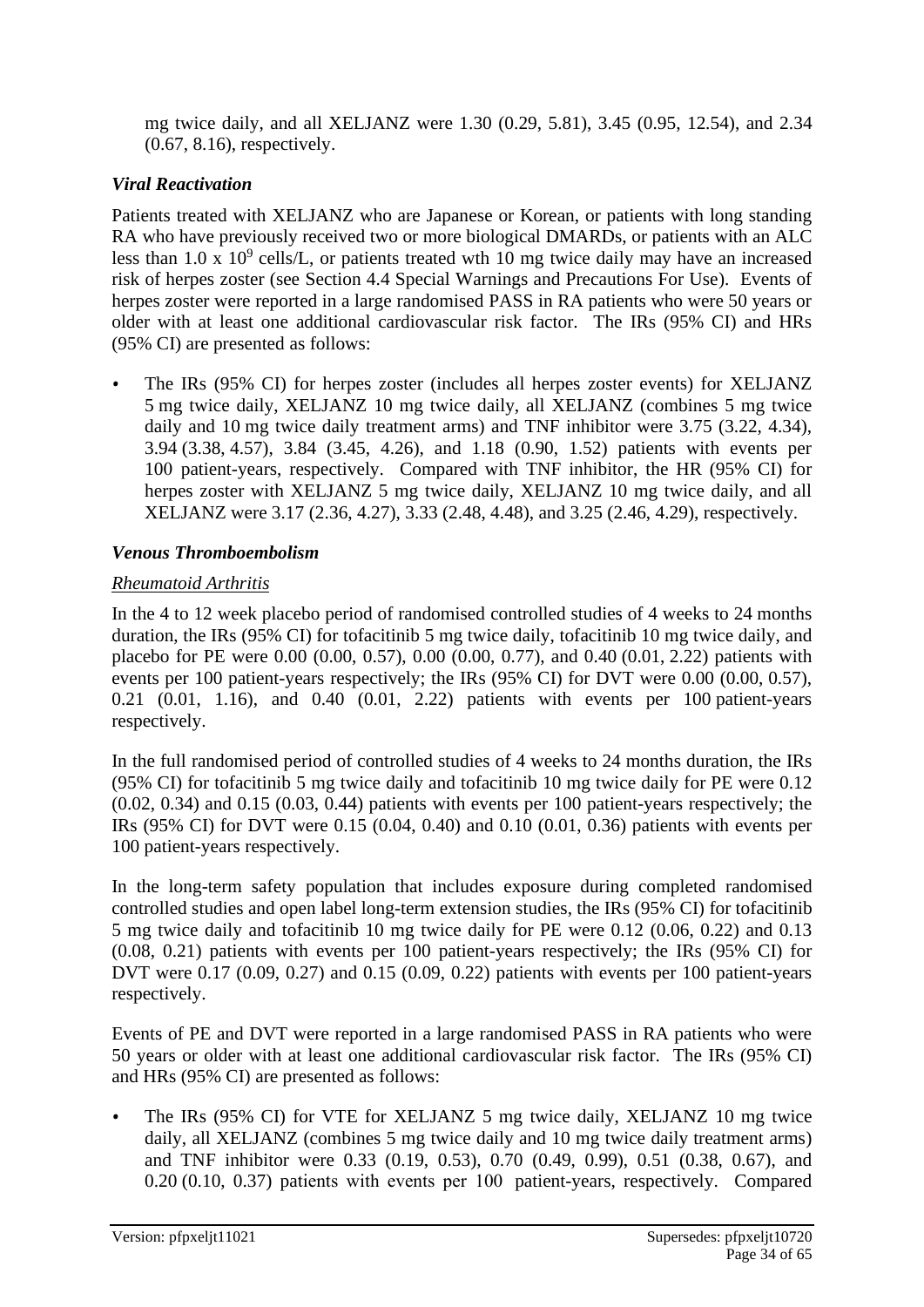mg twice daily, and all XELJANZ were 1.30 (0.29, 5.81), 3.45 (0.95, 12.54), and 2.34 (0.67, 8.16), respectively.

### *Viral Reactivation*

Patients treated with XELJANZ who are Japanese or Korean, or patients with long standing RA who have previously received two or more biological DMARDs, or patients with an ALC less than 1.0 x $10^9$ cells/L, or patients treated wth 10 mg twice daily may have an increased risk of herpes zoster (see Section 4.4 Special Warnings and Precautions For Use). Events of herpes zoster were reported in a large randomised PASS in RA patients who were 50 years or older with at least one additional cardiovascular risk factor. The IRs (95% CI) and HRs (95% CI) are presented as follows:

- The IRs (95% CI) for herpes zoster (includes all herpes zoster events) for XELJANZ 5 mg twice daily, XELJANZ 10 mg twice daily, all XELJANZ (combines 5 mg twice daily and 10 mg twice daily treatment arms) and TNF inhibitor were 3.75 (3.22, 4.34), 3.94 (3.38, 4.57), 3.84 (3.45, 4.26), and 1.18 (0.90, 1.52) patients with events per 100 patient-years, respectively. Compared with TNF inhibitor, the HR (95% CI) for herpes zoster with XELJANZ 5 mg twice daily, XELJANZ 10 mg twice daily, and all XELJANZ were 3.17 (2.36, 4.27), 3.33 (2.48, 4.48), and 3.25 (2.46, 4.29), respectively.

### *Venous Thromboembolism*

#### Rheumatoid Arthritis

In the 4 to 12 week placebo period of randomised controlled studies of 4 weeks to 24 months duration, the IRs (95% CI) for tofacitinib 5 mg twice daily, tofacitinib 10 mg twice daily, and placebo for PE were 0.00 (0.00, 0.57), 0.00 (0.00, 0.77), and 0.40 (0.01, 2.22) patients with events per 100 patient-years respectively; the IRs (95% CI) for DVT were 0.00 (0.00, 0.57), 0.21 (0.01, 1.16), and 0.40 (0.01, 2.22) patients with events per 100 patient-years respectively.

In the full randomised period of controlled studies of 4 weeks to 24 months duration, the IRs (95% CI) for tofacitinib 5 mg twice daily and tofacitinib 10 mg twice daily for PE were 0.12 (0.02, 0.34) and 0.15 (0.03, 0.44) patients with events per 100 patient-years respectively; the IRs (95% CI) for DVT were 0.15 (0.04, 0.40) and 0.10 (0.01, 0.36) patients with events per 100 patient-years respectively.

In the long-term safety population that includes exposure during completed randomised controlled studies and open label long-term extension studies, the IRs (95% CI) for tofacitinib 5 mg twice daily and tofacitinib 10 mg twice daily for PE were 0.12 (0.06, 0.22) and 0.13 (0.08, 0.21) patients with events per 100 patient-years respectively; the IRs (95% CI) for DVT were 0.17 (0.09, 0.27) and 0.15 (0.09, 0.22) patients with events per 100 patient-years respectively.

Events of PE and DVT were reported in a large randomised PASS in RA patients who were 50 years or older with at least one additional cardiovascular risk factor. The IRs (95% CI) and HRs (95% CI) are presented as follows:

- The IRs (95% CI) for VTE for XELJANZ 5 mg twice daily, XELJANZ 10 mg twice daily, all XELJANZ (combines 5 mg twice daily and 10 mg twice daily treatment arms) and TNF inhibitor were 0.33 (0.19, 0.53), 0.70 (0.49, 0.99), 0.51 (0.38, 0.67), and 0.20 (0.10, 0.37) patients with events per 100 patient-years, respectively. Compared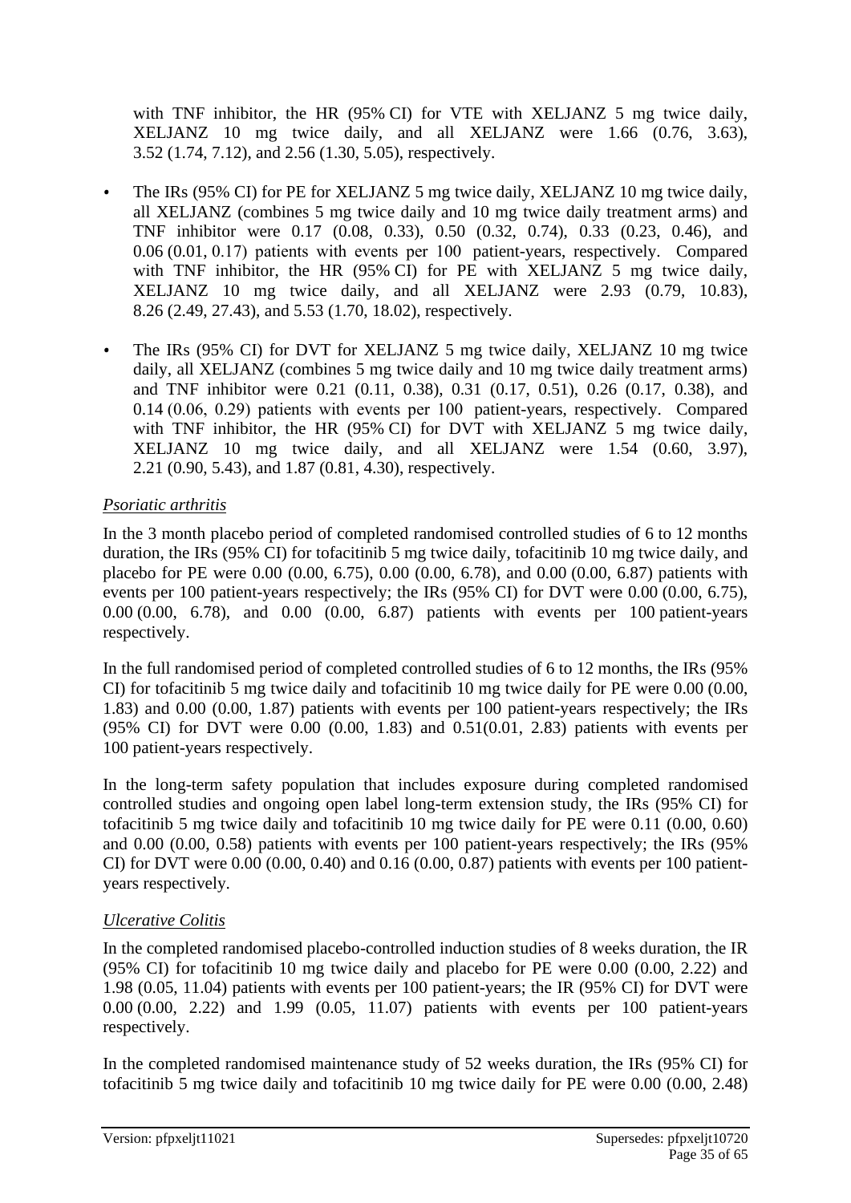with TNF inhibitor, the HR (95% CI) for VTE with XELJANZ 5 mg twice daily, XELJANZ 10 mg twice daily, and all XELJANZ were 1.66 (0.76, 3.63), 3.52 (1.74, 7.12), and 2.56 (1.30, 5.05), respectively.

- The IRs (95% CI) for PE for XELJANZ 5 mg twice daily, XELJANZ 10 mg twice daily, all XELJANZ (combines 5 mg twice daily and 10 mg twice daily treatment arms) and TNF inhibitor were 0.17 (0.08, 0.33), 0.50 (0.32, 0.74), 0.33 (0.23, 0.46), and 0.06 (0.01, 0.17) patients with events per 100 patient-years, respectively. Compared with TNF inhibitor, the HR (95% CI) for PE with XELJANZ 5 mg twice daily, XELJANZ 10 mg twice daily, and all XELJANZ were 2.93 (0.79, 10.83), 8.26 (2.49, 27.43), and 5.53 (1.70, 18.02), respectively.
- The IRs (95% CI) for DVT for XELJANZ 5 mg twice daily, XELJANZ 10 mg twice daily, all XELJANZ (combines 5 mg twice daily and 10 mg twice daily treatment arms) and TNF inhibitor were 0.21 (0.11, 0.38), 0.31 (0.17, 0.51), 0.26 (0.17, 0.38), and 0.14 (0.06, 0.29) patients with events per 100 patient-years, respectively. Compared with TNF inhibitor, the HR (95% CI) for DVT with XELJANZ 5 mg twice daily, XELJANZ 10 mg twice daily, and all XELJANZ were 1.54 (0.60, 3.97), 2.21 (0.90, 5.43), and 1.87 (0.81, 4.30), respectively.

*Psoriatic arthritis*

In the 3 month placebo period of completed randomised controlled studies of 6 to 12 months duration, the IRs (95% CI) for tofacitinib 5 mg twice daily, tofacitinib 10 mg twice daily, and placebo for PE were 0.00 (0.00, 6.75), 0.00 (0.00, 6.78), and 0.00 (0.00, 6.87) patients with events per 100 patient-years respectively; the IRs (95% CI) for DVT were 0.00 (0.00, 6.75), 0.00 (0.00, 6.78), and 0.00 (0.00, 6.87) patients with events per 100 patient-years respectively.

In the full randomised period of completed controlled studies of 6 to 12 months, the IRs (95% CI) for tofacitinib 5 mg twice daily and tofacitinib 10 mg twice daily for PE were 0.00 (0.00, 1.83) and 0.00 (0.00, 1.87) patients with events per 100 patient-years respectively; the IRs (95% CI) for DVT were 0.00 (0.00, 1.83) and 0.51(0.01, 2.83) patients with events per 100 patient-years respectively.

In the long-term safety population that includes exposure during completed randomised controlled studies and ongoing open label long-term extension study, the IRs (95% CI) for tofacitinib 5 mg twice daily and tofacitinib 10 mg twice daily for PE were 0.11 (0.00, 0.60) and 0.00 (0.00, 0.58) patients with events per 100 patient-years respectively; the IRs (95% CI) for DVT were 0.00 (0.00, 0.40) and 0.16 (0.00, 0.87) patients with events per 100 patient-years respectively.

*Ulcerative Colitis*

In the completed randomised placebo-controlled induction studies of 8 weeks duration, the IR (95% CI) for tofacitinib 10 mg twice daily and placebo for PE were 0.00 (0.00, 2.22) and 1.98 (0.05, 11.04) patients with events per 100 patient-years; the IR (95% CI) for DVT were 0.00 (0.00, 2.22) and 1.99 (0.05, 11.07) patients with events per 100 patient-years respectively.

In the completed randomised maintenance study of 52 weeks duration, the IRs (95% CI) for tofacitinib 5 mg twice daily and tofacitinib 10 mg twice daily for PE were 0.00 (0.00, 2.48)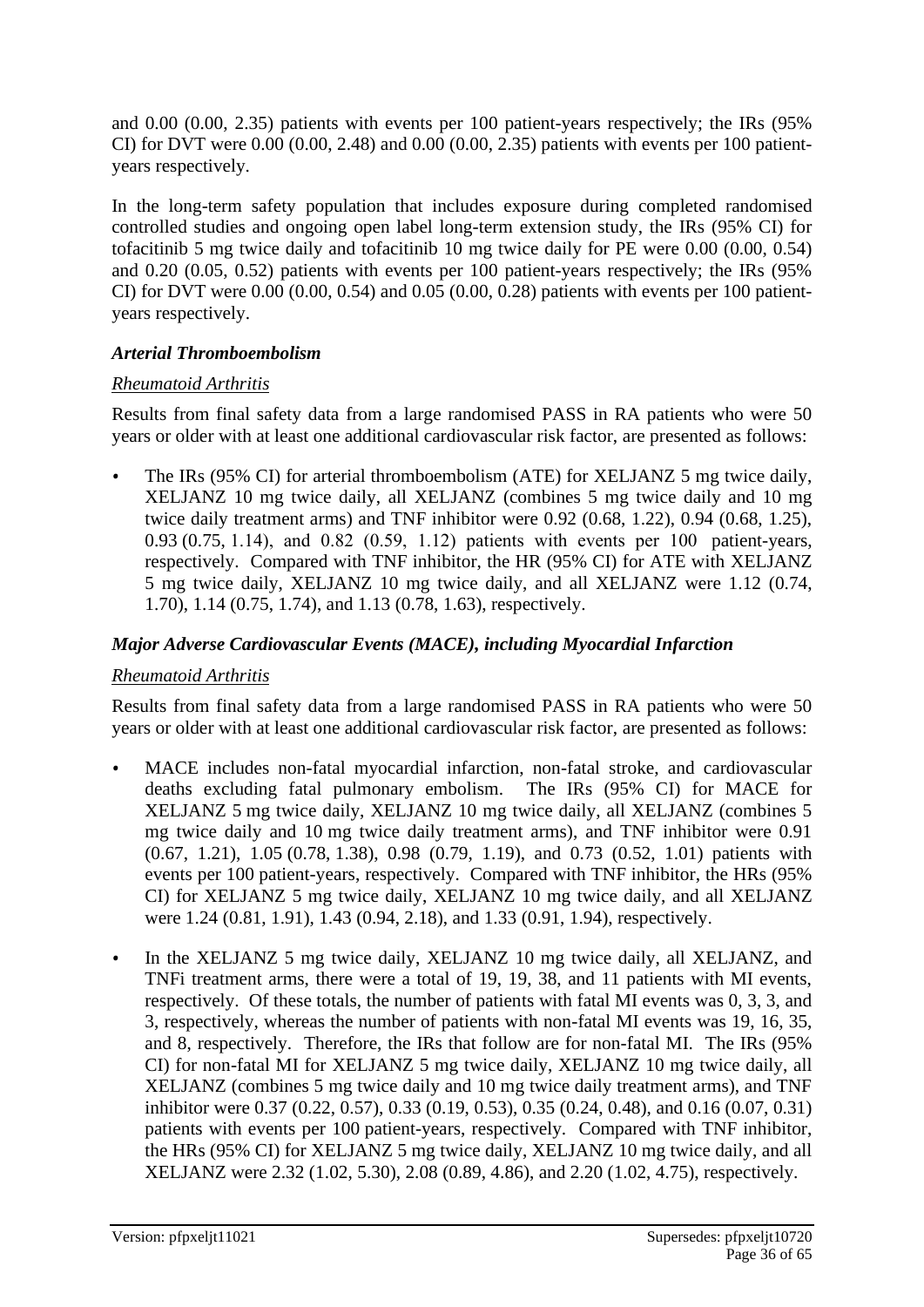and 0.00 (0.00, 2.35) patients with events per 100 patient-years respectively; the IRs (95% CI) for DVT were 0.00 (0.00, 2.48) and 0.00 (0.00, 2.35) patients with events per 100 patient-years respectively.

In the long-term safety population that includes exposure during completed randomised controlled studies and ongoing open label long-term extension study, the IRs (95% CI) for tofacitinib 5 mg twice daily and tofacitinib 10 mg twice daily for PE were 0.00 (0.00, 0.54) and 0.20 (0.05, 0.52) patients with events per 100 patient-years respectively; the IRs (95% CI) for DVT were 0.00 (0.00, 0.54) and 0.05 (0.00, 0.28) patients with events per 100 patient-years respectively.

### *Arterial Thromboembolism*

*Rheumatoid Arthritis*

Results from final safety data from a large randomised PASS in RA patients who were 50 years or older with at least one additional cardiovascular risk factor, are presented as follows:

- The IRs (95% CI) for arterial thromboembolism (ATE) for XELJANZ 5 mg twice daily, XELJANZ 10 mg twice daily, all XELJANZ (combines 5 mg twice daily and 10 mg twice daily treatment arms) and TNF inhibitor were 0.92 (0.68, 1.22), 0.94 (0.68, 1.25), 0.93 (0.75, 1.14), and 0.82 (0.59, 1.12) patients with events per 100 patient-years, respectively. Compared with TNF inhibitor, the HR (95% CI) for ATE with XELJANZ 5 mg twice daily, XELJANZ 10 mg twice daily, and all XELJANZ were 1.12 (0.74, 1.70), 1.14 (0.75, 1.74), and 1.13 (0.78, 1.63), respectively.

### *Major Adverse Cardiovascular Events (MACE), including Myocardial Infarction*

*Rheumatoid Arthritis*

Results from final safety data from a large randomised PASS in RA patients who were 50 years or older with at least one additional cardiovascular risk factor, are presented as follows:

- MACE includes non-fatal myocardial infarction, non-fatal stroke, and cardiovascular deaths excluding fatal pulmonary embolism. The IRs (95% CI) for MACE for XELJANZ 5 mg twice daily, XELJANZ 10 mg twice daily, all XELJANZ (combines 5 mg twice daily and 10 mg twice daily treatment arms), and TNF inhibitor were 0.91 (0.67, 1.21), 1.05 (0.78, 1.38), 0.98 (0.79, 1.19), and 0.73 (0.52, 1.01) patients with events per 100 patient-years, respectively. Compared with TNF inhibitor, the HRs (95% CI) for XELJANZ 5 mg twice daily, XELJANZ 10 mg twice daily, and all XELJANZ were 1.24 (0.81, 1.91), 1.43 (0.94, 2.18), and 1.33 (0.91, 1.94), respectively.
- In the XELJANZ 5 mg twice daily, XELJANZ 10 mg twice daily, all XELJANZ, and TNFi treatment arms, there were a total of 19, 19, 38, and 11 patients with MI events, respectively. Of these totals, the number of patients with fatal MI events was 0, 3, 3, and 3, respectively, whereas the number of patients with non-fatal MI events was 19, 16, 35, and 8, respectively. Therefore, the IRs that follow are for non-fatal MI. The IRs (95% CI) for non-fatal MI for XELJANZ 5 mg twice daily, XELJANZ 10 mg twice daily, all XELJANZ (combines 5 mg twice daily and 10 mg twice daily treatment arms), and TNF inhibitor were 0.37 (0.22, 0.57), 0.33 (0.19, 0.53), 0.35 (0.24, 0.48), and 0.16 (0.07, 0.31) patients with events per 100 patient-years, respectively. Compared with TNF inhibitor, the HRs (95% CI) for XELJANZ 5 mg twice daily, XELJANZ 10 mg twice daily, and all XELJANZ were 2.32 (1.02, 5.30), 2.08 (0.89, 4.86), and 2.20 (1.02, 4.75), respectively.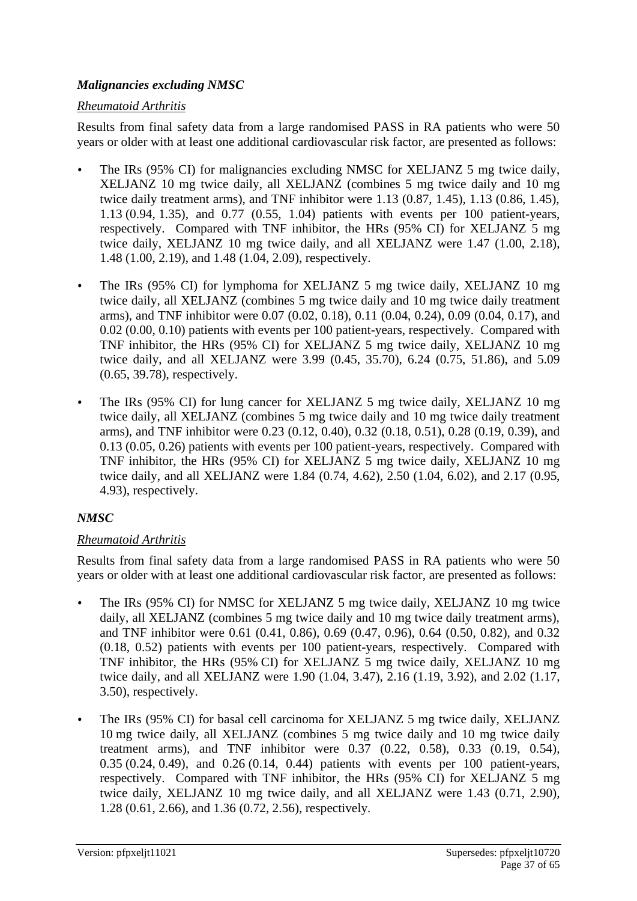***Malignancies excluding NMSC***

*Rheumatoid Arthritis*

Results from final safety data from a large randomised PASS in RA patients who were 50 years or older with at least one additional cardiovascular risk factor, are presented as follows:

- The IRs (95% CI) for malignancies excluding NMSC for XELJANZ 5 mg twice daily, XELJANZ 10 mg twice daily, all XELJANZ (combines 5 mg twice daily and 10 mg twice daily treatment arms), and TNF inhibitor were 1.13 (0.87, 1.45), 1.13 (0.86, 1.45), 1.13 (0.94, 1.35), and 0.77 (0.55, 1.04) patients with events per 100 patient-years, respectively. Compared with TNF inhibitor, the HRs (95% CI) for XELJANZ 5 mg twice daily, XELJANZ 10 mg twice daily, and all XELJANZ were 1.47 (1.00, 2.18), 1.48 (1.00, 2.19), and 1.48 (1.04, 2.09), respectively.
- The IRs (95% CI) for lymphoma for XELJANZ 5 mg twice daily, XELJANZ 10 mg twice daily, all XELJANZ (combines 5 mg twice daily and 10 mg twice daily treatment arms), and TNF inhibitor were 0.07 (0.02, 0.18), 0.11 (0.04, 0.24), 0.09 (0.04, 0.17), and 0.02 (0.00, 0.10) patients with events per 100 patient-years, respectively. Compared with TNF inhibitor, the HRs (95% CI) for XELJANZ 5 mg twice daily, XELJANZ 10 mg twice daily, and all XELJANZ were 3.99 (0.45, 35.70), 6.24 (0.75, 51.86), and 5.09 (0.65, 39.78), respectively.
- The IRs (95% CI) for lung cancer for XELJANZ 5 mg twice daily, XELJANZ 10 mg twice daily, all XELJANZ (combines 5 mg twice daily and 10 mg twice daily treatment arms), and TNF inhibitor were 0.23 (0.12, 0.40), 0.32 (0.18, 0.51), 0.28 (0.19, 0.39), and 0.13 (0.05, 0.26) patients with events per 100 patient-years, respectively. Compared with TNF inhibitor, the HRs (95% CI) for XELJANZ 5 mg twice daily, XELJANZ 10 mg twice daily, and all XELJANZ were 1.84 (0.74, 4.62), 2.50 (1.04, 6.02), and 2.17 (0.95, 4.93), respectively.

***NMSC***

*Rheumatoid Arthritis*

Results from final safety data from a large randomised PASS in RA patients who were 50 years or older with at least one additional cardiovascular risk factor, are presented as follows:

- The IRs (95% CI) for NMSC for XELJANZ 5 mg twice daily, XELJANZ 10 mg twice daily, all XELJANZ (combines 5 mg twice daily and 10 mg twice daily treatment arms), and TNF inhibitor were 0.61 (0.41, 0.86), 0.69 (0.47, 0.96), 0.64 (0.50, 0.82), and 0.32 (0.18, 0.52) patients with events per 100 patient-years, respectively. Compared with TNF inhibitor, the HRs (95% CI) for XELJANZ 5 mg twice daily, XELJANZ 10 mg twice daily, and all XELJANZ were 1.90 (1.04, 3.47), 2.16 (1.19, 3.92), and 2.02 (1.17, 3.50), respectively.
- The IRs (95% CI) for basal cell carcinoma for XELJANZ 5 mg twice daily, XELJANZ 10 mg twice daily, all XELJANZ (combines 5 mg twice daily and 10 mg twice daily treatment arms), and TNF inhibitor were 0.37 (0.22, 0.58), 0.33 (0.19, 0.54), 0.35 (0.24, 0.49), and 0.26 (0.14, 0.44) patients with events per 100 patient-years, respectively. Compared with TNF inhibitor, the HRs (95% CI) for XELJANZ 5 mg twice daily, XELJANZ 10 mg twice daily, and all XELJANZ were 1.43 (0.71, 2.90), 1.28 (0.61, 2.66), and 1.36 (0.72, 2.56), respectively.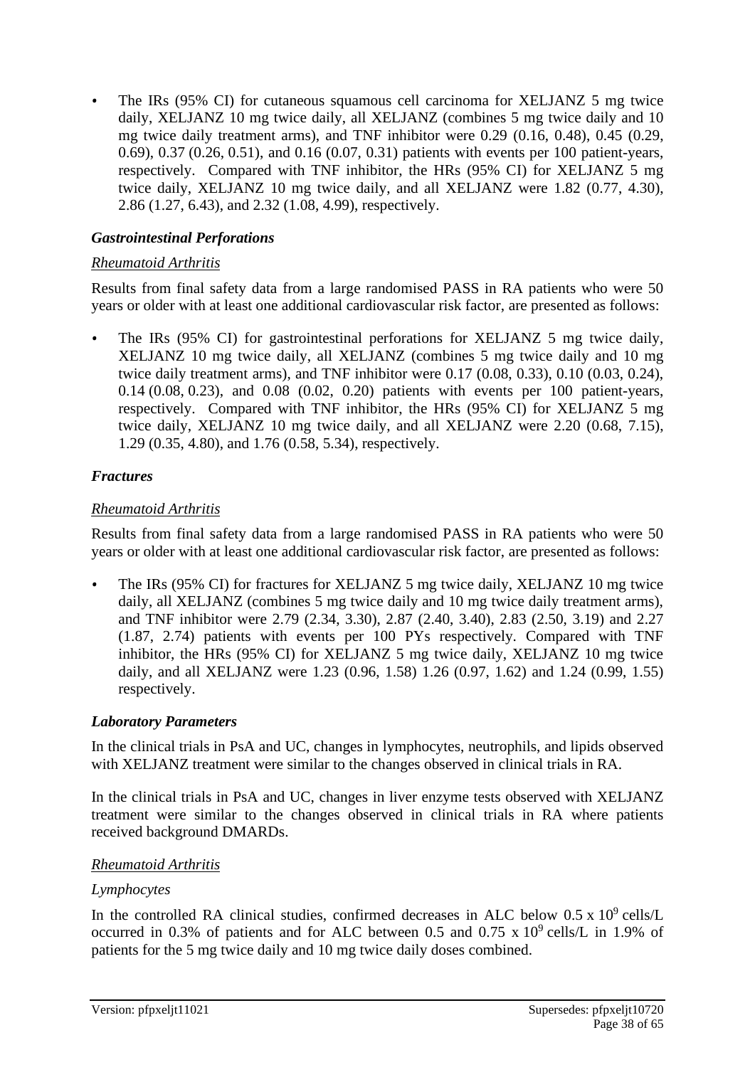- The IRs (95% CI) for cutaneous squamous cell carcinoma for XELJANZ 5 mg twice daily, XELJANZ 10 mg twice daily, all XELJANZ (combines 5 mg twice daily and 10 mg twice daily treatment arms), and TNF inhibitor were 0.29 (0.16, 0.48), 0.45 (0.29, 0.69), 0.37 (0.26, 0.51), and 0.16 (0.07, 0.31) patients with events per 100 patient-years, respectively. Compared with TNF inhibitor, the HRs (95% CI) for XELJANZ 5 mg twice daily, XELJANZ 10 mg twice daily, and all XELJANZ were 1.82 (0.77, 4.30), 2.86 (1.27, 6.43), and 2.32 (1.08, 4.99), respectively.

### *Gastrointestinal Perforations*

*Rheumatoid Arthritis*

Results from final safety data from a large randomised PASS in RA patients who were 50 years or older with at least one additional cardiovascular risk factor, are presented as follows:

- The IRs (95% CI) for gastrointestinal perforations for XELJANZ 5 mg twice daily, XELJANZ 10 mg twice daily, all XELJANZ (combines 5 mg twice daily and 10 mg twice daily treatment arms), and TNF inhibitor were 0.17 (0.08, 0.33), 0.10 (0.03, 0.24), 0.14 (0.08, 0.23), and 0.08 (0.02, 0.20) patients with events per 100 patient-years, respectively. Compared with TNF inhibitor, the HRs (95% CI) for XELJANZ 5 mg twice daily, XELJANZ 10 mg twice daily, and all XELJANZ were 2.20 (0.68, 7.15), 1.29 (0.35, 4.80), and 1.76 (0.58, 5.34), respectively.

### *Fractures*

*Rheumatoid Arthritis*

Results from final safety data from a large randomised PASS in RA patients who were 50 years or older with at least one additional cardiovascular risk factor, are presented as follows:

- The IRs (95% CI) for fractures for XELJANZ 5 mg twice daily, XELJANZ 10 mg twice daily, all XELJANZ (combines 5 mg twice daily and 10 mg twice daily treatment arms), and TNF inhibitor were 2.79 (2.34, 3.30), 2.87 (2.40, 3.40), 2.83 (2.50, 3.19) and 2.27 (1.87, 2.74) patients with events per 100 PYs respectively. Compared with TNF inhibitor, the HRs (95% CI) for XELJANZ 5 mg twice daily, XELJANZ 10 mg twice daily, and all XELJANZ were 1.23 (0.96, 1.58) 1.26 (0.97, 1.62) and 1.24 (0.99, 1.55) respectively.

### *Laboratory Parameters*

In the clinical trials in PsA and UC, changes in lymphocytes, neutrophils, and lipids observed with XELJANZ treatment were similar to the changes observed in clinical trials in RA.

In the clinical trials in PsA and UC, changes in liver enzyme tests observed with XELJANZ treatment were similar to the changes observed in clinical trials in RA where patients received background DMARDs.

*Rheumatoid Arthritis*

*Lymphocytes*

In the controlled RA clinical studies, confirmed decreases in ALC below $0.5 \times 10^9$ cells/L occurred in 0.3% of patients and for ALC between 0.5 and $0.75 \times 10^9$ cells/L in 1.9% of patients for the 5 mg twice daily and 10 mg twice daily doses combined.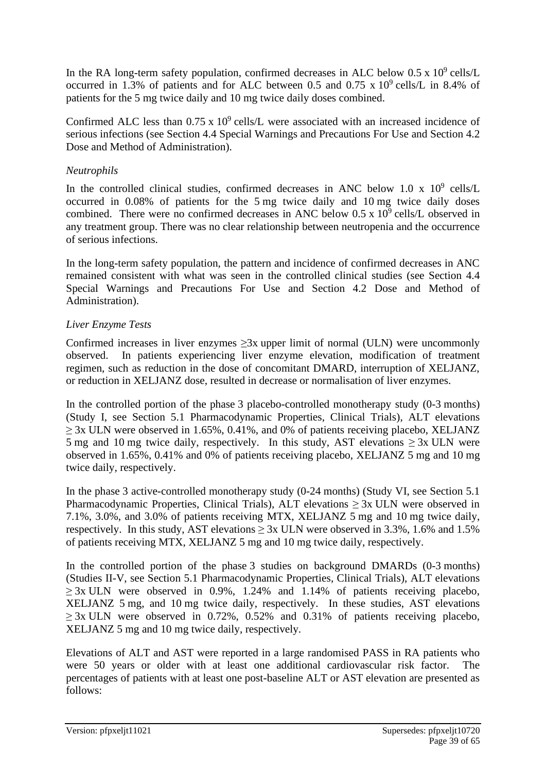In the RA long-term safety population, confirmed decreases in ALC below $0.5 \times 10^9$ cells/L occurred in 1.3% of patients and for ALC between 0.5 and $0.75 \times 10^9$ cells/L in 8.4% of patients for the 5 mg twice daily and 10 mg twice daily doses combined.

Confirmed ALC less than $0.75 \times 10^9$ cells/L were associated with an increased incidence of serious infections (see Section 4.4 Special Warnings and Precautions For Use and Section 4.2 Dose and Method of Administration).

*Neutrophils*

In the controlled clinical studies, confirmed decreases in ANC below $1.0 \times 10^9$ cells/L occurred in 0.08% of patients for the 5 mg twice daily and 10 mg twice daily doses combined. There were no confirmed decreases in ANC below $0.5 \times 10^9$ cells/L observed in any treatment group. There was no clear relationship between neutropenia and the occurrence of serious infections.

In the long-term safety population, the pattern and incidence of confirmed decreases in ANC remained consistent with what was seen in the controlled clinical studies (see Section 4.4 Special Warnings and Precautions For Use and Section 4.2 Dose and Method of Administration).

*Liver Enzyme Tests*

Confirmed increases in liver enzymes ≥3x upper limit of normal (ULN) were uncommonly observed. In patients experiencing liver enzyme elevation, modification of treatment regimen, such as reduction in the dose of concomitant DMARD, interruption of XELJANZ, or reduction in XELJANZ dose, resulted in decrease or normalisation of liver enzymes.

In the controlled portion of the phase 3 placebo-controlled monotherapy study (0-3 months) (Study I, see Section 5.1 Pharmacodynamic Properties, Clinical Trials), ALT elevations ≥ 3x ULN were observed in 1.65%, 0.41%, and 0% of patients receiving placebo, XELJANZ 5 mg and 10 mg twice daily, respectively. In this study, AST elevations ≥ 3x ULN were observed in 1.65%, 0.41% and 0% of patients receiving placebo, XELJANZ 5 mg and 10 mg twice daily, respectively.

In the phase 3 active-controlled monotherapy study (0-24 months) (Study VI, see Section 5.1 Pharmacodynamic Properties, Clinical Trials), ALT elevations ≥ 3x ULN were observed in 7.1%, 3.0%, and 3.0% of patients receiving MTX, XELJANZ 5 mg and 10 mg twice daily, respectively. In this study, AST elevations ≥ 3x ULN were observed in 3.3%, 1.6% and 1.5% of patients receiving MTX, XELJANZ 5 mg and 10 mg twice daily, respectively.

In the controlled portion of the phase 3 studies on background DMARDs (0-3 months) (Studies II-V, see Section 5.1 Pharmacodynamic Properties, Clinical Trials), ALT elevations ≥ 3x ULN were observed in 0.9%, 1.24% and 1.14% of patients receiving placebo, XELJANZ 5 mg, and 10 mg twice daily, respectively. In these studies, AST elevations ≥ 3x ULN were observed in 0.72%, 0.52% and 0.31% of patients receiving placebo, XELJANZ 5 mg and 10 mg twice daily, respectively.

Elevations of ALT and AST were reported in a large randomised PASS in RA patients who were 50 years or older with at least one additional cardiovascular risk factor. The percentages of patients with at least one post-baseline ALT or AST elevation are presented as follows: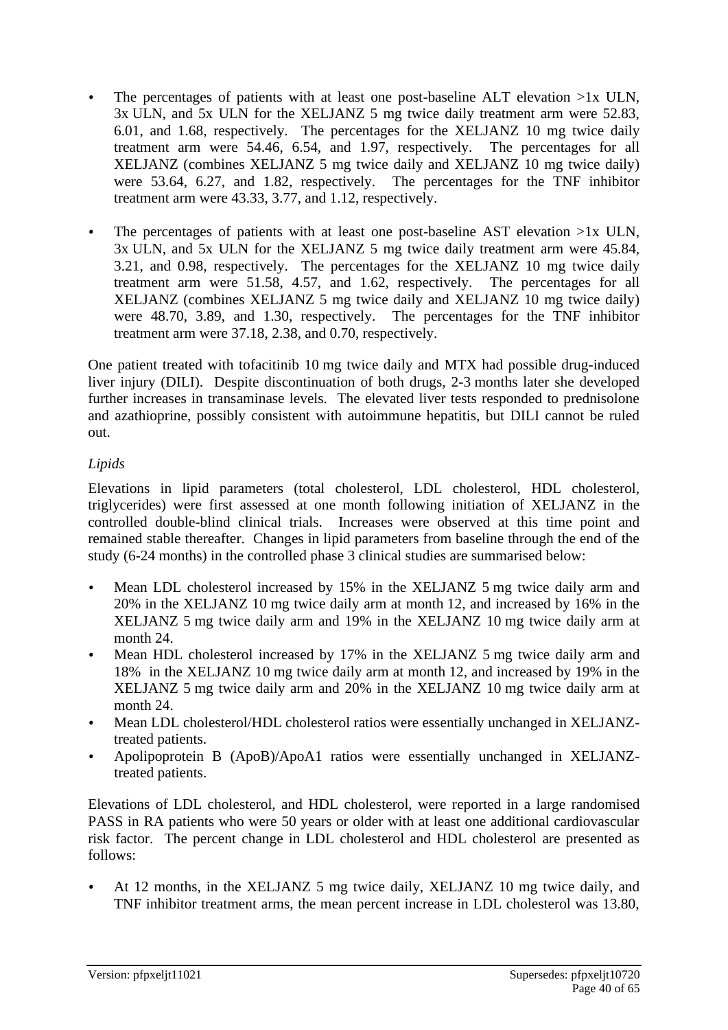- The percentages of patients with at least one post-baseline ALT elevation >1x ULN, 3x ULN, and 5x ULN for the XELJANZ 5 mg twice daily treatment arm were 52.83, 6.01, and 1.68, respectively. The percentages for the XELJANZ 10 mg twice daily treatment arm were 54.46, 6.54, and 1.97, respectively. The percentages for all XELJANZ (combines XELJANZ 5 mg twice daily and XELJANZ 10 mg twice daily) were 53.64, 6.27, and 1.82, respectively. The percentages for the TNF inhibitor treatment arm were 43.33, 3.77, and 1.12, respectively.
- The percentages of patients with at least one post-baseline AST elevation >1x ULN, 3x ULN, and 5x ULN for the XELJANZ 5 mg twice daily treatment arm were 45.84, 3.21, and 0.98, respectively. The percentages for the XELJANZ 10 mg twice daily treatment arm were 51.58, 4.57, and 1.62, respectively. The percentages for all XELJANZ (combines XELJANZ 5 mg twice daily and XELJANZ 10 mg twice daily) were 48.70, 3.89, and 1.30, respectively. The percentages for the TNF inhibitor treatment arm were 37.18, 2.38, and 0.70, respectively.

One patient treated with tofacitinib 10 mg twice daily and MTX had possible drug-induced liver injury (DILI). Despite discontinuation of both drugs, 2-3 months later she developed further increases in transaminase levels. The elevated liver tests responded to prednisolone and azathioprine, possibly consistent with autoimmune hepatitis, but DILI cannot be ruled out.

*Lipids*

Elevations in lipid parameters (total cholesterol, LDL cholesterol, HDL cholesterol, triglycerides) were first assessed at one month following initiation of XELJANZ in the controlled double-blind clinical trials. Increases were observed at this time point and remained stable thereafter. Changes in lipid parameters from baseline through the end of the study (6-24 months) in the controlled phase 3 clinical studies are summarised below:

- Mean LDL cholesterol increased by 15% in the XELJANZ 5 mg twice daily arm and 20% in the XELJANZ 10 mg twice daily arm at month 12, and increased by 16% in the XELJANZ 5 mg twice daily arm and 19% in the XELJANZ 10 mg twice daily arm at month 24.
- Mean HDL cholesterol increased by 17% in the XELJANZ 5 mg twice daily arm and 18% in the XELJANZ 10 mg twice daily arm at month 12, and increased by 19% in the XELJANZ 5 mg twice daily arm and 20% in the XELJANZ 10 mg twice daily arm at month 24.
- Mean LDL cholesterol/HDL cholesterol ratios were essentially unchanged in XELJANZ-treated patients.
- Apolipoprotein B (ApoB)/ApoA1 ratios were essentially unchanged in XELJANZ-treated patients.

Elevations of LDL cholesterol, and HDL cholesterol, were reported in a large randomised PASS in RA patients who were 50 years or older with at least one additional cardiovascular risk factor. The percent change in LDL cholesterol and HDL cholesterol are presented as follows:

- At 12 months, in the XELJANZ 5 mg twice daily, XELJANZ 10 mg twice daily, and TNF inhibitor treatment arms, the mean percent increase in LDL cholesterol was 13.80,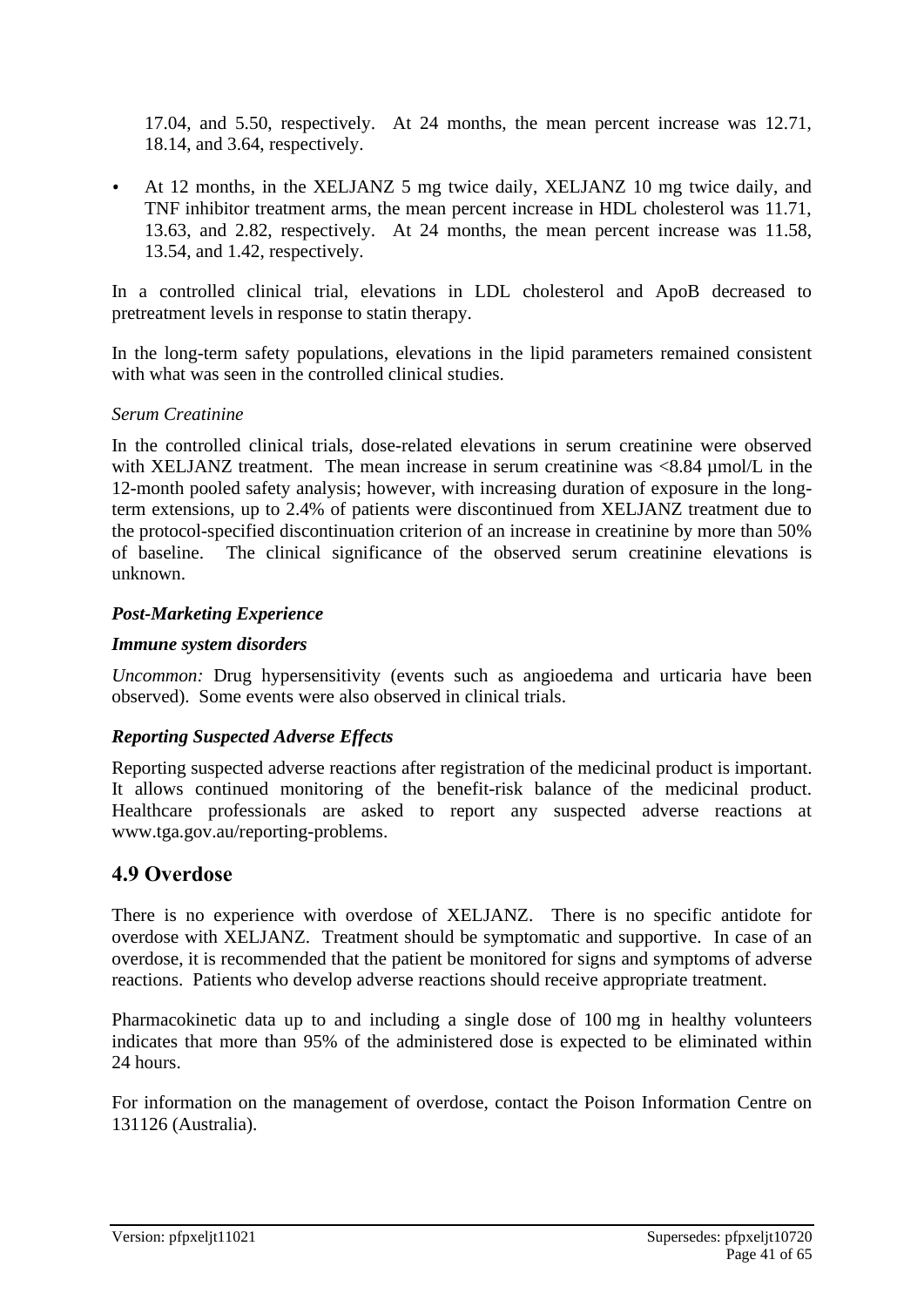17.04, and 5.50, respectively. At 24 months, the mean percent increase was 12.71, 18.14, and 3.64, respectively.

- At 12 months, in the XELJANZ 5 mg twice daily, XELJANZ 10 mg twice daily, and TNF inhibitor treatment arms, the mean percent increase in HDL cholesterol was 11.71, 13.63, and 2.82, respectively. At 24 months, the mean percent increase was 11.58, 13.54, and 1.42, respectively.

In a controlled clinical trial, elevations in LDL cholesterol and ApoB decreased to pretreatment levels in response to statin therapy.

In the long-term safety populations, elevations in the lipid parameters remained consistent with what was seen in the controlled clinical studies.

*Serum Creatinine*

In the controlled clinical trials, dose-related elevations in serum creatinine were observed with XELJANZ treatment. The mean increase in serum creatinine was <8.84 µmol/L in the 12-month pooled safety analysis; however, with increasing duration of exposure in the long-term extensions, up to 2.4% of patients were discontinued from XELJANZ treatment due to the protocol-specified discontinuation criterion of an increase in creatinine by more than 50% of baseline. The clinical significance of the observed serum creatinine elevations is unknown.

***Post-Marketing Experience***

***Immune system disorders***

*Uncommon:* Drug hypersensitivity (events such as angioedema and urticaria have been observed). Some events were also observed in clinical trials.

***Reporting Suspected Adverse Effects***

Reporting suspected adverse reactions after registration of the medicinal product is important. It allows continued monitoring of the benefit-risk balance of the medicinal product. Healthcare professionals are asked to report any suspected adverse reactions at www.tga.gov.au/reporting-problems.

## 4.9 Overdose

There is no experience with overdose of XELJANZ. There is no specific antidote for overdose with XELJANZ. Treatment should be symptomatic and supportive. In case of an overdose, it is recommended that the patient be monitored for signs and symptoms of adverse reactions. Patients who develop adverse reactions should receive appropriate treatment.

Pharmacokinetic data up to and including a single dose of 100 mg in healthy volunteers indicates that more than 95% of the administered dose is expected to be eliminated within 24 hours.

For information on the management of overdose, contact the Poison Information Centre on 131126 (Australia).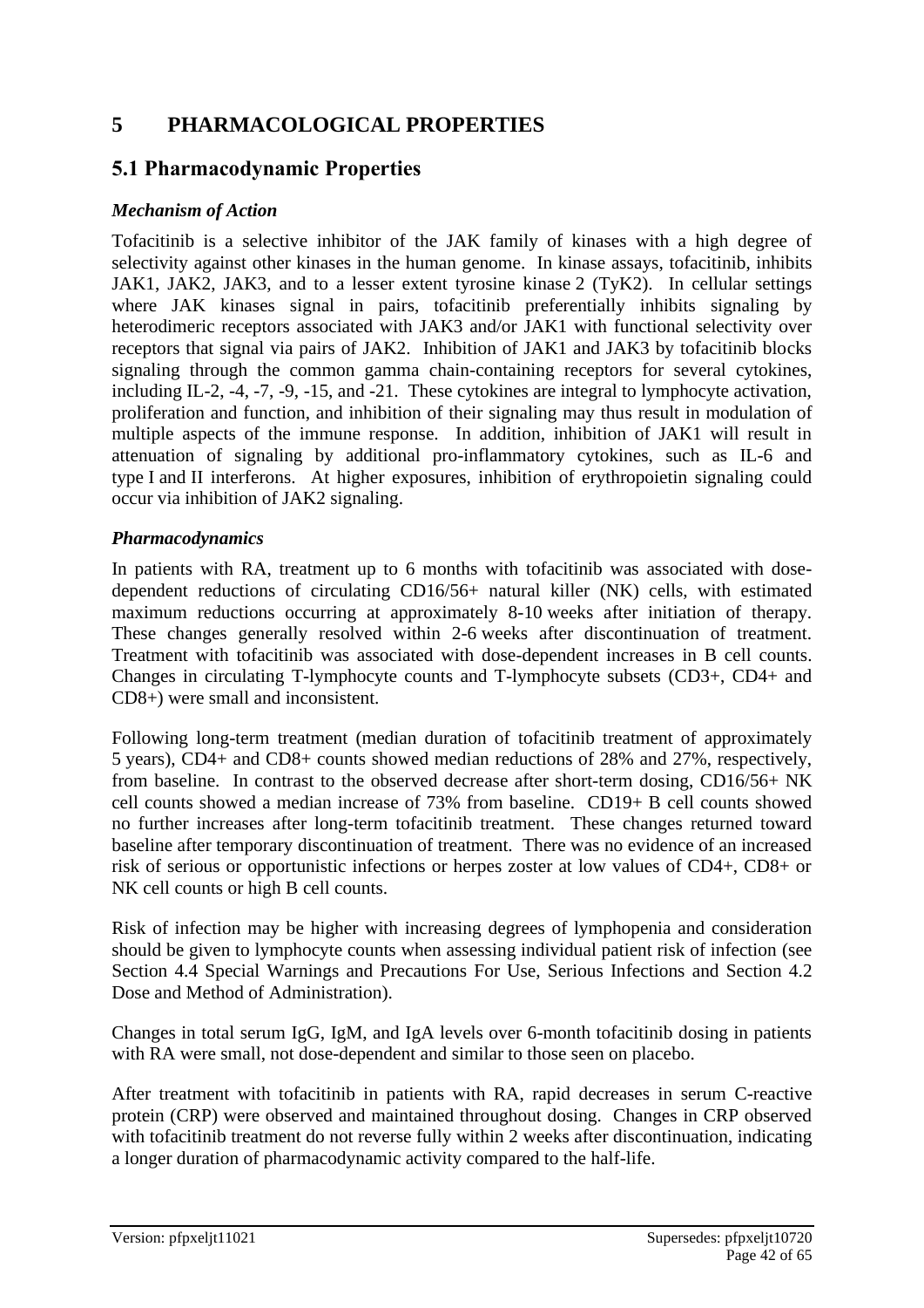# 5 PHARMACOLOGICAL PROPERTIES

## 5.1 Pharmacodynamic Properties

### *Mechanism of Action*

Tofacitinib is a selective inhibitor of the JAK family of kinases with a high degree of selectivity against other kinases in the human genome. In kinase assays, tofacitinib, inhibits JAK1, JAK2, JAK3, and to a lesser extent tyrosine kinase 2 (TyK2). In cellular settings where JAK kinases signal in pairs, tofacitinib preferentially inhibits signaling by heterodimeric receptors associated with JAK3 and/or JAK1 with functional selectivity over receptors that signal via pairs of JAK2. Inhibition of JAK1 and JAK3 by tofacitinib blocks signaling through the common gamma chain-containing receptors for several cytokines, including IL-2, -4, -7, -9, -15, and -21. These cytokines are integral to lymphocyte activation, proliferation and function, and inhibition of their signaling may thus result in modulation of multiple aspects of the immune response. In addition, inhibition of JAK1 will result in attenuation of signaling by additional pro-inflammatory cytokines, such as IL-6 and type I and II interferons. At higher exposures, inhibition of erythropoietin signaling could occur via inhibition of JAK2 signaling.

### *Pharmacodynamics*

In patients with RA, treatment up to 6 months with tofacitinib was associated with dose-dependent reductions of circulating CD16/56+ natural killer (NK) cells, with estimated maximum reductions occurring at approximately 8-10 weeks after initiation of therapy. These changes generally resolved within 2-6 weeks after discontinuation of treatment. Treatment with tofacitinib was associated with dose-dependent increases in B cell counts. Changes in circulating T-lymphocyte counts and T-lymphocyte subsets (CD3+, CD4+ and CD8+) were small and inconsistent.

Following long-term treatment (median duration of tofacitinib treatment of approximately 5 years), CD4+ and CD8+ counts showed median reductions of 28% and 27%, respectively, from baseline. In contrast to the observed decrease after short-term dosing, CD16/56+ NK cell counts showed a median increase of 73% from baseline. CD19+ B cell counts showed no further increases after long-term tofacitinib treatment. These changes returned toward baseline after temporary discontinuation of treatment. There was no evidence of an increased risk of serious or opportunistic infections or herpes zoster at low values of CD4+, CD8+ or NK cell counts or high B cell counts.

Risk of infection may be higher with increasing degrees of lymphopenia and consideration should be given to lymphocyte counts when assessing individual patient risk of infection (see Section 4.4 Special Warnings and Precautions For Use, Serious Infections and Section 4.2 Dose and Method of Administration).

Changes in total serum IgG, IgM, and IgA levels over 6-month tofacitinib dosing in patients with RA were small, not dose-dependent and similar to those seen on placebo.

After treatment with tofacitinib in patients with RA, rapid decreases in serum C-reactive protein (CRP) were observed and maintained throughout dosing. Changes in CRP observed with tofacitinib treatment do not reverse fully within 2 weeks after discontinuation, indicating a longer duration of pharmacodynamic activity compared to the half-life.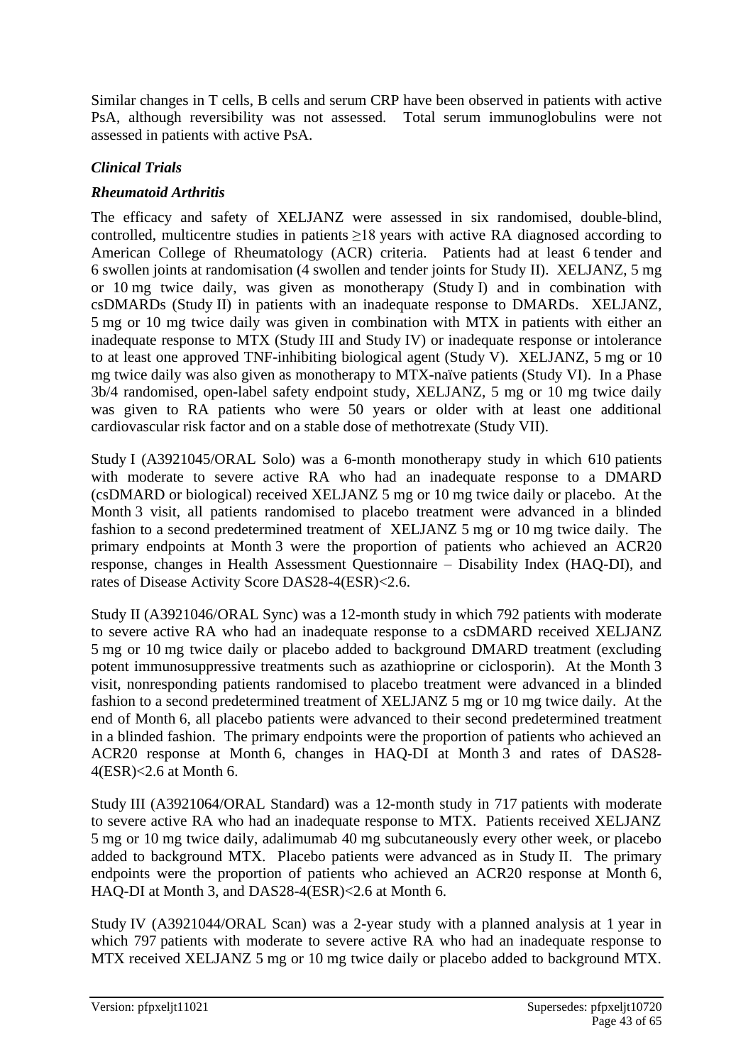Similar changes in T cells, B cells and serum CRP have been observed in patients with active PsA, although reversibility was not assessed. Total serum immunoglobulins were not assessed in patients with active PsA.

### *Clinical Trials*

### *Rheumatoid Arthritis*

The efficacy and safety of XELJANZ were assessed in six randomised, double-blind, controlled, multicentre studies in patients ≥18 years with active RA diagnosed according to American College of Rheumatology (ACR) criteria. Patients had at least 6 tender and 6 swollen joints at randomisation (4 swollen and tender joints for Study II). XELJANZ, 5 mg or 10 mg twice daily, was given as monotherapy (Study I) and in combination with csDMARDs (Study II) in patients with an inadequate response to DMARDs. XELJANZ, 5 mg or 10 mg twice daily was given in combination with MTX in patients with either an inadequate response to MTX (Study III and Study IV) or inadequate response or intolerance to at least one approved TNF-inhibiting biological agent (Study V). XELJANZ, 5 mg or 10 mg twice daily was also given as monotherapy to MTX-naïve patients (Study VI). In a Phase 3b/4 randomised, open-label safety endpoint study, XELJANZ, 5 mg or 10 mg twice daily was given to RA patients who were 50 years or older with at least one additional cardiovascular risk factor and on a stable dose of methotrexate (Study VII).

Study I (A3921045/ORAL Solo) was a 6-month monotherapy study in which 610 patients with moderate to severe active RA who had an inadequate response to a DMARD (csDMARD or biological) received XELJANZ 5 mg or 10 mg twice daily or placebo. At the Month 3 visit, all patients randomised to placebo treatment were advanced in a blinded fashion to a second predetermined treatment of XELJANZ 5 mg or 10 mg twice daily. The primary endpoints at Month 3 were the proportion of patients who achieved an ACR20 response, changes in Health Assessment Questionnaire – Disability Index (HAQ-DI), and rates of Disease Activity Score DAS28-4(ESR)<2.6.

Study II (A3921046/ORAL Sync) was a 12-month study in which 792 patients with moderate to severe active RA who had an inadequate response to a csDMARD received XELJANZ 5 mg or 10 mg twice daily or placebo added to background DMARD treatment (excluding potent immunosuppressive treatments such as azathioprine or ciclosporin). At the Month 3 visit, nonresponding patients randomised to placebo treatment were advanced in a blinded fashion to a second predetermined treatment of XELJANZ 5 mg or 10 mg twice daily. At the end of Month 6, all placebo patients were advanced to their second predetermined treatment in a blinded fashion. The primary endpoints were the proportion of patients who achieved an ACR20 response at Month 6, changes in HAQ-DI at Month 3 and rates of DAS28-4(ESR)<2.6 at Month 6.

Study III (A3921064/ORAL Standard) was a 12-month study in 717 patients with moderate to severe active RA who had an inadequate response to MTX. Patients received XELJANZ 5 mg or 10 mg twice daily, adalimumab 40 mg subcutaneously every other week, or placebo added to background MTX. Placebo patients were advanced as in Study II. The primary endpoints were the proportion of patients who achieved an ACR20 response at Month 6, HAQ-DI at Month 3, and DAS28-4(ESR)<2.6 at Month 6.

Study IV (A3921044/ORAL Scan) was a 2-year study with a planned analysis at 1 year in which 797 patients with moderate to severe active RA who had an inadequate response to MTX received XELJANZ 5 mg or 10 mg twice daily or placebo added to background MTX.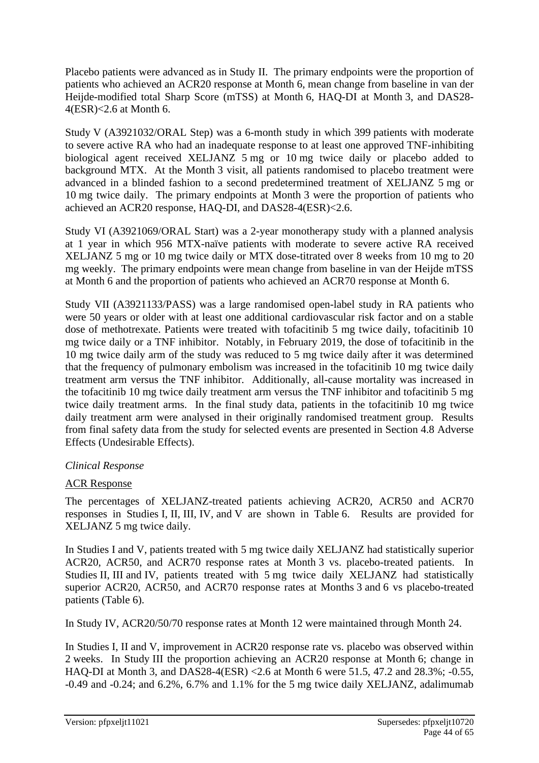Placebo patients were advanced as in Study II. The primary endpoints were the proportion of patients who achieved an ACR20 response at Month 6, mean change from baseline in van der Heijde-modified total Sharp Score (mTSS) at Month 6, HAQ-DI at Month 3, and DAS28-4(ESR)<2.6 at Month 6.

Study V (A3921032/ORAL Step) was a 6-month study in which 399 patients with moderate to severe active RA who had an inadequate response to at least one approved TNF-inhibiting biological agent received XELJANZ 5 mg or 10 mg twice daily or placebo added to background MTX. At the Month 3 visit, all patients randomised to placebo treatment were advanced in a blinded fashion to a second predetermined treatment of XELJANZ 5 mg or 10 mg twice daily. The primary endpoints at Month 3 were the proportion of patients who achieved an ACR20 response, HAQ-DI, and DAS28-4(ESR)<2.6.

Study VI (A3921069/ORAL Start) was a 2-year monotherapy study with a planned analysis at 1 year in which 956 MTX-naïve patients with moderate to severe active RA received XELJANZ 5 mg or 10 mg twice daily or MTX dose-titrated over 8 weeks from 10 mg to 20 mg weekly. The primary endpoints were mean change from baseline in van der Heijde mTSS at Month 6 and the proportion of patients who achieved an ACR70 response at Month 6.

Study VII (A3921133/PASS) was a large randomised open-label study in RA patients who were 50 years or older with at least one additional cardiovascular risk factor and on a stable dose of methotrexate. Patients were treated with tofacitinib 5 mg twice daily, tofacitinib 10 mg twice daily or a TNF inhibitor. Notably, in February 2019, the dose of tofacitinib in the 10 mg twice daily arm of the study was reduced to 5 mg twice daily after it was determined that the frequency of pulmonary embolism was increased in the tofacitinib 10 mg twice daily treatment arm versus the TNF inhibitor. Additionally, all-cause mortality was increased in the tofacitinib 10 mg twice daily treatment arm versus the TNF inhibitor and tofacitinib 5 mg twice daily treatment arms. In the final study data, patients in the tofacitinib 10 mg twice daily treatment arm were analysed in their originally randomised treatment group. Results from final safety data from the study for selected events are presented in Section 4.8 Adverse Effects (Undesirable Effects).

*Clinical Response*

ACR Response

The percentages of XELJANZ-treated patients achieving ACR20, ACR50 and ACR70 responses in Studies I, II, III, IV, and V are shown in Table 6. Results are provided for XELJANZ 5 mg twice daily.

In Studies I and V, patients treated with 5 mg twice daily XELJANZ had statistically superior ACR20, ACR50, and ACR70 response rates at Month 3 vs. placebo-treated patients. In Studies II, III and IV, patients treated with 5 mg twice daily XELJANZ had statistically superior ACR20, ACR50, and ACR70 response rates at Months 3 and 6 vs placebo-treated patients (Table 6).

In Study IV, ACR20/50/70 response rates at Month 12 were maintained through Month 24.

In Studies I, II and V, improvement in ACR20 response rate vs. placebo was observed within 2 weeks. In Study III the proportion achieving an ACR20 response at Month 6; change in HAQ-DI at Month 3, and DAS28-4(ESR) <2.6 at Month 6 were 51.5, 47.2 and 28.3%; -0.55, -0.49 and -0.24; and 6.2%, 6.7% and 1.1% for the 5 mg twice daily XELJANZ, adalimumab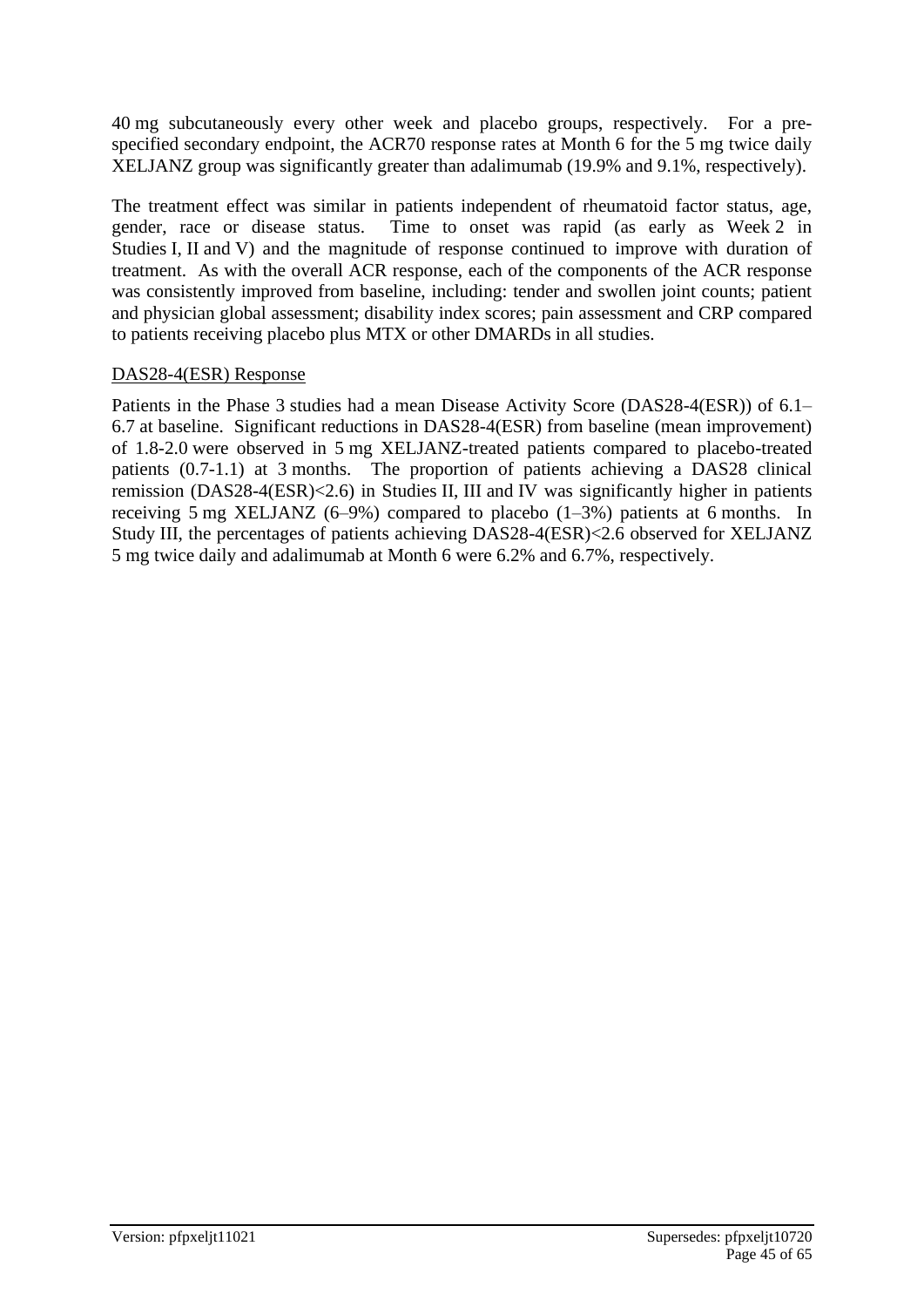40 mg subcutaneously every other week and placebo groups, respectively. For a pre-specified secondary endpoint, the ACR70 response rates at Month 6 for the 5 mg twice daily XELJANZ group was significantly greater than adalimumab (19.9% and 9.1%, respectively).

The treatment effect was similar in patients independent of rheumatoid factor status, age, gender, race or disease status. Time to onset was rapid (as early as Week 2 in Studies I, II and V) and the magnitude of response continued to improve with duration of treatment. As with the overall ACR response, each of the components of the ACR response was consistently improved from baseline, including: tender and swollen joint counts; patient and physician global assessment; disability index scores; pain assessment and CRP compared to patients receiving placebo plus MTX or other DMARDs in all studies.

<u>DAS28-4(ESR) Response</u>

Patients in the Phase 3 studies had a mean Disease Activity Score (DAS28-4(ESR)) of 6.1–6.7 at baseline. Significant reductions in DAS28-4(ESR) from baseline (mean improvement) of 1.8-2.0 were observed in 5 mg XELJANZ-treated patients compared to placebo-treated patients (0.7-1.1) at 3 months. The proportion of patients achieving a DAS28 clinical remission (DAS28-4(ESR)<2.6) in Studies II, III and IV was significantly higher in patients receiving 5 mg XELJANZ (6–9%) compared to placebo (1–3%) patients at 6 months. In Study III, the percentages of patients achieving DAS28-4(ESR)<2.6 observed for XELJANZ 5 mg twice daily and adalimumab at Month 6 were 6.2% and 6.7%, respectively.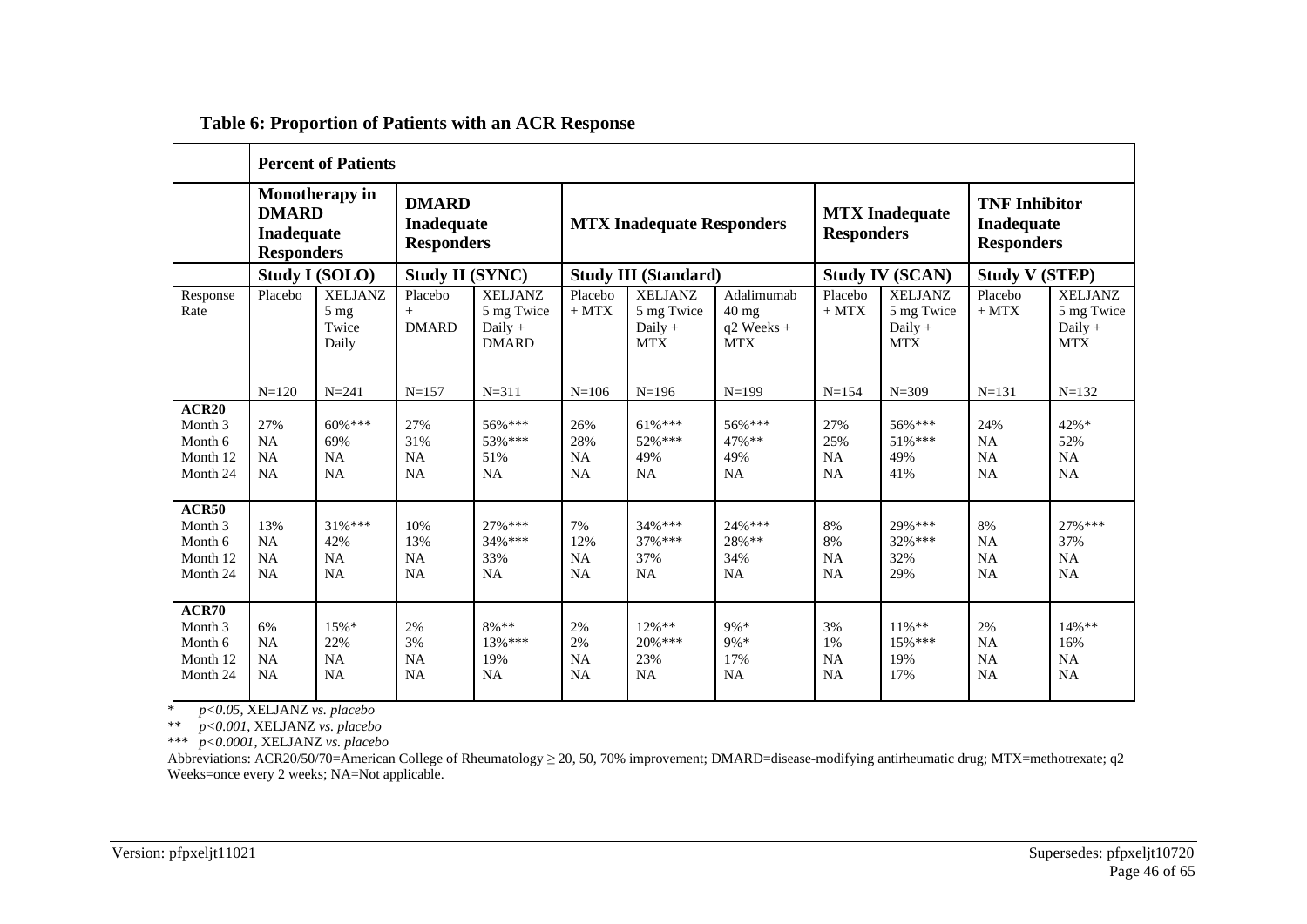**Table 6: Proportion of Patients with an ACR Response**

| | **Percent of Patients** | | | | | | | | | | | |
|---|---|---|---|---|---|---|---|---|---|---|---|---|
| | **Monotherapy in DMARD Inadequate Responders** | | **DMARD Inadequate Responders** | | **MTX Inadequate Responders** | | | **MTX Inadequate Responders** | | **TNF Inhibitor Inadequate Responders** | |
| | **Study I (SOLO)** | | **Study II (SYNC)** | | **Study III (Standard)** | | | **Study IV (SCAN)** | | **Study V (STEP)** | |
| Response Rate | Placebo N=120 | XELJANZ 5 mg Twice Daily N=241 | Placebo + DMARD N=157 | XELJANZ 5 mg Twice Daily + DMARD N=311 | Placebo + MTX N=106 | XELJANZ 5 mg Twice Daily + MTX N=196 | Adalimumab 40 mg q2 Weeks + MTX N=199 | Placebo + MTX N=154 | XELJANZ 5 mg Twice Daily + MTX N=309 | Placebo + MTX N=131 | XELJANZ 5 mg Twice Daily + MTX N=132 |
| **ACR20** | | | | | | | | | | | |
| Month 3 | 27% | 60%*** | 27% | 56%*** | 26% | 61%*** | 56%*** | 27% | 56%*** | 24% | 42%* |
| Month 6 | NA | 69% | 31% | 53%*** | 28% | 52%*** | 47%** | 25% | 51%*** | NA | 52% |
| Month 12 | NA | NA | NA | 51% | NA | 49% | 49% | NA | 49% | NA | NA |
| Month 24 | NA | NA | NA | NA | NA | NA | NA | NA | 41% | NA | NA |
| **ACR50** | | | | | | | | | | | |
| Month 3 | 13% | 31%*** | 10% | 27%*** | 7% | 34%*** | 24%*** | 8% | 29%*** | 8% | 27%*** |
| Month 6 | NA | 42% | 13% | 34%*** | 12% | 37%*** | 28%** | 8% | 32%*** | NA | 37% |
| Month 12 | NA | NA | NA | 33% | NA | 37% | 34% | NA | 32% | NA | NA |
| Month 24 | NA | NA | NA | NA | NA | NA | NA | NA | 29% | NA | NA |
| **ACR70** | | | | | | | | | | | |
| Month 3 | 6% | 15%* | 2% | 8%** | 2% | 12%** | 9%* | 3% | 11%** | 2% | 14%** |
| Month 6 | NA | 22% | 3% | 13%*** | 2% | 20%*** | 9%* | 1% | 15%*** | NA | 16% |
| Month 12 | NA | NA | NA | 19% | NA | 23% | 17% | NA | 19% | NA | NA |
| Month 24 | NA | NA | NA | NA | NA | NA | NA | NA | 17% | NA | NA |

\* *p<0.05*, XELJANZ *vs. placebo*

\** *p<0.001*, XELJANZ *vs. placebo*

\*** *p<0.0001*, XELJANZ *vs. placebo*

Abbreviations: ACR20/50/70=American College of Rheumatology ≥ 20, 50, 70% improvement; DMARD=disease-modifying antirheumatic drug; MTX=methotrexate; q2 Weeks=once every 2 weeks; NA=Not applicable.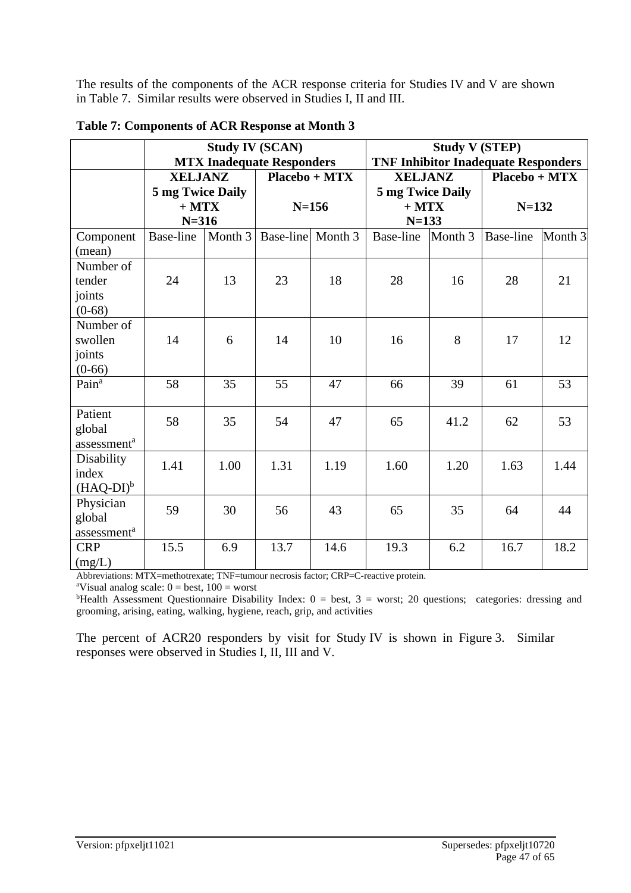The results of the components of the ACR response criteria for Studies IV and V are shown in Table 7. Similar results were observed in Studies I, II and III.

**Table 7: Components of ACR Response at Month 3**

| | Study IV (SCAN) MTX Inadequate Responders | | | | Study V (STEP) TNF Inhibitor Inadequate Responders | | | |
|---|---|---|---|---|---|---|---|---|
| | XELJANZ 5 mg Twice Daily + MTX N=316 | | Placebo + MTX N=156 | | XELJANZ 5 mg Twice Daily + MTX N=133 | | Placebo + MTX N=132 | |
| Component (mean) | Base-line | Month 3 | Base-line | Month 3 | Base-line | Month 3 | Base-line | Month 3 |
| Number of tender joints (0-68) | 24 | 13 | 23 | 18 | 28 | 16 | 28 | 21 |
| Number of swollen joints (0-66) | 14 | 6 | 14 | 10 | 16 | 8 | 17 | 12 |
| Pain[a] | 58 | 35 | 55 | 47 | 66 | 39 | 61 | 53 |
| Patient global assessment[a] | 58 | 35 | 54 | 47 | 65 | 41.2 | 62 | 53 |
| Disability index (HAQ-DI)[b] | 1.41 | 1.00 | 1.31 | 1.19 | 1.60 | 1.20 | 1.63 | 1.44 |
| Physician global assessment[a] | 59 | 30 | 56 | 43 | 65 | 35 | 64 | 44 |
| CRP (mg/L) | 15.5 | 6.9 | 13.7 | 14.6 | 19.3 | 6.2 | 16.7 | 18.2 |

Abbreviations: MTX=methotrexate; TNF=tumour necrosis factor; CRP=C-reactive protein.

[a]Visual analog scale: 0 = best, 100 = worst

[b]Health Assessment Questionnaire Disability Index: 0 = best, 3 = worst; 20 questions; categories: dressing and grooming, arising, eating, walking, hygiene, reach, grip, and activities

The percent of ACR20 responders by visit for Study IV is shown in Figure 3. Similar responses were observed in Studies I, II, III and V.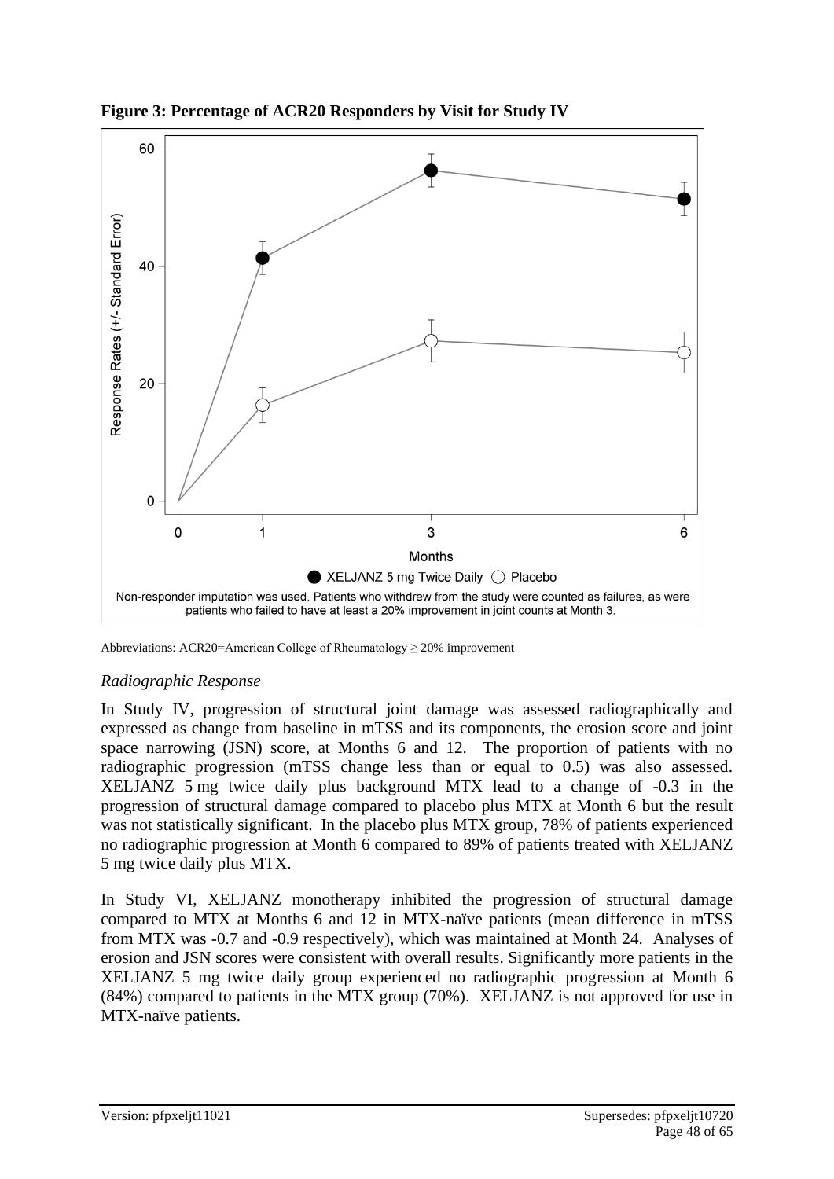**Figure 3: Percentage of ACR20 Responders by Visit for Study IV**

Non-responder imputation was used. Patients who withdrew from the study were counted as failures, as were patients who failed to have at least a 20% improvement in joint counts at Month 3.

Abbreviations: ACR20=American College of Rheumatology ≥ 20% improvement

*Radiographic Response*

In Study IV, progression of structural joint damage was assessed radiographically and expressed as change from baseline in mTSS and its components, the erosion score and joint space narrowing (JSN) score, at Months 6 and 12. The proportion of patients with no radiographic progression (mTSS change less than or equal to 0.5) was also assessed. XELJANZ 5 mg twice daily plus background MTX lead to a change of -0.3 in the progression of structural damage compared to placebo plus MTX at Month 6 but the result was not statistically significant. In the placebo plus MTX group, 78% of patients experienced no radiographic progression at Month 6 compared to 89% of patients treated with XELJANZ 5 mg twice daily plus MTX.

In Study VI, XELJANZ monotherapy inhibited the progression of structural damage compared to MTX at Months 6 and 12 in MTX-naïve patients (mean difference in mTSS from MTX was -0.7 and -0.9 respectively), which was maintained at Month 24. Analyses of erosion and JSN scores were consistent with overall results. Significantly more patients in the XELJANZ 5 mg twice daily group experienced no radiographic progression at Month 6 (84%) compared to patients in the MTX group (70%). XELJANZ is not approved for use in MTX-naïve patients.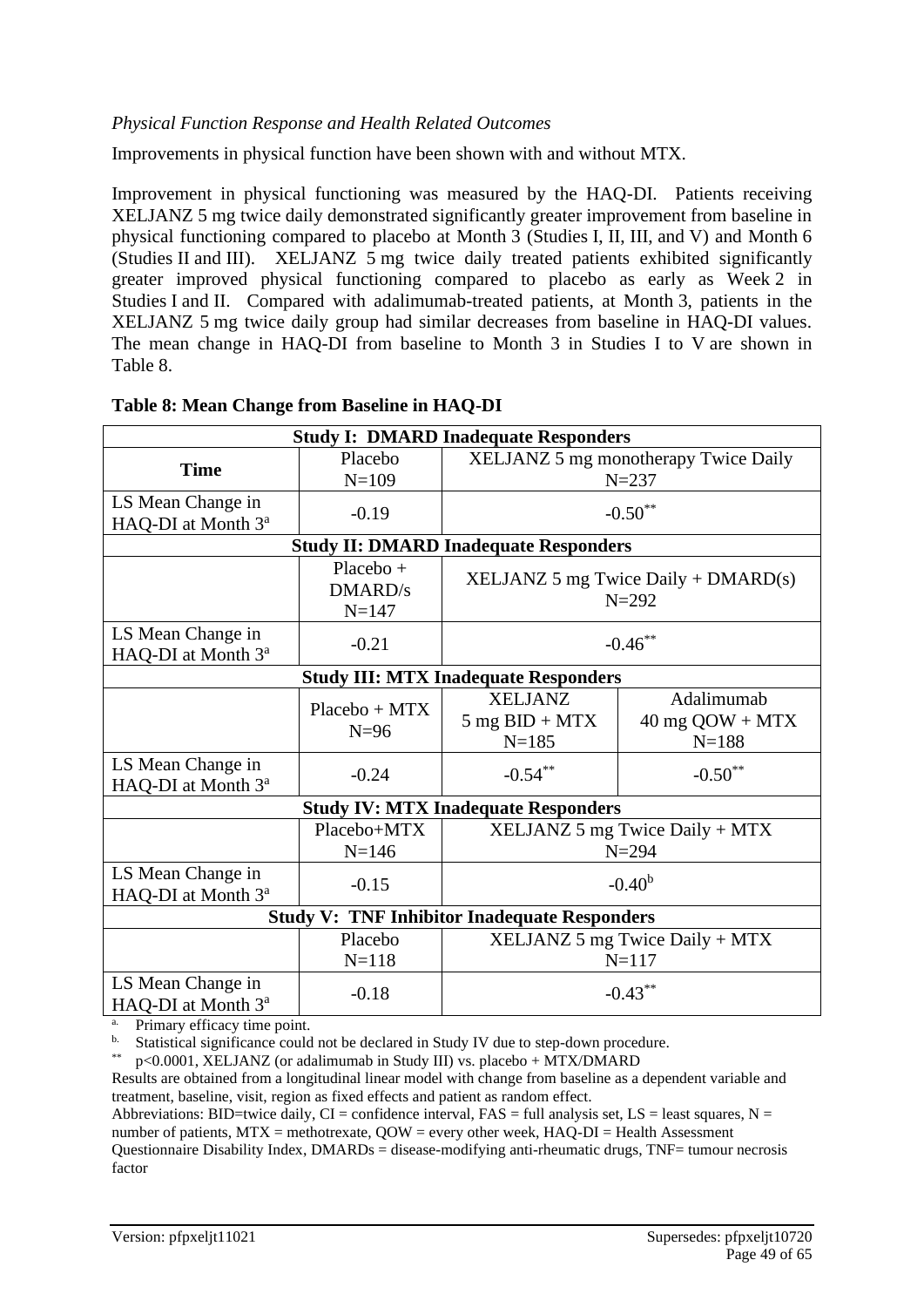*Physical Function Response and Health Related Outcomes*

Improvements in physical function have been shown with and without MTX.

Improvement in physical functioning was measured by the HAQ-DI. Patients receiving XELJANZ 5 mg twice daily demonstrated significantly greater improvement from baseline in physical functioning compared to placebo at Month 3 (Studies I, II, III, and V) and Month 6 (Studies II and III). XELJANZ 5 mg twice daily treated patients exhibited significantly greater improved physical functioning compared to placebo as early as Week 2 in Studies I and II. Compared with adalimumab-treated patients, at Month 3, patients in the XELJANZ 5 mg twice daily group had similar decreases from baseline in HAQ-DI values. The mean change in HAQ-DI from baseline to Month 3 in Studies I to V are shown in Table 8.

**Table 8: Mean Change from Baseline in HAQ-DI**

| **Study I: DMARD Inadequate Responders** | | | |
|---|---|---|---|
| **Time** | Placebo N=109 | XELJANZ 5 mg monotherapy Twice Daily N=237 | |
| LS Mean Change in HAQ-DI at Month 3[a] | -0.19 | -0.50** | |
| **Study II: DMARD Inadequate Responders** | | | |
| | Placebo + DMARD/s N=147 | XELJANZ 5 mg Twice Daily + DMARD(s) N=292 | |
| LS Mean Change in HAQ-DI at Month 3[a] | -0.21 | -0.46** | |
| **Study III: MTX Inadequate Responders** | | | |
| | Placebo + MTX N=96 | XELJANZ 5 mg BID + MTX N=185 | Adalimumab 40 mg QOW + MTX N=188 |
| LS Mean Change in HAQ-DI at Month 3[a] | -0.24 | -0.54** | -0.50** |
| **Study IV: MTX Inadequate Responders** | | | |
| | Placebo+MTX N=146 | XELJANZ 5 mg Twice Daily + MTX N=294 | |
| LS Mean Change in HAQ-DI at Month 3[a] | -0.15 | -0.40[b] | |
| **Study V: TNF Inhibitor Inadequate Responders** | | | |
| | Placebo N=118 | XELJANZ 5 mg Twice Daily + MTX N=117 | |
| LS Mean Change in HAQ-DI at Month 3[a] | -0.18 | -0.43** | |

a. Primary efficacy time point.

b. Statistical significance could not be declared in Study IV due to step-down procedure.

** p<0.0001, XELJANZ (or adalimumab in Study III) vs. placebo + MTX/DMARD

Results are obtained from a longitudinal linear model with change from baseline as a dependent variable and treatment, baseline, visit, region as fixed effects and patient as random effect.

Abbreviations: BID=twice daily, CI = confidence interval, FAS = full analysis set, LS = least squares, N = number of patients, MTX = methotrexate, QOW = every other week, HAQ-DI = Health Assessment Questionnaire Disability Index, DMARDs = disease-modifying anti-rheumatic drugs, TNF= tumour necrosis factor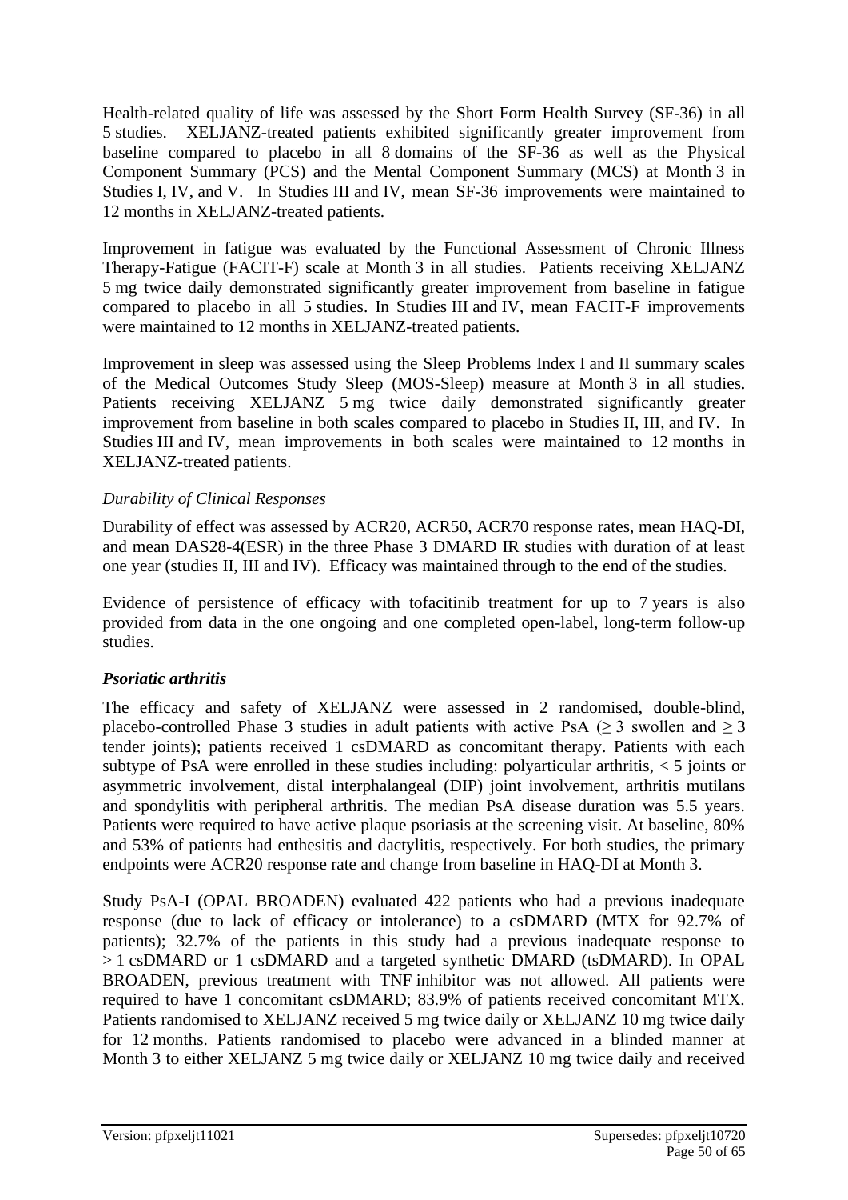Health-related quality of life was assessed by the Short Form Health Survey (SF-36) in all 5 studies. XELJANZ-treated patients exhibited significantly greater improvement from baseline compared to placebo in all 8 domains of the SF-36 as well as the Physical Component Summary (PCS) and the Mental Component Summary (MCS) at Month 3 in Studies I, IV, and V. In Studies III and IV, mean SF-36 improvements were maintained to 12 months in XELJANZ-treated patients.

Improvement in fatigue was evaluated by the Functional Assessment of Chronic Illness Therapy-Fatigue (FACIT-F) scale at Month 3 in all studies. Patients receiving XELJANZ 5 mg twice daily demonstrated significantly greater improvement from baseline in fatigue compared to placebo in all 5 studies. In Studies III and IV, mean FACIT-F improvements were maintained to 12 months in XELJANZ-treated patients.

Improvement in sleep was assessed using the Sleep Problems Index I and II summary scales of the Medical Outcomes Study Sleep (MOS-Sleep) measure at Month 3 in all studies. Patients receiving XELJANZ 5 mg twice daily demonstrated significantly greater improvement from baseline in both scales compared to placebo in Studies II, III, and IV. In Studies III and IV, mean improvements in both scales were maintained to 12 months in XELJANZ-treated patients.

*Durability of Clinical Responses*

Durability of effect was assessed by ACR20, ACR50, ACR70 response rates, mean HAQ-DI, and mean DAS28-4(ESR) in the three Phase 3 DMARD IR studies with duration of at least one year (studies II, III and IV). Efficacy was maintained through to the end of the studies.

Evidence of persistence of efficacy with tofacitinib treatment for up to 7 years is also provided from data in the one ongoing and one completed open-label, long-term follow-up studies.

***Psoriatic arthritis***

The efficacy and safety of XELJANZ were assessed in 2 randomised, double-blind, placebo-controlled Phase 3 studies in adult patients with active PsA ($\geq 3$ swollen and $\geq 3$ tender joints); patients received 1 csDMARD as concomitant therapy. Patients with each subtype of PsA were enrolled in these studies including: polyarticular arthritis, $< 5$ joints or asymmetric involvement, distal interphalangeal (DIP) joint involvement, arthritis mutilans and spondylitis with peripheral arthritis. The median PsA disease duration was 5.5 years. Patients were required to have active plaque psoriasis at the screening visit. At baseline, 80% and 53% of patients had enthesitis and dactylitis, respectively. For both studies, the primary endpoints were ACR20 response rate and change from baseline in HAQ-DI at Month 3.

Study PsA-I (OPAL BROADEN) evaluated 422 patients who had a previous inadequate response (due to lack of efficacy or intolerance) to a csDMARD (MTX for 92.7% of patients); 32.7% of the patients in this study had a previous inadequate response to $> 1$ csDMARD or 1 csDMARD and a targeted synthetic DMARD (tsDMARD). In OPAL BROADEN, previous treatment with TNF inhibitor was not allowed. All patients were required to have 1 concomitant csDMARD; 83.9% of patients received concomitant MTX. Patients randomised to XELJANZ received 5 mg twice daily or XELJANZ 10 mg twice daily for 12 months. Patients randomised to placebo were advanced in a blinded manner at Month 3 to either XELJANZ 5 mg twice daily or XELJANZ 10 mg twice daily and received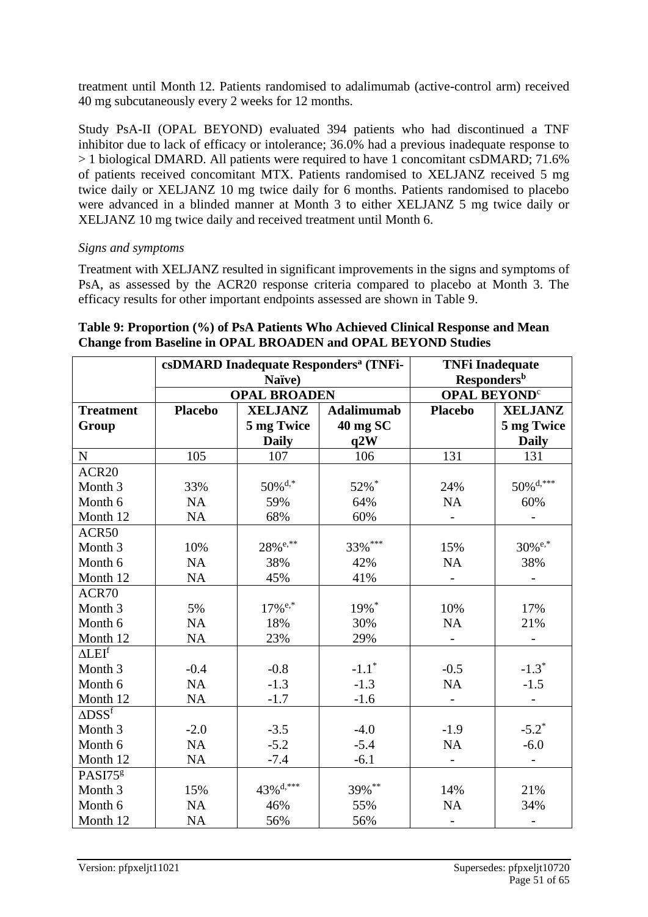treatment until Month 12. Patients randomised to adalimumab (active-control arm) received 40 mg subcutaneously every 2 weeks for 12 months.

Study PsA-II (OPAL BEYOND) evaluated 394 patients who had discontinued a TNF inhibitor due to lack of efficacy or intolerance; 36.0% had a previous inadequate response to > 1 biological DMARD. All patients were required to have 1 concomitant csDMARD; 71.6% of patients received concomitant MTX. Patients randomised to XELJANZ received 5 mg twice daily or XELJANZ 10 mg twice daily for 6 months. Patients randomised to placebo were advanced in a blinded manner at Month 3 to either XELJANZ 5 mg twice daily or XELJANZ 10 mg twice daily and received treatment until Month 6.

*Signs and symptoms*

Treatment with XELJANZ resulted in significant improvements in the signs and symptoms of PsA, as assessed by the ACR20 response criteria compared to placebo at Month 3. The efficacy results for other important endpoints assessed are shown in Table 9.

**Table 9: Proportion (%) of PsA Patients Who Achieved Clinical Response and Mean Change from Baseline in OPAL BROADEN and OPAL BEYOND Studies**

| | csDMARD Inadequate Responders[a] (TNFi-Naïve) | | | TNFi Inadequate Responders[b] | |
|---|---|---|---|---|---|
| | OPAL BROADEN | | | OPAL BEYOND[c] | |
| **Treatment Group** | **Placebo** | **XELJANZ 5 mg Twice Daily** | **Adalimumab 40 mg SC q2W** | **Placebo** | **XELJANZ 5 mg Twice Daily** |
| N | 105 | 107 | 106 | 131 | 131 |
| ACR20 | | | | | |
| Month 3 | 33% | 50%[d,*] | 52%[*] | 24% | 50%[d,***] |
| Month 6 | NA | 59% | 64% | NA | 60% |
| Month 12 | NA | 68% | 60% | - | - |
| ACR50 | | | | | |
| Month 3 | 10% | 28%[e,**] | 33%[***] | 15% | 30%[e,*] |
| Month 6 | NA | 38% | 42% | NA | 38% |
| Month 12 | NA | 45% | 41% | - | - |
| ACR70 | | | | | |
| Month 3 | 5% | 17%[e,*] | 19%[*] | 10% | 17% |
| Month 6 | NA | 18% | 30% | NA | 21% |
| Month 12 | NA | 23% | 29% | - | - |
| ΔLEI[f] | | | | | |
| Month 3 | -0.4 | -0.8 | -1.1[*] | -0.5 | -1.3[*] |
| Month 6 | NA | -1.3 | -1.3 | NA | -1.5 |
| Month 12 | NA | -1.7 | -1.6 | - | - |
| ΔDSS[f] | | | | | |
| Month 3 | -2.0 | -3.5 | -4.0 | -1.9 | -5.2[*] |
| Month 6 | NA | -5.2 | -5.4 | NA | -6.0 |
| Month 12 | NA | -7.4 | -6.1 | - | - |
| PASI75[g] | | | | | |
| Month 3 | 15% | 43%[d,***] | 39%[**] | 14% | 21% |
| Month 6 | NA | 46% | 55% | NA | 34% |
| Month 12 | NA | 56% | 56% | - | - |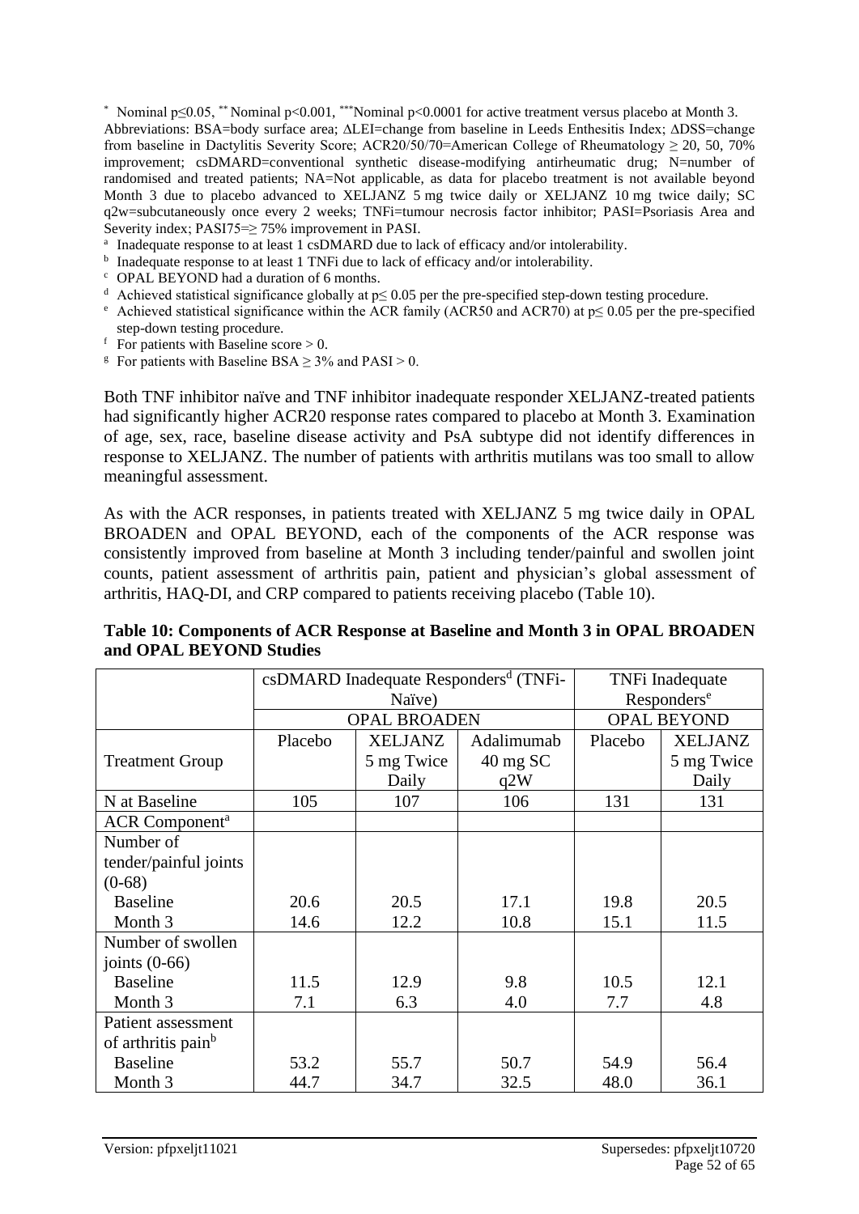[*] Nominal $p \leq 0.05$, [**] Nominal $p < 0.001$, [***] Nominal $p < 0.0001$ for active treatment versus placebo at Month 3.

Abbreviations: BSA=body surface area; ΔLEI=change from baseline in Leeds Enthesitis Index; ΔDSS=change from baseline in Dactylitis Severity Score; ACR20/50/70=American College of Rheumatology ≥ 20, 50, 70% improvement; csDMARD=conventional synthetic disease-modifying antirheumatic drug; N=number of randomised and treated patients; NA=Not applicable, as data for placebo treatment is not available beyond Month 3 due to placebo advanced to XELJANZ 5 mg twice daily or XELJANZ 10 mg twice daily; SC q2w=subcutaneously once every 2 weeks; TNFi=tumour necrosis factor inhibitor; PASI=Psoriasis Area and Severity index; PASI75=≥ 75% improvement in PASI.

[a] Inadequate response to at least 1 csDMARD due to lack of efficacy and/or intolerability.

[b] Inadequate response to at least 1 TNFi due to lack of efficacy and/or intolerability.

[c] OPAL BEYOND had a duration of 6 months.

[d] Achieved statistical significance globally at $p \leq 0.05$ per the pre-specified step-down testing procedure.

[e] Achieved statistical significance within the ACR family (ACR50 and ACR70) at $p \leq 0.05$ per the pre-specified step-down testing procedure.

[f] For patients with Baseline score > 0.

[g] For patients with Baseline BSA ≥ 3% and PASI > 0.

Both TNF inhibitor naïve and TNF inhibitor inadequate responder XELJANZ-treated patients had significantly higher ACR20 response rates compared to placebo at Month 3. Examination of age, sex, race, baseline disease activity and PsA subtype did not identify differences in response to XELJANZ. The number of patients with arthritis mutilans was too small to allow meaningful assessment.

As with the ACR responses, in patients treated with XELJANZ 5 mg twice daily in OPAL BROADEN and OPAL BEYOND, each of the components of the ACR response was consistently improved from baseline at Month 3 including tender/painful and swollen joint counts, patient assessment of arthritis pain, patient and physician's global assessment of arthritis, HAQ-DI, and CRP compared to patients receiving placebo (Table 10).

**Table 10: Components of ACR Response at Baseline and Month 3 in OPAL BROADEN and OPAL BEYOND Studies**

| | csDMARD Inadequate Responders[d] (TNFi-Naïve) | | | TNFi Inadequate Responders[e] | |
|---|---|---|---|---|---|
| | OPAL BROADEN | | | OPAL BEYOND | |
| Treatment Group | Placebo | XELJANZ 5 mg Twice Daily | Adalimumab 40 mg SC q2W | Placebo | XELJANZ 5 mg Twice Daily |
| N at Baseline | 105 | 107 | 106 | 131 | 131 |
| ACR Component[a] | | | | | |
| Number of tender/painful joints (0-68) | | | | | |
| Baseline | 20.6 | 20.5 | 17.1 | 19.8 | 20.5 |
| Month 3 | 14.6 | 12.2 | 10.8 | 15.1 | 11.5 |
| Number of swollen joints (0-66) | | | | | |
| Baseline | 11.5 | 12.9 | 9.8 | 10.5 | 12.1 |
| Month 3 | 7.1 | 6.3 | 4.0 | 7.7 | 4.8 |
| Patient assessment of arthritis pain[b] | | | | | |
| Baseline | 53.2 | 55.7 | 50.7 | 54.9 | 56.4 |
| Month 3 | 44.7 | 34.7 | 32.5 | 48.0 | 36.1 |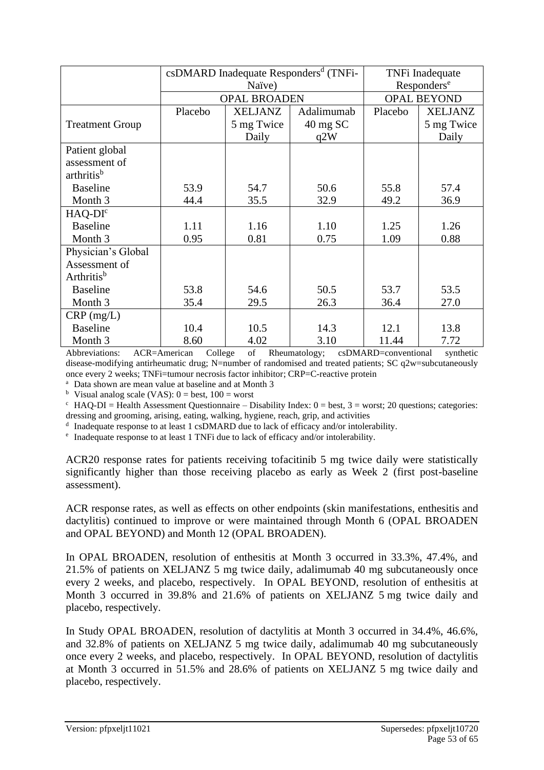| | csDMARD Inadequate Responders[d] (TNFi-Naïve) | | | TNFi Inadequate Responders[e] | |
|---|---|---|---|---|---|
| | OPAL BROADEN | | | OPAL BEYOND | |
| Treatment Group | Placebo | XELJANZ 5 mg Twice Daily | Adalimumab 40 mg SC q2W | Placebo | XELJANZ 5 mg Twice Daily |
| Patient global assessment of arthritis[b] | | | | | |
| Baseline | 53.9 | 54.7 | 50.6 | 55.8 | 57.4 |
| Month 3 | 44.4 | 35.5 | 32.9 | 49.2 | 36.9 |
| HAQ-DI[c] | | | | | |
| Baseline | 1.11 | 1.16 | 1.10 | 1.25 | 1.26 |
| Month 3 | 0.95 | 0.81 | 0.75 | 1.09 | 0.88 |
| Physician's Global Assessment of Arthritis[b] | | | | | |
| Baseline | 53.8 | 54.6 | 50.5 | 53.7 | 53.5 |
| Month 3 | 35.4 | 29.5 | 26.3 | 36.4 | 27.0 |
| CRP (mg/L) | | | | | |
| Baseline | 10.4 | 10.5 | 14.3 | 12.1 | 13.8 |
| Month 3 | 8.60 | 4.02 | 3.10 | 11.44 | 7.72 |

Abbreviations: ACR=American College of Rheumatology; csDMARD=conventional synthetic disease-modifying antirheumatic drug; N=number of randomised and treated patients; SC q2w=subcutaneously once every 2 weeks; TNFi=tumour necrosis factor inhibitor; CRP=C-reactive protein

[a] Data shown are mean value at baseline and at Month 3

[b] Visual analog scale (VAS): 0 = best, 100 = worst

[c] HAQ-DI = Health Assessment Questionnaire – Disability Index: 0 = best, 3 = worst; 20 questions; categories: dressing and grooming, arising, eating, walking, hygiene, reach, grip, and activities

[d] Inadequate response to at least 1 csDMARD due to lack of efficacy and/or intolerability.

[e] Inadequate response to at least 1 TNFi due to lack of efficacy and/or intolerability.

ACR20 response rates for patients receiving tofacitinib 5 mg twice daily were statistically significantly higher than those receiving placebo as early as Week 2 (first post-baseline assessment).

ACR response rates, as well as effects on other endpoints (skin manifestations, enthesitis and dactylitis) continued to improve or were maintained through Month 6 (OPAL BROADEN and OPAL BEYOND) and Month 12 (OPAL BROADEN).

In OPAL BROADEN, resolution of enthesitis at Month 3 occurred in 33.3%, 47.4%, and 21.5% of patients on XELJANZ 5 mg twice daily, adalimumab 40 mg subcutaneously once every 2 weeks, and placebo, respectively. In OPAL BEYOND, resolution of enthesitis at Month 3 occurred in 39.8% and 21.6% of patients on XELJANZ 5 mg twice daily and placebo, respectively.

In Study OPAL BROADEN, resolution of dactylitis at Month 3 occurred in 34.4%, 46.6%, and 32.8% of patients on XELJANZ 5 mg twice daily, adalimumab 40 mg subcutaneously once every 2 weeks, and placebo, respectively. In OPAL BEYOND, resolution of dactylitis at Month 3 occurred in 51.5% and 28.6% of patients on XELJANZ 5 mg twice daily and placebo, respectively.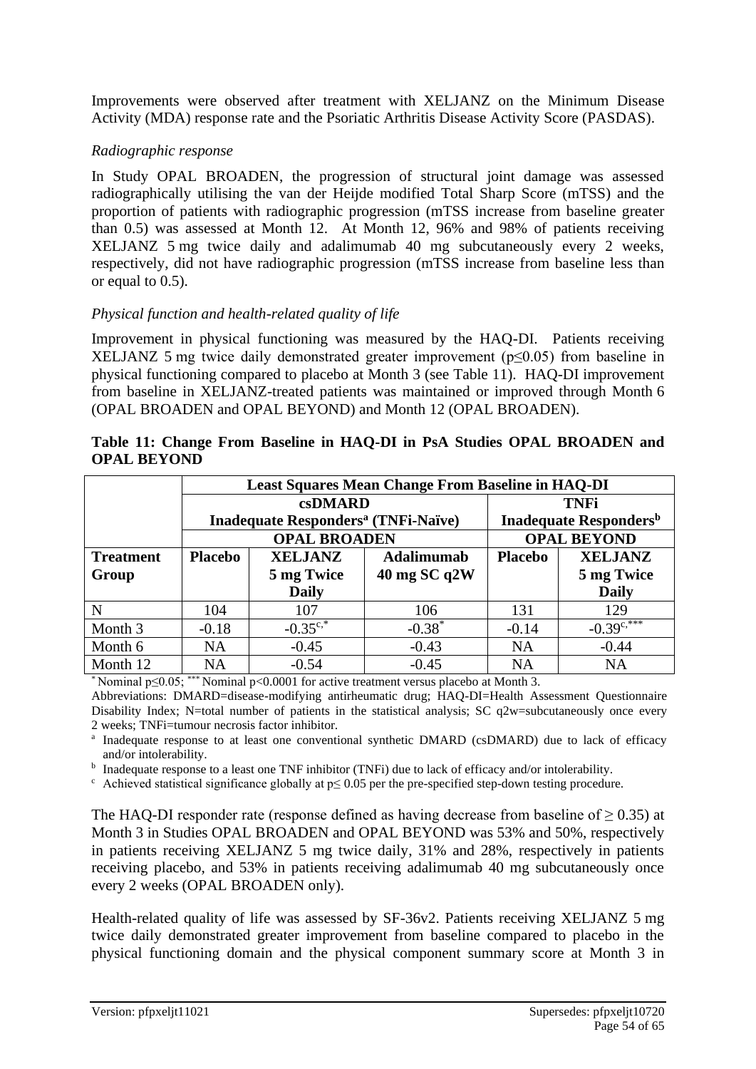Improvements were observed after treatment with XELJANZ on the Minimum Disease Activity (MDA) response rate and the Psoriatic Arthritis Disease Activity Score (PASDAS).

*Radiographic response*

In Study OPAL BROADEN, the progression of structural joint damage was assessed radiographically utilising the van der Heijde modified Total Sharp Score (mTSS) and the proportion of patients with radiographic progression (mTSS increase from baseline greater than 0.5) was assessed at Month 12. At Month 12, 96% and 98% of patients receiving XELJANZ 5 mg twice daily and adalimumab 40 mg subcutaneously every 2 weeks, respectively, did not have radiographic progression (mTSS increase from baseline less than or equal to 0.5).

*Physical function and health-related quality of life*

Improvement in physical functioning was measured by the HAQ-DI. Patients receiving XELJANZ 5 mg twice daily demonstrated greater improvement ($p \leq 0.05$) from baseline in physical functioning compared to placebo at Month 3 (see Table 11). HAQ-DI improvement from baseline in XELJANZ-treated patients was maintained or improved through Month 6 (OPAL BROADEN and OPAL BEYOND) and Month 12 (OPAL BROADEN).

**Table 11: Change From Baseline in HAQ-DI in PsA Studies OPAL BROADEN and OPAL BEYOND**

| | **Least Squares Mean Change From Baseline in HAQ-DI** | | | | |
|---|---|---|---|---|---|
| | **csDMARD Inadequate Responders[a] (TNFi-Naïve)** | | | **TNFi Inadequate Responders[b]** | |
| | **OPAL BROADEN** | | | **OPAL BEYOND** | |
| **Treatment Group** | **Placebo** | **XELJANZ 5 mg Twice Daily** | **Adalimumab 40 mg SC q2W** | **Placebo** | **XELJANZ 5 mg Twice Daily** |
| N | 104 | 107 | 106 | 131 | 129 |
| Month 3 | -0.18 | -0.35[c,*] | -0.38[*] | -0.14 | -0.39[c,***] |
| Month 6 | NA | -0.45 | -0.43 | NA | -0.44 |
| Month 12 | NA | -0.54 | -0.45 | NA | NA |

[*] Nominal $p \leq 0.05$; [***] Nominal $p < 0.0001$ for active treatment versus placebo at Month 3.

Abbreviations: DMARD=disease-modifying antirheumatic drug; HAQ-DI=Health Assessment Questionnaire Disability Index; N=total number of patients in the statistical analysis; SC q2w=subcutaneously once every 2 weeks; TNFi=tumour necrosis factor inhibitor.

[a] Inadequate response to at least one conventional synthetic DMARD (csDMARD) due to lack of efficacy and/or intolerability.

[b] Inadequate response to a least one TNF inhibitor (TNFi) due to lack of efficacy and/or intolerability.

[c] Achieved statistical significance globally at $p \leq 0.05$ per the pre-specified step-down testing procedure.

The HAQ-DI responder rate (response defined as having decrease from baseline of $\geq 0.35$) at Month 3 in Studies OPAL BROADEN and OPAL BEYOND was 53% and 50%, respectively in patients receiving XELJANZ 5 mg twice daily, 31% and 28%, respectively in patients receiving placebo, and 53% in patients receiving adalimumab 40 mg subcutaneously once every 2 weeks (OPAL BROADEN only).

Health-related quality of life was assessed by SF-36v2. Patients receiving XELJANZ 5 mg twice daily demonstrated greater improvement from baseline compared to placebo in the physical functioning domain and the physical component summary score at Month 3 in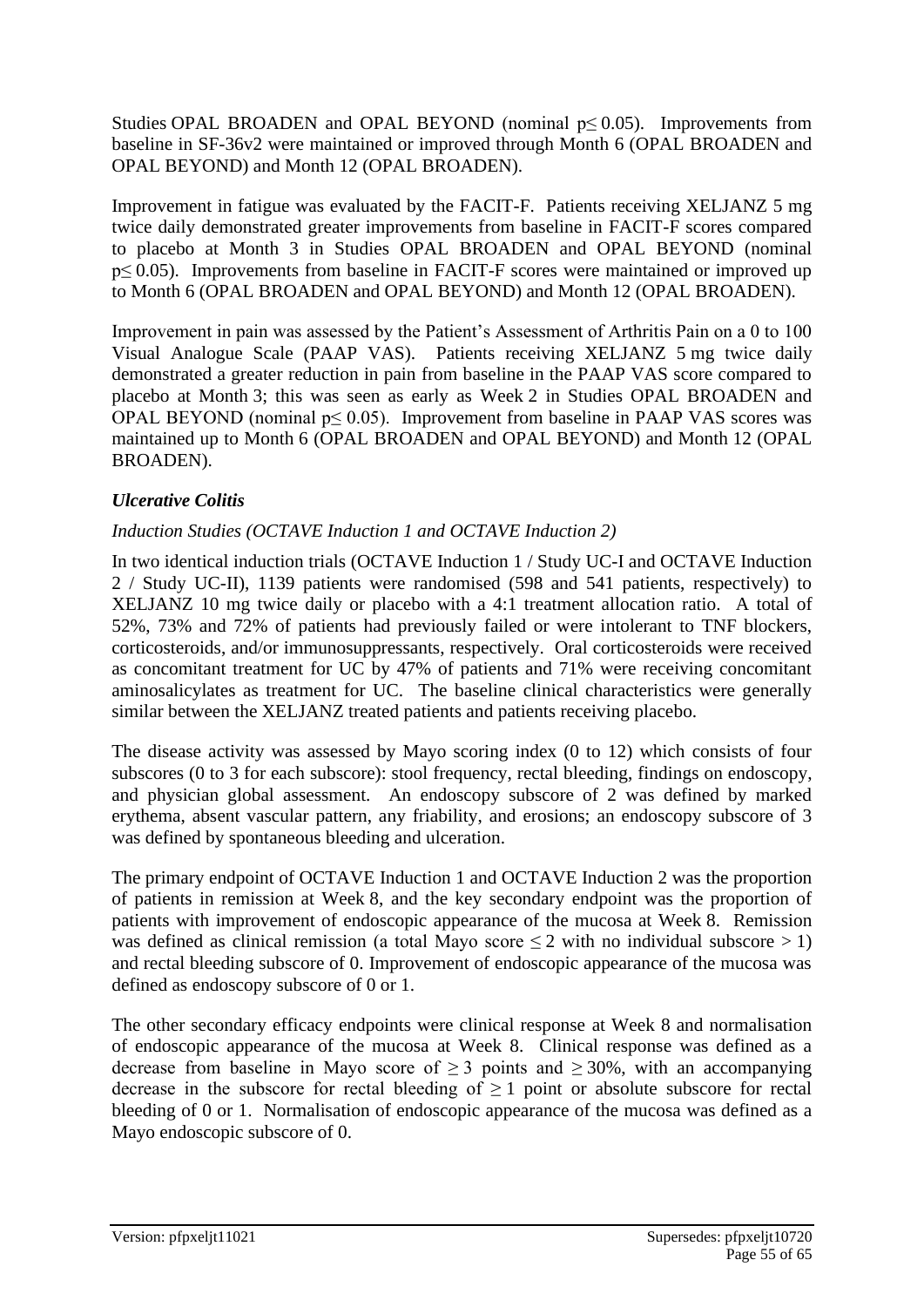Studies OPAL BROADEN and OPAL BEYOND (nominal $p \leq 0.05$). Improvements from baseline in SF-36v2 were maintained or improved through Month 6 (OPAL BROADEN and OPAL BEYOND) and Month 12 (OPAL BROADEN).

Improvement in fatigue was evaluated by the FACIT-F. Patients receiving XELJANZ 5 mg twice daily demonstrated greater improvements from baseline in FACIT-F scores compared to placebo at Month 3 in Studies OPAL BROADEN and OPAL BEYOND (nominal $p \leq 0.05$). Improvements from baseline in FACIT-F scores were maintained or improved up to Month 6 (OPAL BROADEN and OPAL BEYOND) and Month 12 (OPAL BROADEN).

Improvement in pain was assessed by the Patient's Assessment of Arthritis Pain on a 0 to 100 Visual Analogue Scale (PAAP VAS). Patients receiving XELJANZ 5 mg twice daily demonstrated a greater reduction in pain from baseline in the PAAP VAS score compared to placebo at Month 3; this was seen as early as Week 2 in Studies OPAL BROADEN and OPAL BEYOND (nominal $p \leq 0.05$). Improvement from baseline in PAAP VAS scores was maintained up to Month 6 (OPAL BROADEN and OPAL BEYOND) and Month 12 (OPAL BROADEN).

### *Ulcerative Colitis*

*Induction Studies (OCTAVE Induction 1 and OCTAVE Induction 2)*

In two identical induction trials (OCTAVE Induction 1 / Study UC-I and OCTAVE Induction 2 / Study UC-II), 1139 patients were randomised (598 and 541 patients, respectively) to XELJANZ 10 mg twice daily or placebo with a 4:1 treatment allocation ratio. A total of 52%, 73% and 72% of patients had previously failed or were intolerant to TNF blockers, corticosteroids, and/or immunosuppressants, respectively. Oral corticosteroids were received as concomitant treatment for UC by 47% of patients and 71% were receiving concomitant aminosalicylates as treatment for UC. The baseline clinical characteristics were generally similar between the XELJANZ treated patients and patients receiving placebo.

The disease activity was assessed by Mayo scoring index (0 to 12) which consists of four subscores (0 to 3 for each subscore): stool frequency, rectal bleeding, findings on endoscopy, and physician global assessment. An endoscopy subscore of 2 was defined by marked erythema, absent vascular pattern, any friability, and erosions; an endoscopy subscore of 3 was defined by spontaneous bleeding and ulceration.

The primary endpoint of OCTAVE Induction 1 and OCTAVE Induction 2 was the proportion of patients in remission at Week 8, and the key secondary endpoint was the proportion of patients with improvement of endoscopic appearance of the mucosa at Week 8. Remission was defined as clinical remission (a total Mayo score $\leq 2$ with no individual subscore $> 1$) and rectal bleeding subscore of 0. Improvement of endoscopic appearance of the mucosa was defined as endoscopy subscore of 0 or 1.

The other secondary efficacy endpoints were clinical response at Week 8 and normalisation of endoscopic appearance of the mucosa at Week 8. Clinical response was defined as a decrease from baseline in Mayo score of $\geq 3$ points and $\geq 30\%$, with an accompanying decrease in the subscore for rectal bleeding of $\geq 1$ point or absolute subscore for rectal bleeding of 0 or 1. Normalisation of endoscopic appearance of the mucosa was defined as a Mayo endoscopic subscore of 0.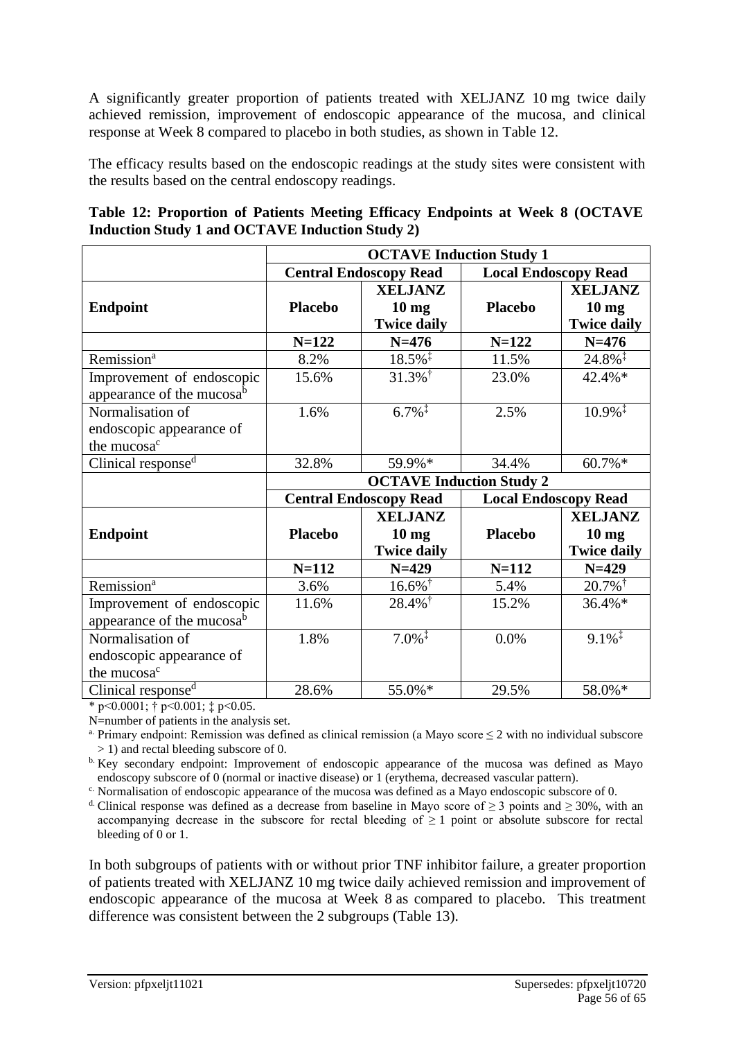A significantly greater proportion of patients treated with XELJANZ 10 mg twice daily achieved remission, improvement of endoscopic appearance of the mucosa, and clinical response at Week 8 compared to placebo in both studies, as shown in Table 12.

The efficacy results based on the endoscopic readings at the study sites were consistent with the results based on the central endoscopy readings.

**Table 12: Proportion of Patients Meeting Efficacy Endpoints at Week 8 (OCTAVE Induction Study 1 and OCTAVE Induction Study 2)**

| | **OCTAVE Induction Study 1** | | | |
|---|---|---|---|---|
| | **Central Endoscopy Read** | | **Local Endoscopy Read** | |
| **Endpoint** | **Placebo** | **XELJANZ 10 mg Twice daily** | **Placebo** | **XELJANZ 10 mg Twice daily** |
| | **N=122** | **N=476** | **N=122** | **N=476** |
| Remission[a] | 8.2% | 18.5%‡ | 11.5% | 24.8%‡ |
| Improvement of endoscopic appearance of the mucosa[b] | 15.6% | 31.3%† | 23.0% | 42.4%* |
| Normalisation of endoscopic appearance of the mucosa[c] | 1.6% | 6.7%‡ | 2.5% | 10.9%‡ |
| Clinical response[d] | 32.8% | 59.9%* | 34.4% | 60.7%* |
| | **OCTAVE Induction Study 2** | | | |
| | **Central Endoscopy Read** | | **Local Endoscopy Read** | |
| **Endpoint** | **Placebo** | **XELJANZ 10 mg Twice daily** | **Placebo** | **XELJANZ 10 mg Twice daily** |
| | **N=112** | **N=429** | **N=112** | **N=429** |
| Remission[a] | 3.6% | 16.6%† | 5.4% | 20.7%† |
| Improvement of endoscopic appearance of the mucosa[b] | 11.6% | 28.4%† | 15.2% | 36.4%* |
| Normalisation of endoscopic appearance of the mucosa[c] | 1.8% | 7.0%‡ | 0.0% | 9.1%‡ |
| Clinical response[d] | 28.6% | 55.0%* | 29.5% | 58.0%* |

* $p<0.0001$; † $p<0.001$; ‡ $p<0.05$.

N=number of patients in the analysis set.

[a] Primary endpoint: Remission was defined as clinical remission (a Mayo score ≤ 2 with no individual subscore > 1) and rectal bleeding subscore of 0.

[b] Key secondary endpoint: Improvement of endoscopic appearance of the mucosa was defined as Mayo endoscopy subscore of 0 (normal or inactive disease) or 1 (erythema, decreased vascular pattern).

[c] Normalisation of endoscopic appearance of the mucosa was defined as a Mayo endoscopic subscore of 0.

[d] Clinical response was defined as a decrease from baseline in Mayo score of ≥ 3 points and ≥ 30%, with an accompanying decrease in the subscore for rectal bleeding of ≥ 1 point or absolute subscore for rectal bleeding of 0 or 1.

In both subgroups of patients with or without prior TNF inhibitor failure, a greater proportion of patients treated with XELJANZ 10 mg twice daily achieved remission and improvement of endoscopic appearance of the mucosa at Week 8 as compared to placebo. This treatment difference was consistent between the 2 subgroups (Table 13).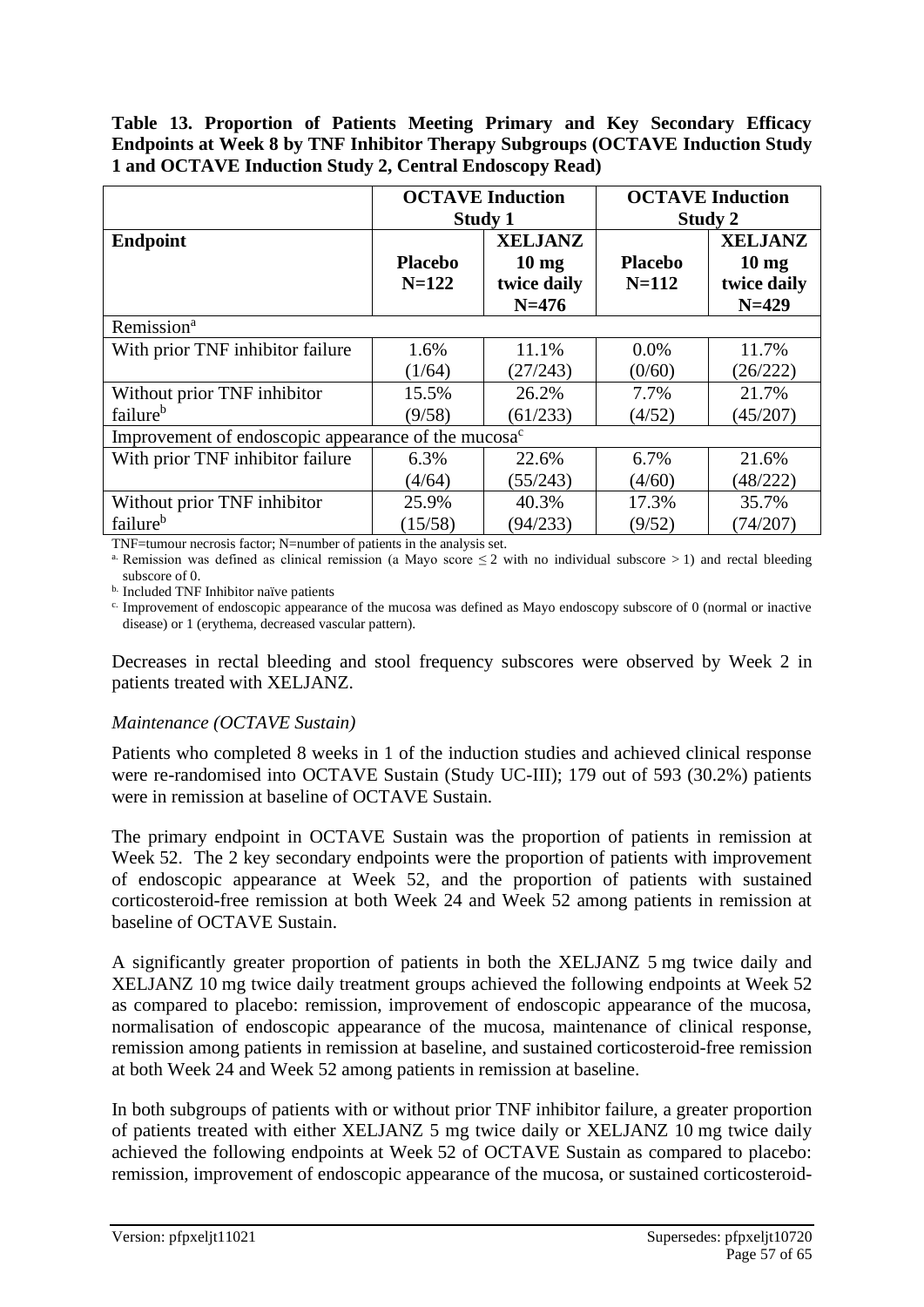**Table 13. Proportion of Patients Meeting Primary and Key Secondary Efficacy Endpoints at Week 8 by TNF Inhibitor Therapy Subgroups (OCTAVE Induction Study 1 and OCTAVE Induction Study 2, Central Endoscopy Read)**

| | OCTAVE Induction Study 1 | | OCTAVE Induction Study 2 | |
|---|---|---|---|---|
| **Endpoint** | **Placebo N=122** | **XELJANZ 10 mg twice daily N=476** | **Placebo N=112** | **XELJANZ 10 mg twice daily N=429** |
| Remission[a] | | | | |
| With prior TNF inhibitor failure | 1.6% (1/64) | 11.1% (27/243) | 0.0% (0/60) | 11.7% (26/222) |
| Without prior TNF inhibitor failure[b] | 15.5% (9/58) | 26.2% (61/233) | 7.7% (4/52) | 21.7% (45/207) |
| Improvement of endoscopic appearance of the mucosa[c] | | | | |
| With prior TNF inhibitor failure | 6.3% (4/64) | 22.6% (55/243) | 6.7% (4/60) | 21.6% (48/222) |
| Without prior TNF inhibitor failure[b] | 25.9% (15/58) | 40.3% (94/233) | 17.3% (9/52) | 35.7% (74/207) |

TNF=tumour necrosis factor; N=number of patients in the analysis set.

[a] Remission was defined as clinical remission (a Mayo score $\leq 2$ with no individual subscore $> 1$) and rectal bleeding subscore of 0.

[b] Included TNF Inhibitor naïve patients

[c] Improvement of endoscopic appearance of the mucosa was defined as Mayo endoscopy subscore of 0 (normal or inactive disease) or 1 (erythema, decreased vascular pattern).

Decreases in rectal bleeding and stool frequency subscores were observed by Week 2 in patients treated with XELJANZ.

*Maintenance (OCTAVE Sustain)*

Patients who completed 8 weeks in 1 of the induction studies and achieved clinical response were re-randomised into OCTAVE Sustain (Study UC-III); 179 out of 593 (30.2%) patients were in remission at baseline of OCTAVE Sustain.

The primary endpoint in OCTAVE Sustain was the proportion of patients in remission at Week 52. The 2 key secondary endpoints were the proportion of patients with improvement of endoscopic appearance at Week 52, and the proportion of patients with sustained corticosteroid-free remission at both Week 24 and Week 52 among patients in remission at baseline of OCTAVE Sustain.

A significantly greater proportion of patients in both the XELJANZ 5 mg twice daily and XELJANZ 10 mg twice daily treatment groups achieved the following endpoints at Week 52 as compared to placebo: remission, improvement of endoscopic appearance of the mucosa, normalisation of endoscopic appearance of the mucosa, maintenance of clinical response, remission among patients in remission at baseline, and sustained corticosteroid-free remission at both Week 24 and Week 52 among patients in remission at baseline.

In both subgroups of patients with or without prior TNF inhibitor failure, a greater proportion of patients treated with either XELJANZ 5 mg twice daily or XELJANZ 10 mg twice daily achieved the following endpoints at Week 52 of OCTAVE Sustain as compared to placebo: remission, improvement of endoscopic appearance of the mucosa, or sustained corticosteroid-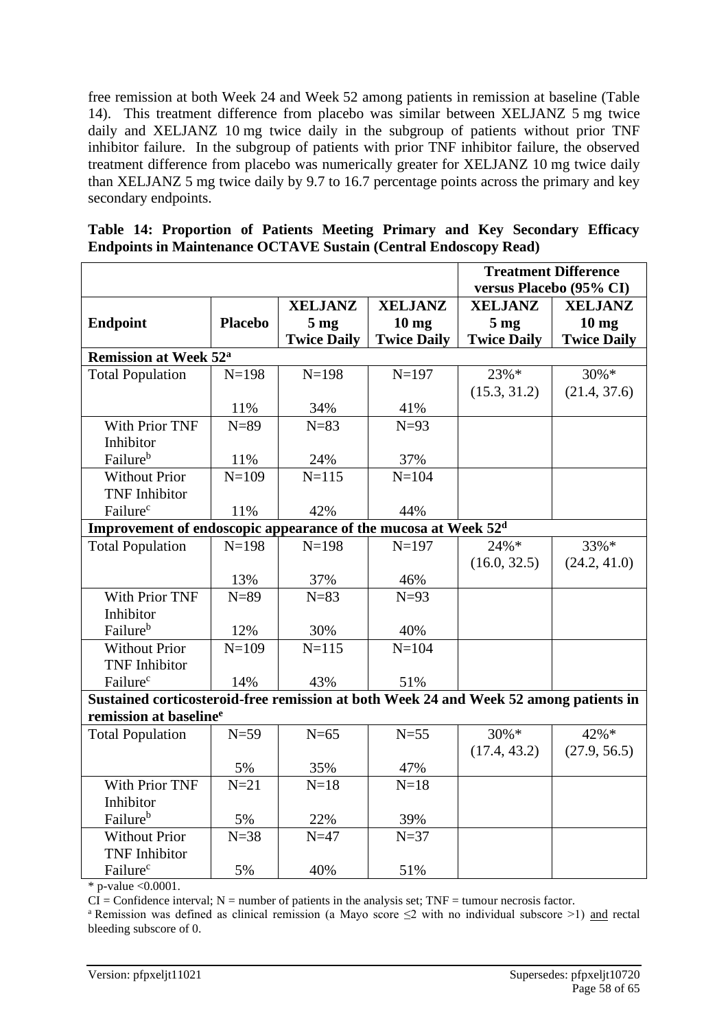free remission at both Week 24 and Week 52 among patients in remission at baseline (Table 14). This treatment difference from placebo was similar between XELJANZ 5 mg twice daily and XELJANZ 10 mg twice daily in the subgroup of patients without prior TNF inhibitor failure. In the subgroup of patients with prior TNF inhibitor failure, the observed treatment difference from placebo was numerically greater for XELJANZ 10 mg twice daily than XELJANZ 5 mg twice daily by 9.7 to 16.7 percentage points across the primary and key secondary endpoints.

**Table 14: Proportion of Patients Meeting Primary and Key Secondary Efficacy Endpoints in Maintenance OCTAVE Sustain (Central Endoscopy Read)**

| | | | | Treatment Difference versus Placebo (95% CI) | |
|---|---|---|---|---|---|
| **Endpoint** | **Placebo** | **XELJANZ 5 mg Twice Daily** | **XELJANZ 10 mg Twice Daily** | **XELJANZ 5 mg Twice Daily** | **XELJANZ 10 mg Twice Daily** |
| **Remission at Week 52[a]** | | | | | |
| Total Population | N=198<br>11% | N=198<br>34% | N=197<br>41% | 23%*<br>(15.3, 31.2) | 30%*<br>(21.4, 37.6) |
| With Prior TNF Inhibitor Failure[b] | N=89<br>11% | N=83<br>24% | N=93<br>37% | | |
| Without Prior TNF Inhibitor Failure[c] | N=109<br>11% | N=115<br>42% | N=104<br>44% | | |
| **Improvement of endoscopic appearance of the mucosa at Week 52[d]** | | | | | |
| Total Population | N=198<br>13% | N=198<br>37% | N=197<br>46% | 24%*<br>(16.0, 32.5) | 33%*<br>(24.2, 41.0) |
| With Prior TNF Inhibitor Failure[b] | N=89<br>12% | N=83<br>30% | N=93<br>40% | | |
| Without Prior TNF Inhibitor Failure[c] | N=109<br>14% | N=115<br>43% | N=104<br>51% | | |
| **Sustained corticosteroid-free remission at both Week 24 and Week 52 among patients in remission at baseline[e]** | | | | | |
| Total Population | N=59<br>5% | N=65<br>35% | N=55<br>47% | 30%*<br>(17.4, 43.2) | 42%*<br>(27.9, 56.5) |
| With Prior TNF Inhibitor Failure[b] | N=21<br>5% | N=18<br>22% | N=18<br>39% | | |
| Without Prior TNF Inhibitor Failure[c] | N=38<br>5% | N=47<br>40% | N=37<br>51% | | |

\* p-value <0.0001.

CI = Confidence interval; N = number of patients in the analysis set; TNF = tumour necrosis factor.

[a] Remission was defined as clinical remission (a Mayo score ≤2 with no individual subscore >1) and rectal bleeding subscore of 0.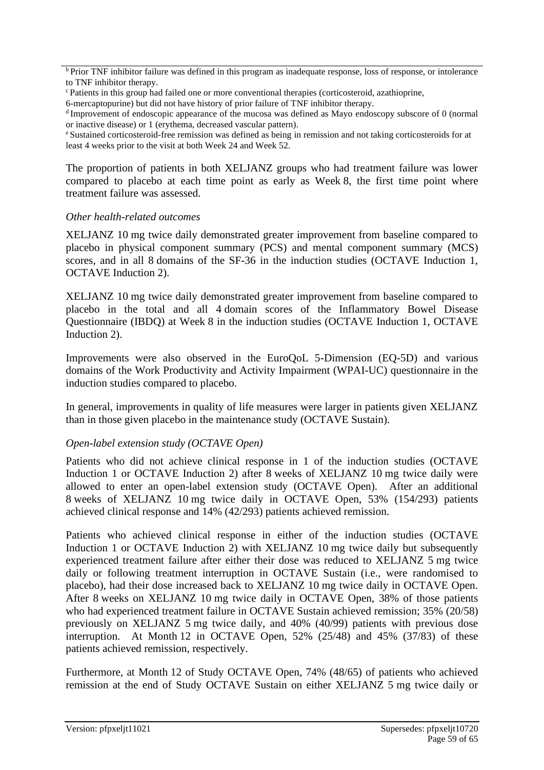[b] Prior TNF inhibitor failure was defined in this program as inadequate response, loss of response, or intolerance to TNF inhibitor therapy.
[c] Patients in this group had failed one or more conventional therapies (corticosteroid, azathioprine, 6-mercaptopurine) but did not have history of prior failure of TNF inhibitor therapy.
[d] Improvement of endoscopic appearance of the mucosa was defined as Mayo endoscopy subscore of 0 (normal or inactive disease) or 1 (erythema, decreased vascular pattern).
[e] Sustained corticosteroid-free remission was defined as being in remission and not taking corticosteroids for at least 4 weeks prior to the visit at both Week 24 and Week 52.

The proportion of patients in both XELJANZ groups who had treatment failure was lower compared to placebo at each time point as early as Week 8, the first time point where treatment failure was assessed.

*Other health-related outcomes*

XELJANZ 10 mg twice daily demonstrated greater improvement from baseline compared to placebo in physical component summary (PCS) and mental component summary (MCS) scores, and in all 8 domains of the SF-36 in the induction studies (OCTAVE Induction 1, OCTAVE Induction 2).

XELJANZ 10 mg twice daily demonstrated greater improvement from baseline compared to placebo in the total and all 4 domain scores of the Inflammatory Bowel Disease Questionnaire (IBDQ) at Week 8 in the induction studies (OCTAVE Induction 1, OCTAVE Induction 2).

Improvements were also observed in the EuroQoL 5-Dimension (EQ-5D) and various domains of the Work Productivity and Activity Impairment (WPAI-UC) questionnaire in the induction studies compared to placebo.

In general, improvements in quality of life measures were larger in patients given XELJANZ than in those given placebo in the maintenance study (OCTAVE Sustain).

*Open-label extension study (OCTAVE Open)*

Patients who did not achieve clinical response in 1 of the induction studies (OCTAVE Induction 1 or OCTAVE Induction 2) after 8 weeks of XELJANZ 10 mg twice daily were allowed to enter an open-label extension study (OCTAVE Open). After an additional 8 weeks of XELJANZ 10 mg twice daily in OCTAVE Open, 53% (154/293) patients achieved clinical response and 14% (42/293) patients achieved remission.

Patients who achieved clinical response in either of the induction studies (OCTAVE Induction 1 or OCTAVE Induction 2) with XELJANZ 10 mg twice daily but subsequently experienced treatment failure after either their dose was reduced to XELJANZ 5 mg twice daily or following treatment interruption in OCTAVE Sustain (i.e., were randomised to placebo), had their dose increased back to XELJANZ 10 mg twice daily in OCTAVE Open. After 8 weeks on XELJANZ 10 mg twice daily in OCTAVE Open, 38% of those patients who had experienced treatment failure in OCTAVE Sustain achieved remission; 35% (20/58) previously on XELJANZ 5 mg twice daily, and 40% (40/99) patients with previous dose interruption. At Month 12 in OCTAVE Open, 52% (25/48) and 45% (37/83) of these patients achieved remission, respectively.

Furthermore, at Month 12 of Study OCTAVE Open, 74% (48/65) of patients who achieved remission at the end of Study OCTAVE Sustain on either XELJANZ 5 mg twice daily or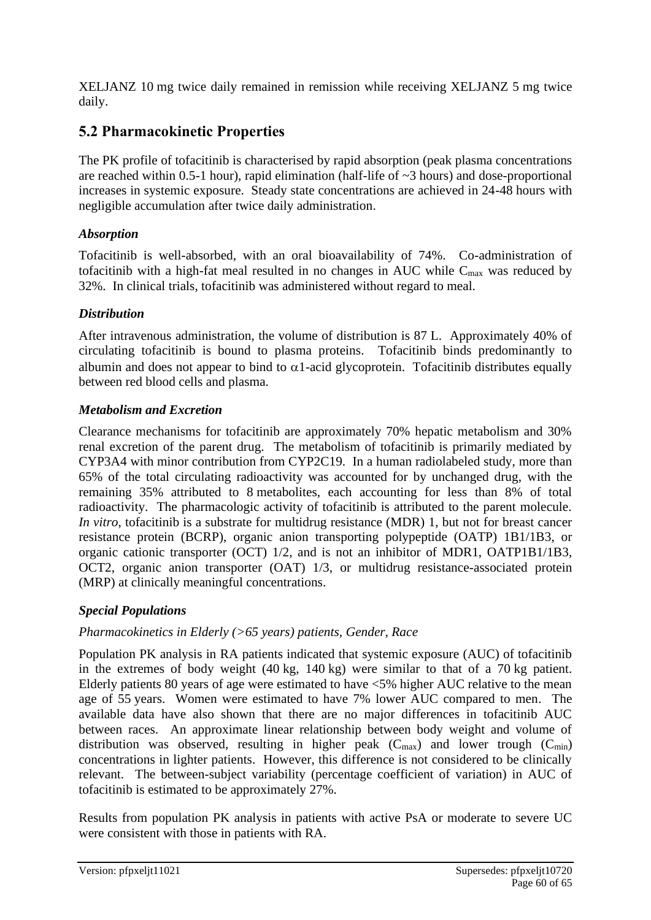XELJANZ 10 mg twice daily remained in remission while receiving XELJANZ 5 mg twice daily.

## 5.2 Pharmacokinetic Properties

The PK profile of tofacitinib is characterised by rapid absorption (peak plasma concentrations are reached within 0.5-1 hour), rapid elimination (half-life of ~3 hours) and dose-proportional increases in systemic exposure. Steady state concentrations are achieved in 24-48 hours with negligible accumulation after twice daily administration.

### *Absorption*

Tofacitinib is well-absorbed, with an oral bioavailability of 74%. Co-administration of tofacitinib with a high-fat meal resulted in no changes in AUC while $C_{max}$ was reduced by 32%. In clinical trials, tofacitinib was administered without regard to meal.

### *Distribution*

After intravenous administration, the volume of distribution is 87 L. Approximately 40% of circulating tofacitinib is bound to plasma proteins. Tofacitinib binds predominantly to albumin and does not appear to bind to $\alpha$1-acid glycoprotein. Tofacitinib distributes equally between red blood cells and plasma.

### *Metabolism and Excretion*

Clearance mechanisms for tofacitinib are approximately 70% hepatic metabolism and 30% renal excretion of the parent drug. The metabolism of tofacitinib is primarily mediated by CYP3A4 with minor contribution from CYP2C19. In a human radiolabeled study, more than 65% of the total circulating radioactivity was accounted for by unchanged drug, with the remaining 35% attributed to 8 metabolites, each accounting for less than 8% of total radioactivity. The pharmacologic activity of tofacitinib is attributed to the parent molecule. *In vitro*, tofacitinib is a substrate for multidrug resistance (MDR) 1, but not for breast cancer resistance protein (BCRP), organic anion transporting polypeptide (OATP) 1B1/1B3, or organic cationic transporter (OCT) 1/2, and is not an inhibitor of MDR1, OATP1B1/1B3, OCT2, organic anion transporter (OAT) 1/3, or multidrug resistance-associated protein (MRP) at clinically meaningful concentrations.

### *Special Populations*

*Pharmacokinetics in Elderly (>65 years) patients, Gender, Race*

Population PK analysis in RA patients indicated that systemic exposure (AUC) of tofacitinib in the extremes of body weight (40 kg, 140 kg) were similar to that of a 70 kg patient. Elderly patients 80 years of age were estimated to have <5% higher AUC relative to the mean age of 55 years. Women were estimated to have 7% lower AUC compared to men. The available data have also shown that there are no major differences in tofacitinib AUC between races. An approximate linear relationship between body weight and volume of distribution was observed, resulting in higher peak ($C_{max}$) and lower trough ($C_{min}$) concentrations in lighter patients. However, this difference is not considered to be clinically relevant. The between-subject variability (percentage coefficient of variation) in AUC of tofacitinib is estimated to be approximately 27%.

Results from population PK analysis in patients with active PsA or moderate to severe UC were consistent with those in patients with RA.

Version: pfpxeljt11021 Supersedes: pfpxeljt10720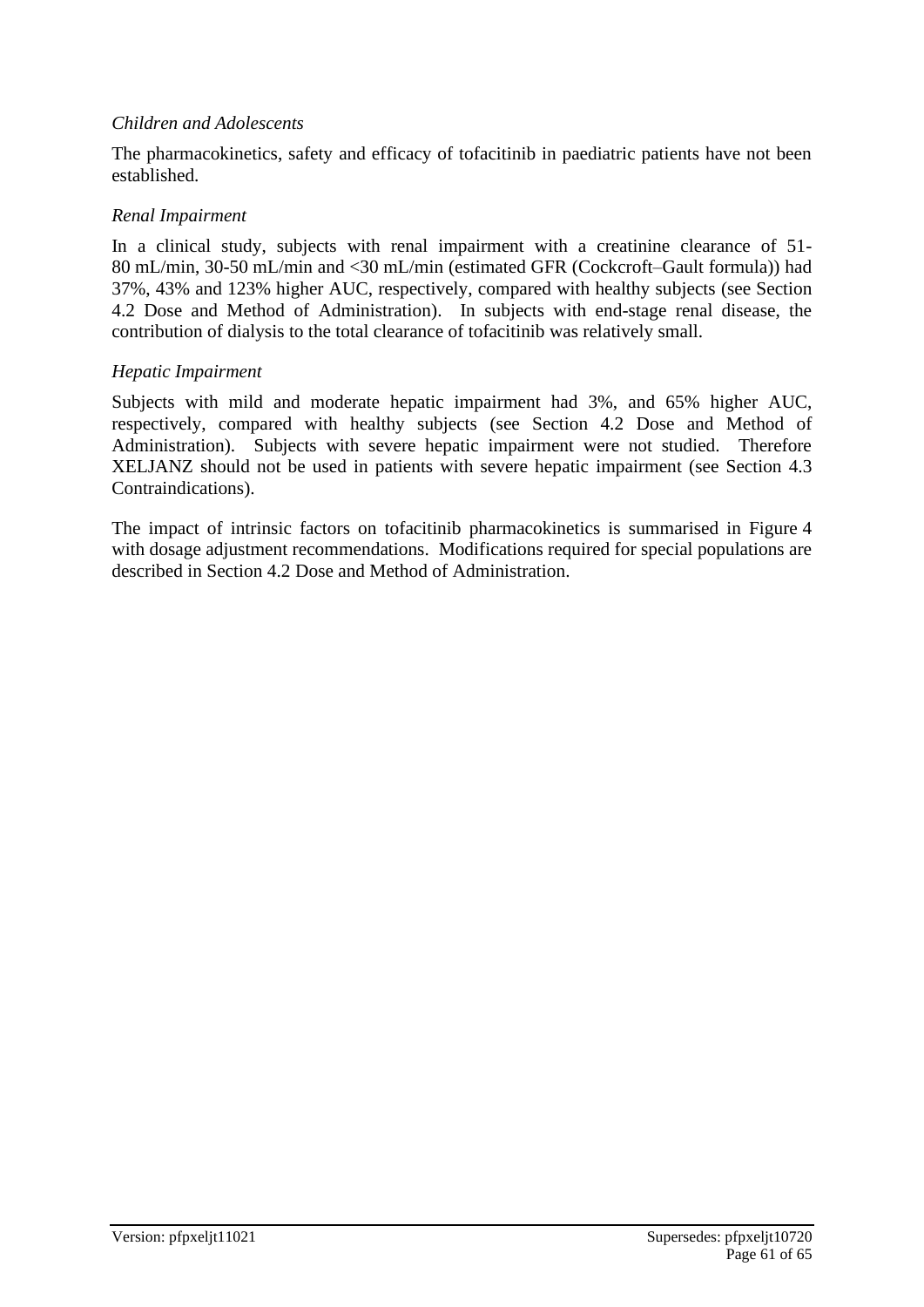*Children and Adolescents*

The pharmacokinetics, safety and efficacy of tofacitinib in paediatric patients have not been established.

*Renal Impairment*

In a clinical study, subjects with renal impairment with a creatinine clearance of 51-80 mL/min, 30-50 mL/min and <30 mL/min (estimated GFR (Cockcroft–Gault formula)) had 37%, 43% and 123% higher AUC, respectively, compared with healthy subjects (see Section 4.2 Dose and Method of Administration). In subjects with end-stage renal disease, the contribution of dialysis to the total clearance of tofacitinib was relatively small.

*Hepatic Impairment*

Subjects with mild and moderate hepatic impairment had 3%, and 65% higher AUC, respectively, compared with healthy subjects (see Section 4.2 Dose and Method of Administration). Subjects with severe hepatic impairment were not studied. Therefore XELJANZ should not be used in patients with severe hepatic impairment (see Section 4.3 Contraindications).

The impact of intrinsic factors on tofacitinib pharmacokinetics is summarised in Figure 4 with dosage adjustment recommendations. Modifications required for special populations are described in Section 4.2 Dose and Method of Administration.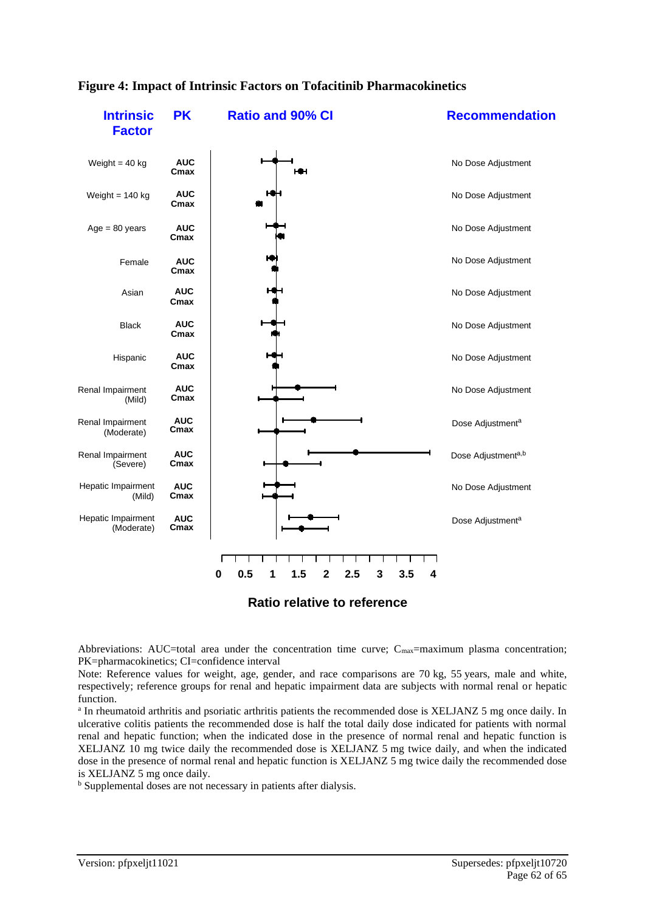**Figure 4: Impact of Intrinsic Factors on Tofacitinib Pharmacokinetics**

| Intrinsic Factor | PK | Recommendation |
|---|---|---|
| Weight = 40 kg | AUC / Cmax | No Dose Adjustment |
| Weight = 140 kg | AUC / Cmax | No Dose Adjustment |
| Age = 80 years | AUC / Cmax | No Dose Adjustment |
| Female | AUC / Cmax | No Dose Adjustment |
| Asian | AUC / Cmax | No Dose Adjustment |
| Black | AUC / Cmax | No Dose Adjustment |
| Hispanic | AUC / Cmax | No Dose Adjustment |
| Renal Impairment (Mild) | AUC / Cmax | No Dose Adjustment |
| Renal Impairment (Moderate) | AUC / Cmax | Dose Adjustment[a] |
| Renal Impairment (Severe) | AUC / Cmax | Dose Adjustment[a,b] |
| Hepatic Impairment (Mild) | AUC / Cmax | No Dose Adjustment |
| Hepatic Impairment (Moderate) | AUC / Cmax | Dose Adjustment[a] |

Ratio and 90% CI — Ratio relative to reference (axis 0 to 4)

Abbreviations: AUC=total area under the concentration time curve; $C_{max}$=maximum plasma concentration; PK=pharmacokinetics; CI=confidence interval

Note: Reference values for weight, age, gender, and race comparisons are 70 kg, 55 years, male and white, respectively; reference groups for renal and hepatic impairment data are subjects with normal renal or hepatic function.

[a] In rheumatoid arthritis and psoriatic arthritis patients the recommended dose is XELJANZ 5 mg once daily. In ulcerative colitis patients the recommended dose is half the total daily dose indicated for patients with normal renal and hepatic function; when the indicated dose in the presence of normal renal and hepatic function is XELJANZ 10 mg twice daily the recommended dose is XELJANZ 5 mg twice daily, and when the indicated dose in the presence of normal renal and hepatic function is XELJANZ 5 mg twice daily the recommended dose is XELJANZ 5 mg once daily.

[b] Supplemental doses are not necessary in patients after dialysis.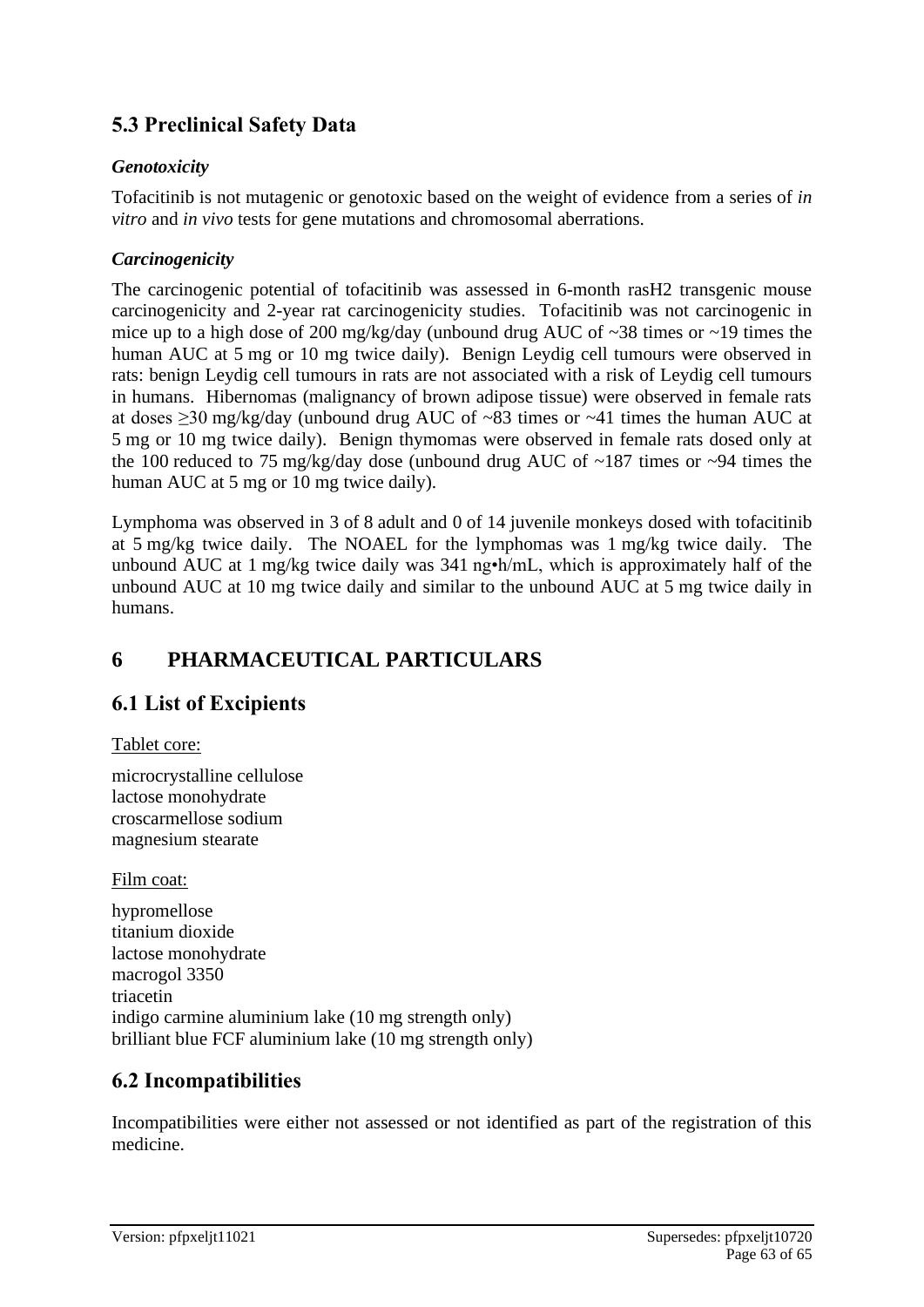## 5.3 Preclinical Safety Data

### *Genotoxicity*

Tofacitinib is not mutagenic or genotoxic based on the weight of evidence from a series of *in vitro* and *in vivo* tests for gene mutations and chromosomal aberrations.

### *Carcinogenicity*

The carcinogenic potential of tofacitinib was assessed in 6-month rasH2 transgenic mouse carcinogenicity and 2-year rat carcinogenicity studies. Tofacitinib was not carcinogenic in mice up to a high dose of 200 mg/kg/day (unbound drug AUC of ~38 times or ~19 times the human AUC at 5 mg or 10 mg twice daily). Benign Leydig cell tumours were observed in rats: benign Leydig cell tumours in rats are not associated with a risk of Leydig cell tumours in humans. Hibernomas (malignancy of brown adipose tissue) were observed in female rats at doses ≥30 mg/kg/day (unbound drug AUC of ~83 times or ~41 times the human AUC at 5 mg or 10 mg twice daily). Benign thymomas were observed in female rats dosed only at the 100 reduced to 75 mg/kg/day dose (unbound drug AUC of ~187 times or ~94 times the human AUC at 5 mg or 10 mg twice daily).

Lymphoma was observed in 3 of 8 adult and 0 of 14 juvenile monkeys dosed with tofacitinib at 5 mg/kg twice daily. The NOAEL for the lymphomas was 1 mg/kg twice daily. The unbound AUC at 1 mg/kg twice daily was 341 ng•h/mL, which is approximately half of the unbound AUC at 10 mg twice daily and similar to the unbound AUC at 5 mg twice daily in humans.

# 6 PHARMACEUTICAL PARTICULARS

## 6.1 List of Excipients

Tablet core:

microcrystalline cellulose
lactose monohydrate
croscarmellose sodium
magnesium stearate

Film coat:

hypromellose
titanium dioxide
lactose monohydrate
macrogol 3350
triacetin
indigo carmine aluminium lake (10 mg strength only)
brilliant blue FCF aluminium lake (10 mg strength only)

## 6.2 Incompatibilities

Incompatibilities were either not assessed or not identified as part of the registration of this medicine.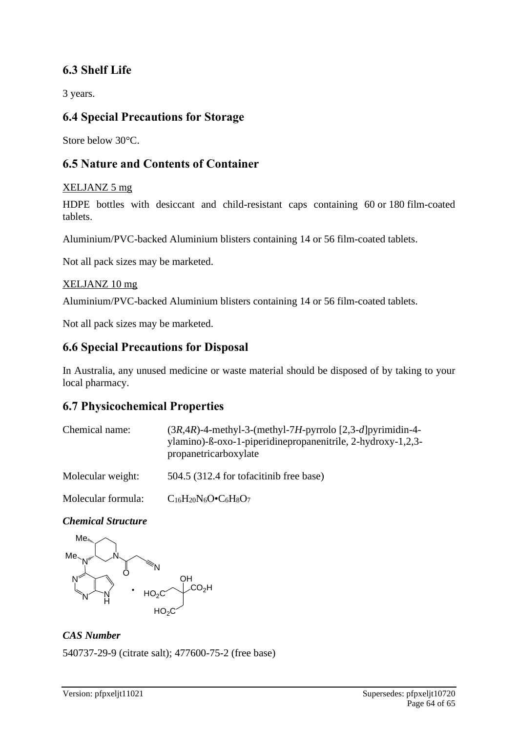## 6.3 Shelf Life

3 years.

## 6.4 Special Precautions for Storage

Store below 30°C.

## 6.5 Nature and Contents of Container

XELJANZ 5 mg

HDPE bottles with desiccant and child-resistant caps containing 60 or 180 film-coated tablets.

Aluminium/PVC-backed Aluminium blisters containing 14 or 56 film-coated tablets.

Not all pack sizes may be marketed.

XELJANZ 10 mg

Aluminium/PVC-backed Aluminium blisters containing 14 or 56 film-coated tablets.

Not all pack sizes may be marketed.

## 6.6 Special Precautions for Disposal

In Australia, any unused medicine or waste material should be disposed of by taking to your local pharmacy.

## 6.7 Physicochemical Properties

| | |
|---|---|
| Chemical name: | (3*R*,4*R*)-4-methyl-3-(methyl-7*H*-pyrrolo [2,3-*d*]pyrimidin-4-ylamino)-ß-oxo-1-piperidinepropanenitrile, 2-hydroxy-1,2,3-propanetricarboxylate |
| Molecular weight: | 504.5 (312.4 for tofacitinib free base) |
| Molecular formula: | $C_{16}H_{20}N_6O \cdot C_6H_8O_7$ |

***Chemical Structure***

***CAS Number***

540737-29-9 (citrate salt); 477600-75-2 (free base)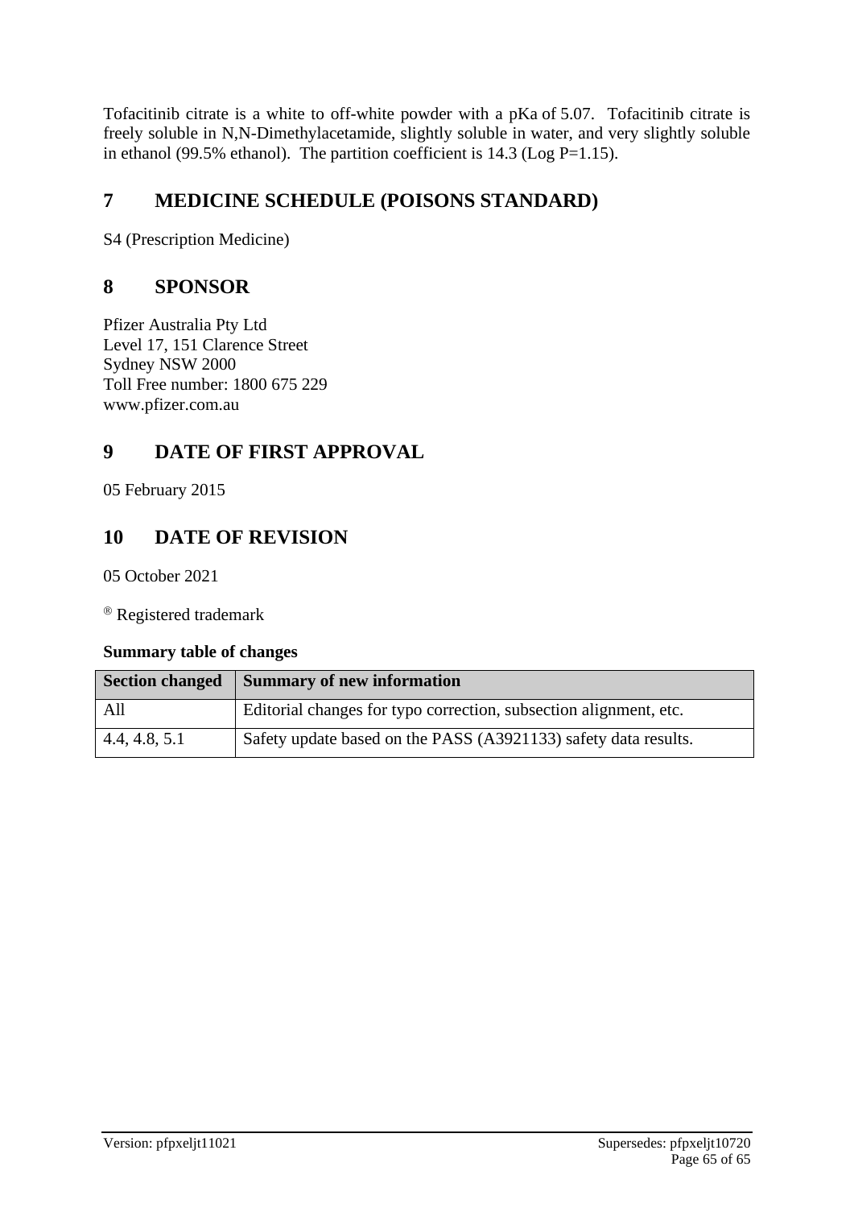Tofacitinib citrate is a white to off-white powder with a pKa of 5.07. Tofacitinib citrate is freely soluble in N,N-Dimethylacetamide, slightly soluble in water, and very slightly soluble in ethanol (99.5% ethanol). The partition coefficient is 14.3 (Log P=1.15).

# 7 MEDICINE SCHEDULE (POISONS STANDARD)

S4 (Prescription Medicine)

# 8 SPONSOR

Pfizer Australia Pty Ltd
Level 17, 151 Clarence Street
Sydney NSW 2000
Toll Free number: 1800 675 229
www.pfizer.com.au

# 9 DATE OF FIRST APPROVAL

05 February 2015

# 10 DATE OF REVISION

05 October 2021

® Registered trademark

**Summary table of changes**

| Section changed | Summary of new information |
|---|---|
| All | Editorial changes for typo correction, subsection alignment, etc. |
| 4.4, 4.8, 5.1 | Safety update based on the PASS (A3921133) safety data results. |

Version: pfpxeljt11021 Supersedes: pfpxeljt10720